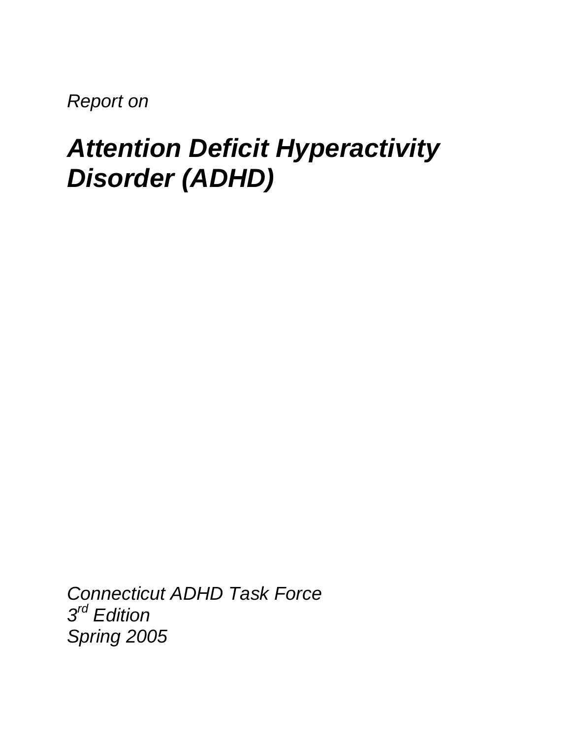*Report on*

# *Attention Deficit Hyperactivity Disorder (ADHD)*

*Connecticut ADHD Task Force*
*3rd Edition*
*Spring 2005*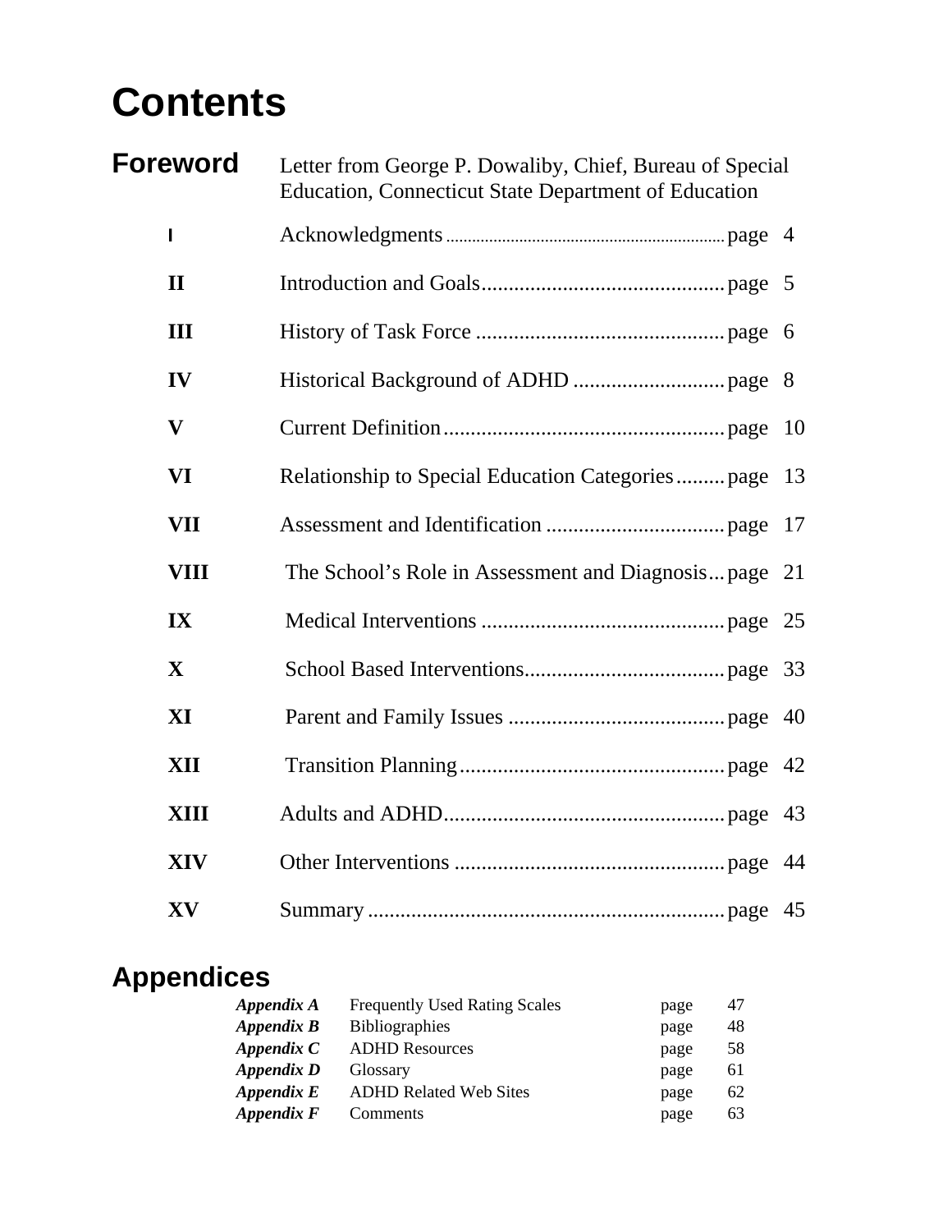# Contents

## Foreword

Letter from George P. Dowaliby, Chief, Bureau of Special Education, Connecticut State Department of Education

| | | |
|---|---|---|
| I | Acknowledgments | page 4 |
| II | Introduction and Goals | page 5 |
| III | History of Task Force | page 6 |
| IV | Historical Background of ADHD | page 8 |
| V | Current Definition | page 10 |
| VI | Relationship to Special Education Categories | page 13 |
| VII | Assessment and Identification | page 17 |
| VIII | The School's Role in Assessment and Diagnosis | page 21 |
| IX | Medical Interventions | page 25 |
| X | School Based Interventions | page 33 |
| XI | Parent and Family Issues | page 40 |
| XII | Transition Planning | page 42 |
| XIII | Adults and ADHD | page 43 |
| XIV | Other Interventions | page 44 |
| XV | Summary | page 45 |

## Appendices

| | | | |
|---|---|---|---|
| ***Appendix A*** | Frequently Used Rating Scales | page | 47 |
| ***Appendix B*** | Bibliographies | page | 48 |
| ***Appendix C*** | ADHD Resources | page | 58 |
| ***Appendix D*** | Glossary | page | 61 |
| ***Appendix E*** | ADHD Related Web Sites | page | 62 |
| ***Appendix F*** | Comments | page | 63 |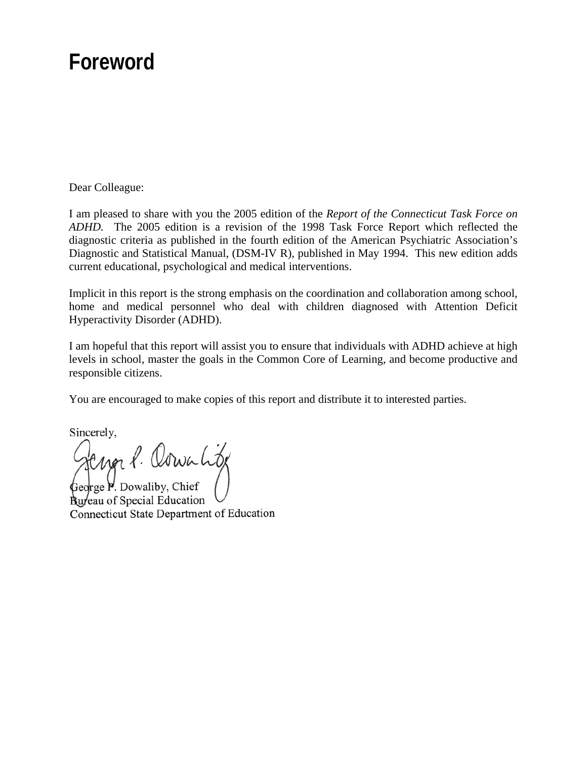# Foreword

Dear Colleague:

I am pleased to share with you the 2005 edition of the *Report of the Connecticut Task Force on ADHD.* The 2005 edition is a revision of the 1998 Task Force Report which reflected the diagnostic criteria as published in the fourth edition of the American Psychiatric Association's Diagnostic and Statistical Manual, (DSM-IV R), published in May 1994. This new edition adds current educational, psychological and medical interventions.

Implicit in this report is the strong emphasis on the coordination and collaboration among school, home and medical personnel who deal with children diagnosed with Attention Deficit Hyperactivity Disorder (ADHD).

I am hopeful that this report will assist you to ensure that individuals with ADHD achieve at high levels in school, master the goals in the Common Core of Learning, and become productive and responsible citizens.

You are encouraged to make copies of this report and distribute it to interested parties.

Sincerely,

George P. Dowaliby, Chief
Bureau of Special Education
Connecticut State Department of Education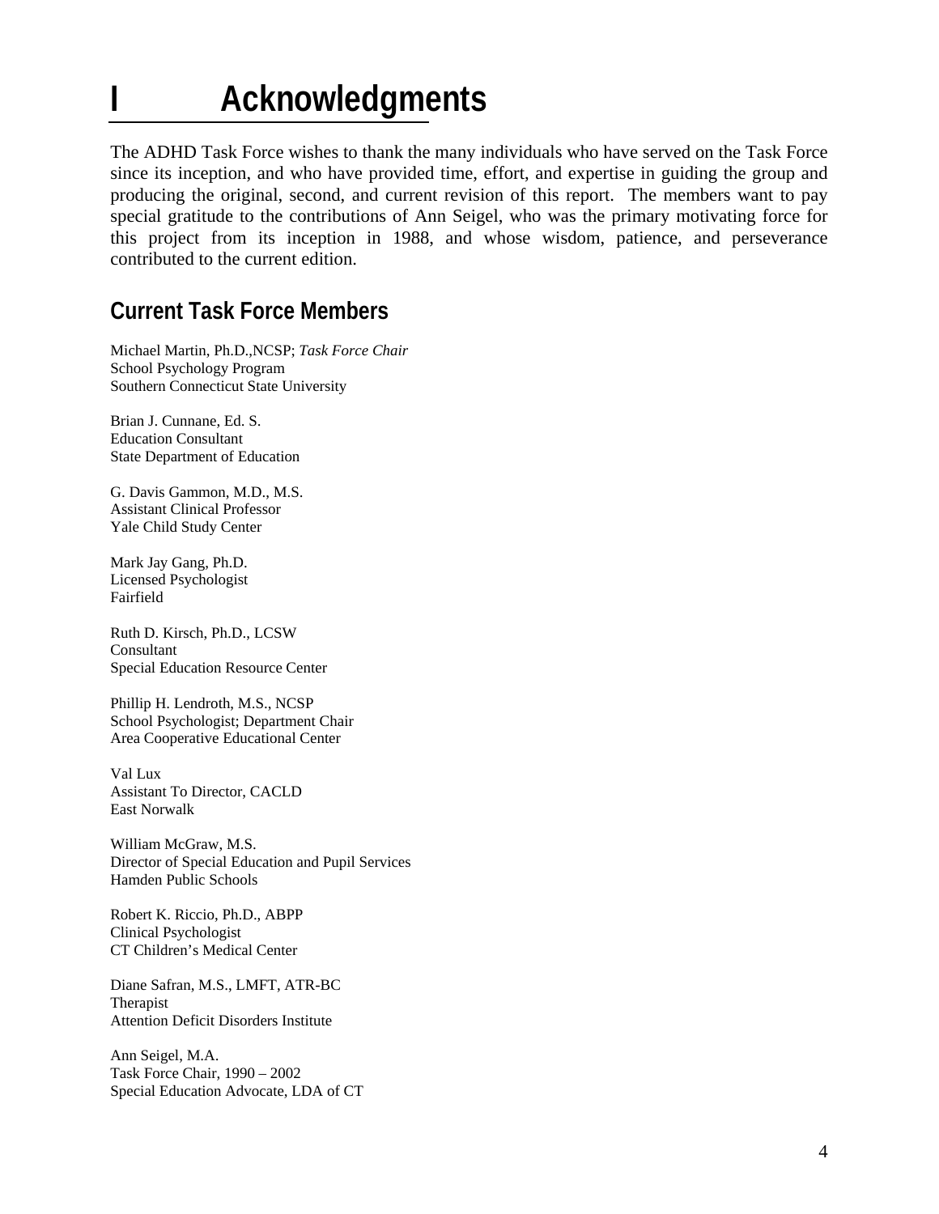# I Acknowledgments

The ADHD Task Force wishes to thank the many individuals who have served on the Task Force since its inception, and who have provided time, effort, and expertise in guiding the group and producing the original, second, and current revision of this report. The members want to pay special gratitude to the contributions of Ann Seigel, who was the primary motivating force for this project from its inception in 1988, and whose wisdom, patience, and perseverance contributed to the current edition.

## Current Task Force Members

Michael Martin, Ph.D.,NCSP; *Task Force Chair*
School Psychology Program
Southern Connecticut State University

Brian J. Cunnane, Ed. S.
Education Consultant
State Department of Education

G. Davis Gammon, M.D., M.S.
Assistant Clinical Professor
Yale Child Study Center

Mark Jay Gang, Ph.D.
Licensed Psychologist
Fairfield

Ruth D. Kirsch, Ph.D., LCSW
Consultant
Special Education Resource Center

Phillip H. Lendroth, M.S., NCSP
School Psychologist; Department Chair
Area Cooperative Educational Center

Val Lux
Assistant To Director, CACLD
East Norwalk

William McGraw, M.S.
Director of Special Education and Pupil Services
Hamden Public Schools

Robert K. Riccio, Ph.D., ABPP
Clinical Psychologist
CT Children's Medical Center

Diane Safran, M.S., LMFT, ATR-BC
Therapist
Attention Deficit Disorders Institute

Ann Seigel, M.A.
Task Force Chair, 1990 – 2002
Special Education Advocate, LDA of CT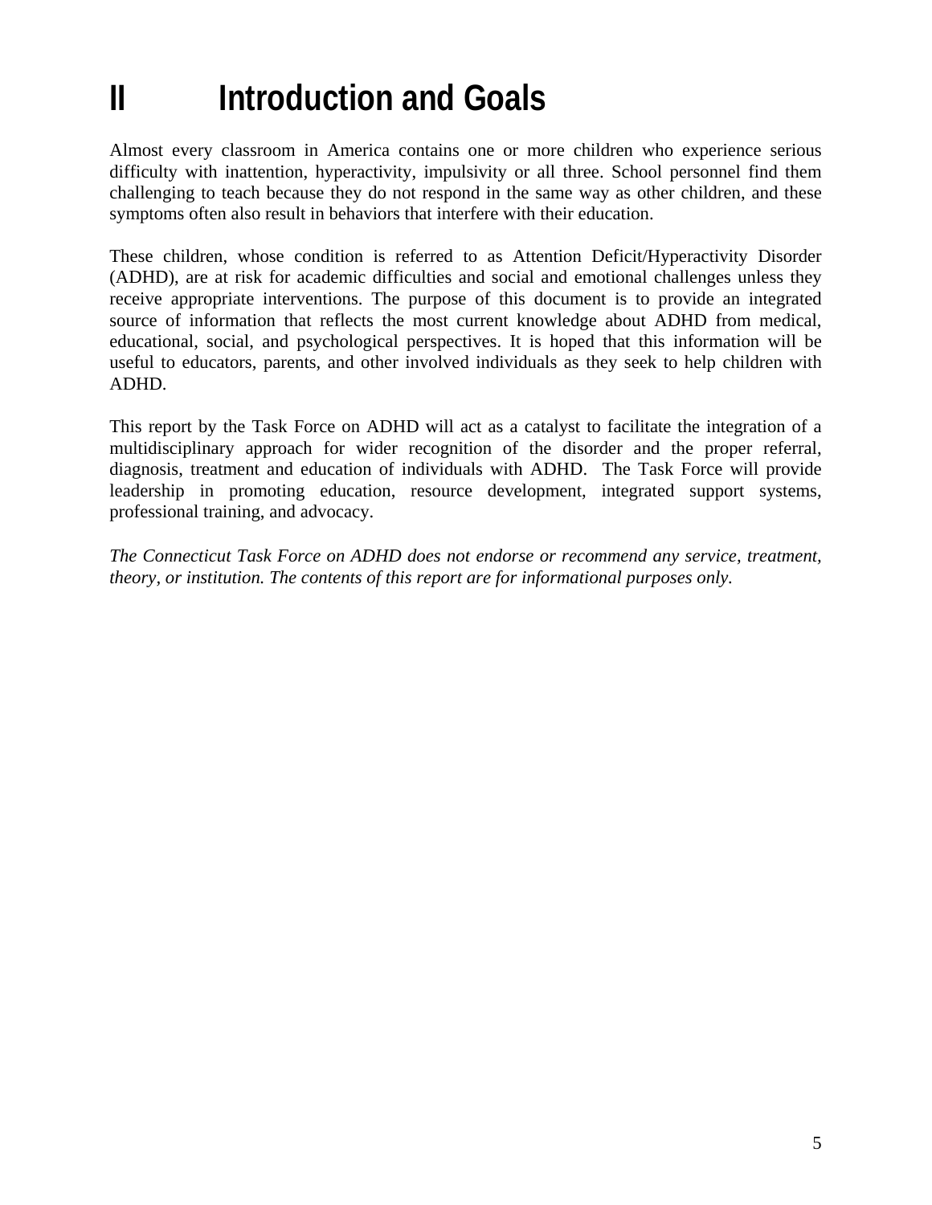# II Introduction and Goals

Almost every classroom in America contains one or more children who experience serious difficulty with inattention, hyperactivity, impulsivity or all three. School personnel find them challenging to teach because they do not respond in the same way as other children, and these symptoms often also result in behaviors that interfere with their education.

These children, whose condition is referred to as Attention Deficit/Hyperactivity Disorder (ADHD), are at risk for academic difficulties and social and emotional challenges unless they receive appropriate interventions. The purpose of this document is to provide an integrated source of information that reflects the most current knowledge about ADHD from medical, educational, social, and psychological perspectives. It is hoped that this information will be useful to educators, parents, and other involved individuals as they seek to help children with ADHD.

This report by the Task Force on ADHD will act as a catalyst to facilitate the integration of a multidisciplinary approach for wider recognition of the disorder and the proper referral, diagnosis, treatment and education of individuals with ADHD. The Task Force will provide leadership in promoting education, resource development, integrated support systems, professional training, and advocacy.

*The Connecticut Task Force on ADHD does not endorse or recommend any service, treatment, theory, or institution. The contents of this report are for informational purposes only.*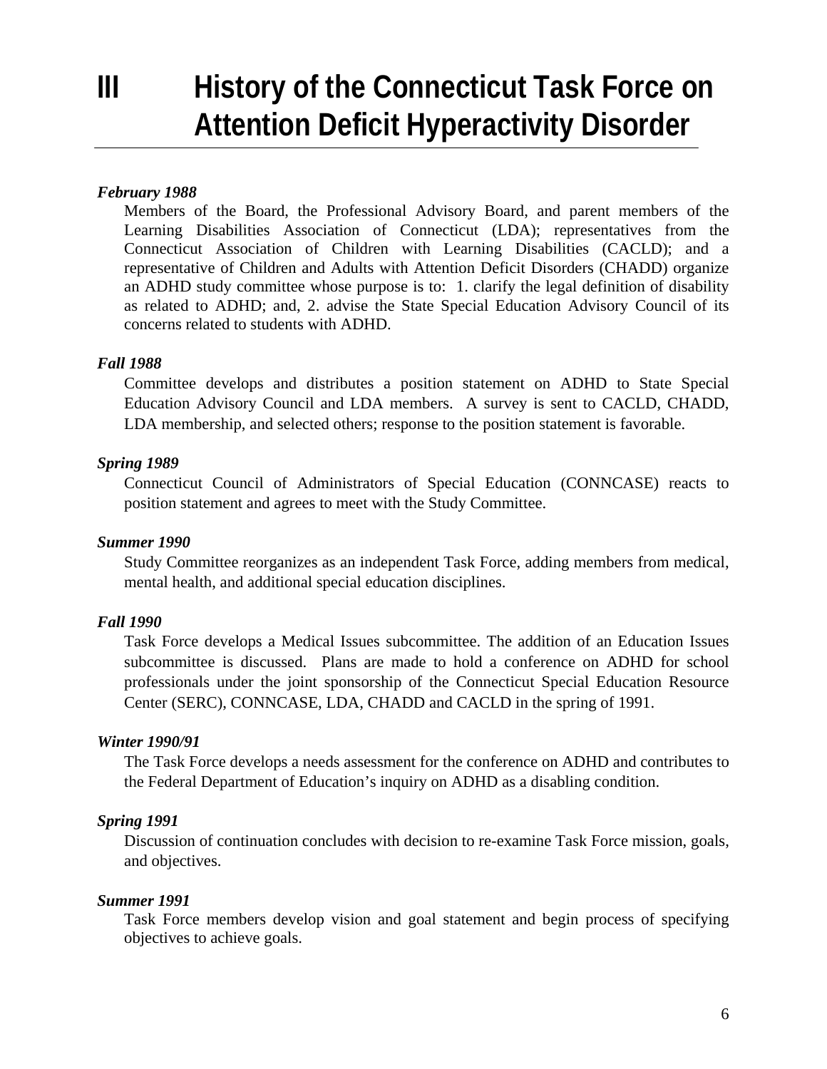# III History of the Connecticut Task Force on Attention Deficit Hyperactivity Disorder

***February 1988***

Members of the Board, the Professional Advisory Board, and parent members of the Learning Disabilities Association of Connecticut (LDA); representatives from the Connecticut Association of Children with Learning Disabilities (CACLD); and a representative of Children and Adults with Attention Deficit Disorders (CHADD) organize an ADHD study committee whose purpose is to: 1. clarify the legal definition of disability as related to ADHD; and, 2. advise the State Special Education Advisory Council of its concerns related to students with ADHD.

***Fall 1988***

Committee develops and distributes a position statement on ADHD to State Special Education Advisory Council and LDA members. A survey is sent to CACLD, CHADD, LDA membership, and selected others; response to the position statement is favorable.

***Spring 1989***

Connecticut Council of Administrators of Special Education (CONNCASE) reacts to position statement and agrees to meet with the Study Committee.

***Summer 1990***

Study Committee reorganizes as an independent Task Force, adding members from medical, mental health, and additional special education disciplines.

***Fall 1990***

Task Force develops a Medical Issues subcommittee. The addition of an Education Issues subcommittee is discussed. Plans are made to hold a conference on ADHD for school professionals under the joint sponsorship of the Connecticut Special Education Resource Center (SERC), CONNCASE, LDA, CHADD and CACLD in the spring of 1991.

***Winter 1990/91***

The Task Force develops a needs assessment for the conference on ADHD and contributes to the Federal Department of Education's inquiry on ADHD as a disabling condition.

***Spring 1991***

Discussion of continuation concludes with decision to re-examine Task Force mission, goals, and objectives.

***Summer 1991***

Task Force members develop vision and goal statement and begin process of specifying objectives to achieve goals.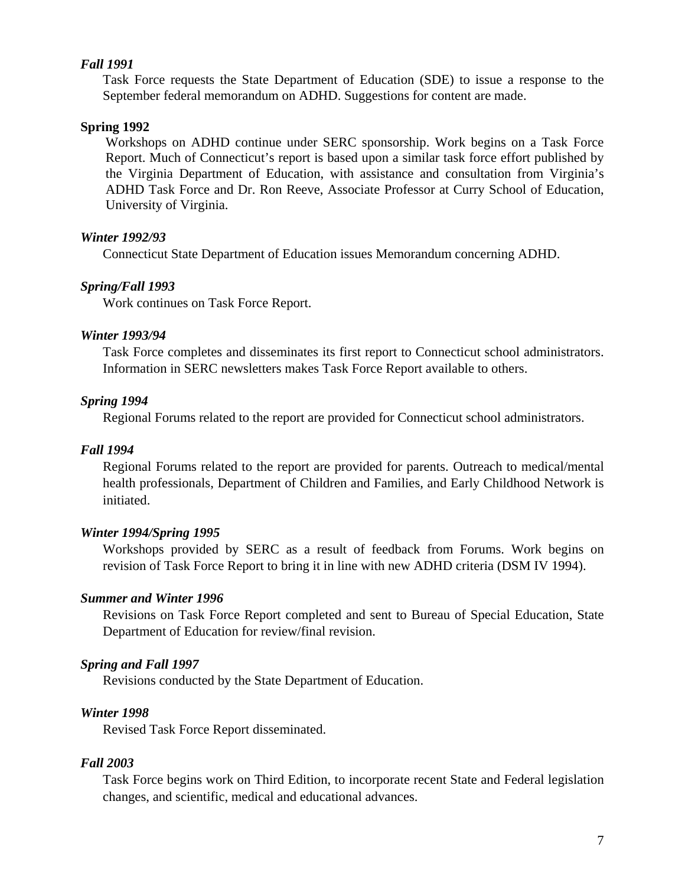***Fall 1991***

Task Force requests the State Department of Education (SDE) to issue a response to the September federal memorandum on ADHD. Suggestions for content are made.

**Spring 1992**

Workshops on ADHD continue under SERC sponsorship. Work begins on a Task Force Report. Much of Connecticut's report is based upon a similar task force effort published by the Virginia Department of Education, with assistance and consultation from Virginia's ADHD Task Force and Dr. Ron Reeve, Associate Professor at Curry School of Education, University of Virginia.

***Winter 1992/93***

Connecticut State Department of Education issues Memorandum concerning ADHD.

***Spring/Fall 1993***

Work continues on Task Force Report.

***Winter 1993/94***

Task Force completes and disseminates its first report to Connecticut school administrators. Information in SERC newsletters makes Task Force Report available to others.

***Spring 1994***

Regional Forums related to the report are provided for Connecticut school administrators.

***Fall 1994***

Regional Forums related to the report are provided for parents. Outreach to medical/mental health professionals, Department of Children and Families, and Early Childhood Network is initiated.

***Winter 1994/Spring 1995***

Workshops provided by SERC as a result of feedback from Forums. Work begins on revision of Task Force Report to bring it in line with new ADHD criteria (DSM IV 1994).

***Summer and Winter 1996***

Revisions on Task Force Report completed and sent to Bureau of Special Education, State Department of Education for review/final revision.

***Spring and Fall 1997***

Revisions conducted by the State Department of Education.

***Winter 1998***

Revised Task Force Report disseminated.

***Fall 2003***

Task Force begins work on Third Edition, to incorporate recent State and Federal legislation changes, and scientific, medical and educational advances.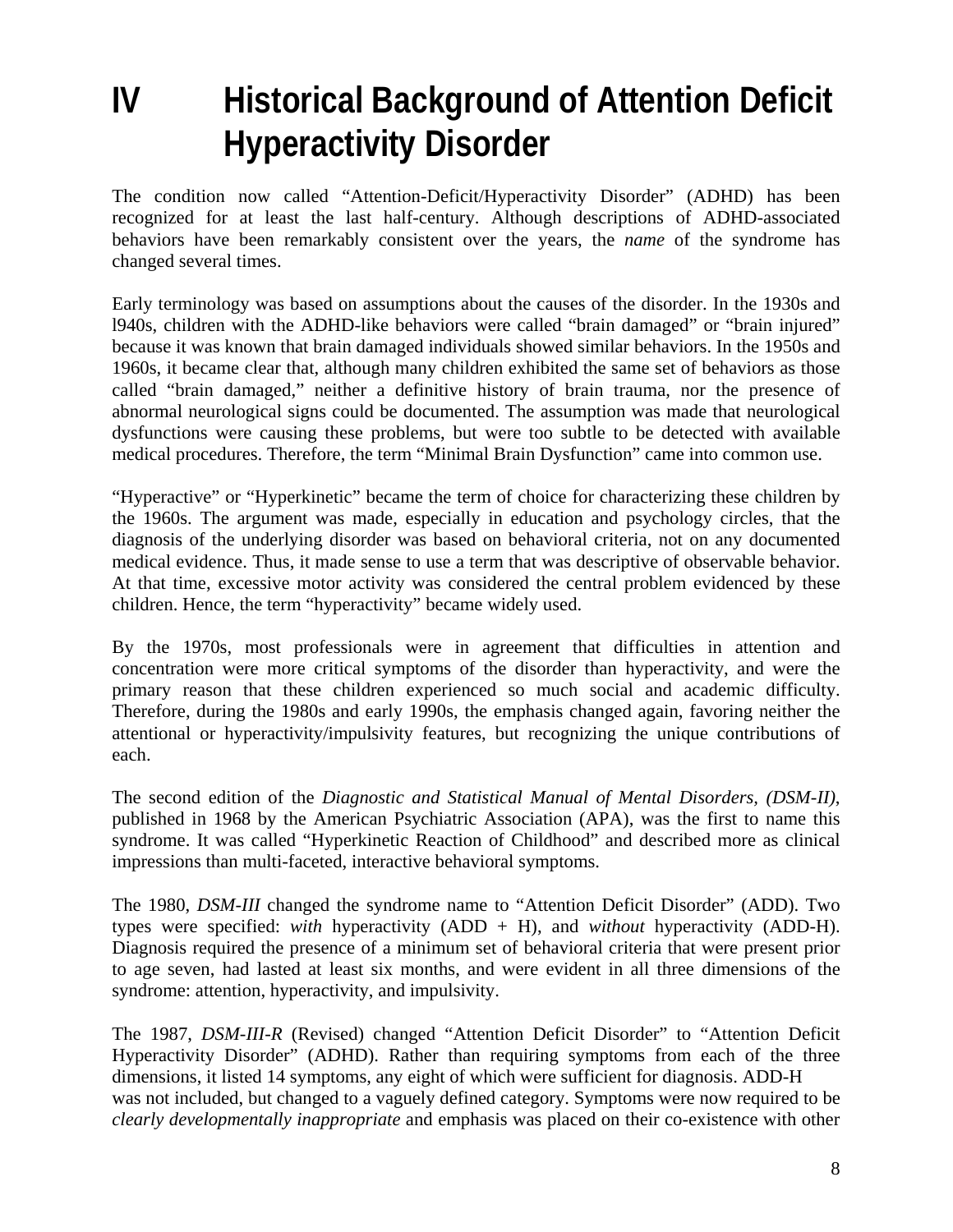# IV Historical Background of Attention Deficit Hyperactivity Disorder

The condition now called "Attention-Deficit/Hyperactivity Disorder" (ADHD) has been recognized for at least the last half-century. Although descriptions of ADHD-associated behaviors have been remarkably consistent over the years, the *name* of the syndrome has changed several times.

Early terminology was based on assumptions about the causes of the disorder. In the 1930s and l940s, children with the ADHD-like behaviors were called "brain damaged" or "brain injured" because it was known that brain damaged individuals showed similar behaviors. In the 1950s and 1960s, it became clear that, although many children exhibited the same set of behaviors as those called "brain damaged," neither a definitive history of brain trauma, nor the presence of abnormal neurological signs could be documented. The assumption was made that neurological dysfunctions were causing these problems, but were too subtle to be detected with available medical procedures. Therefore, the term "Minimal Brain Dysfunction" came into common use.

"Hyperactive" or "Hyperkinetic" became the term of choice for characterizing these children by the 1960s. The argument was made, especially in education and psychology circles, that the diagnosis of the underlying disorder was based on behavioral criteria, not on any documented medical evidence. Thus, it made sense to use a term that was descriptive of observable behavior. At that time, excessive motor activity was considered the central problem evidenced by these children. Hence, the term "hyperactivity" became widely used.

By the 1970s, most professionals were in agreement that difficulties in attention and concentration were more critical symptoms of the disorder than hyperactivity, and were the primary reason that these children experienced so much social and academic difficulty. Therefore, during the 1980s and early 1990s, the emphasis changed again, favoring neither the attentional or hyperactivity/impulsivity features, but recognizing the unique contributions of each.

The second edition of the *Diagnostic and Statistical Manual of Mental Disorders, (DSM-II)*, published in 1968 by the American Psychiatric Association (APA), was the first to name this syndrome. It was called "Hyperkinetic Reaction of Childhood" and described more as clinical impressions than multi-faceted, interactive behavioral symptoms.

The 1980, *DSM-III* changed the syndrome name to "Attention Deficit Disorder" (ADD). Two types were specified: *with* hyperactivity (ADD + H), and *without* hyperactivity (ADD-H). Diagnosis required the presence of a minimum set of behavioral criteria that were present prior to age seven, had lasted at least six months, and were evident in all three dimensions of the syndrome: attention, hyperactivity, and impulsivity.

The 1987, *DSM-III-R* (Revised) changed "Attention Deficit Disorder" to "Attention Deficit Hyperactivity Disorder" (ADHD). Rather than requiring symptoms from each of the three dimensions, it listed 14 symptoms, any eight of which were sufficient for diagnosis. ADD-H was not included, but changed to a vaguely defined category. Symptoms were now required to be *clearly developmentally inappropriate* and emphasis was placed on their co-existence with other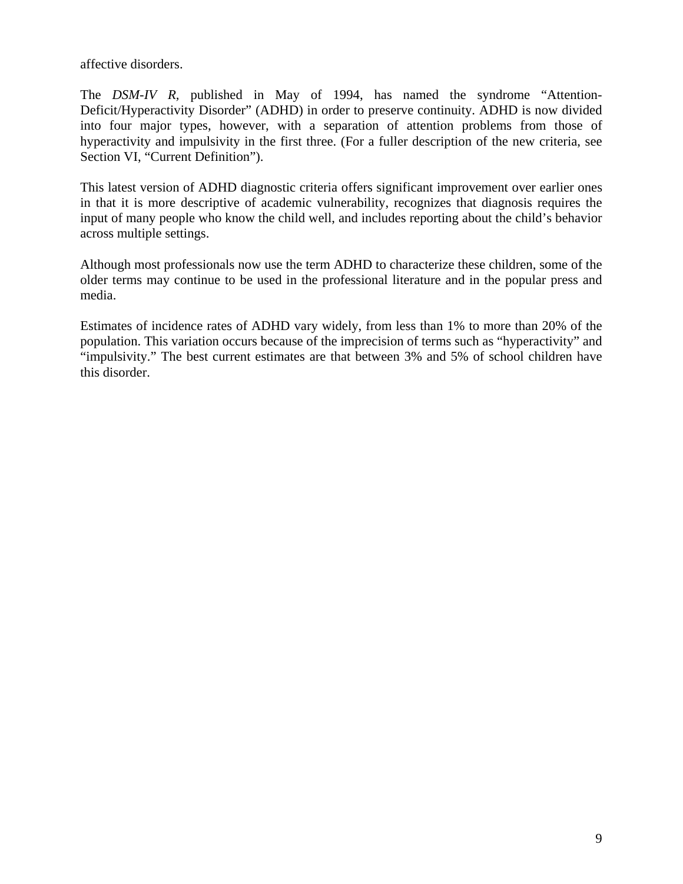affective disorders.

The *DSM-IV R*, published in May of 1994, has named the syndrome “Attention-Deficit/Hyperactivity Disorder” (ADHD) in order to preserve continuity. ADHD is now divided into four major types, however, with a separation of attention problems from those of hyperactivity and impulsivity in the first three. (For a fuller description of the new criteria, see Section VI, “Current Definition”).

This latest version of ADHD diagnostic criteria offers significant improvement over earlier ones in that it is more descriptive of academic vulnerability, recognizes that diagnosis requires the input of many people who know the child well, and includes reporting about the child’s behavior across multiple settings.

Although most professionals now use the term ADHD to characterize these children, some of the older terms may continue to be used in the professional literature and in the popular press and media.

Estimates of incidence rates of ADHD vary widely, from less than 1% to more than 20% of the population. This variation occurs because of the imprecision of terms such as “hyperactivity” and “impulsivity.” The best current estimates are that between 3% and 5% of school children have this disorder.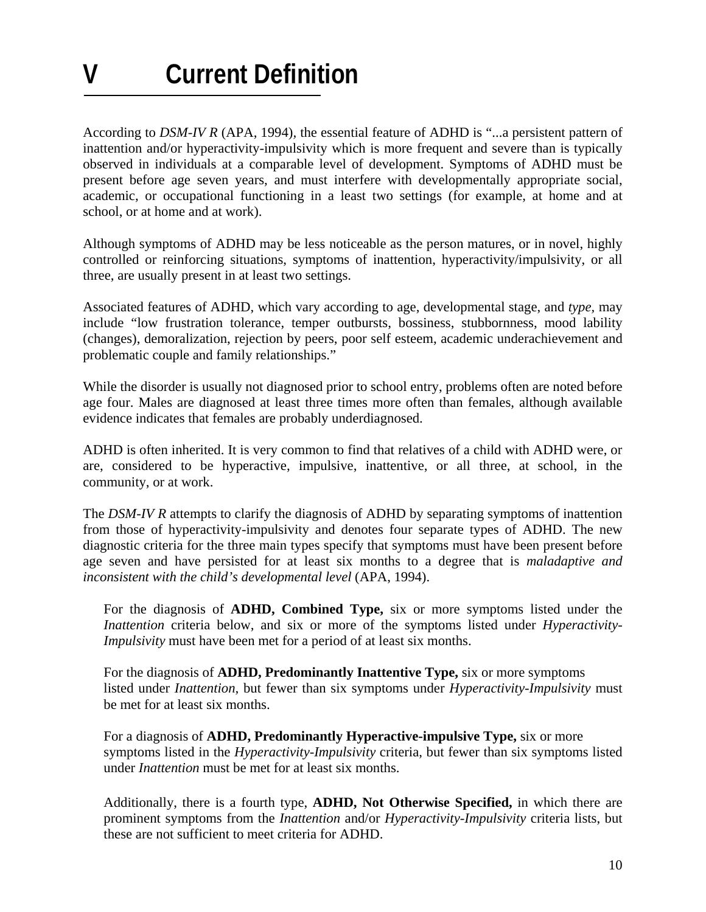# V Current Definition

According to *DSM-IV R* (APA, 1994), the essential feature of ADHD is "...a persistent pattern of inattention and/or hyperactivity-impulsivity which is more frequent and severe than is typically observed in individuals at a comparable level of development. Symptoms of ADHD must be present before age seven years, and must interfere with developmentally appropriate social, academic, or occupational functioning in a least two settings (for example, at home and at school, or at home and at work).

Although symptoms of ADHD may be less noticeable as the person matures, or in novel, highly controlled or reinforcing situations, symptoms of inattention, hyperactivity/impulsivity, or all three, are usually present in at least two settings.

Associated features of ADHD, which vary according to age, developmental stage, and *type*, may include "low frustration tolerance, temper outbursts, bossiness, stubbornness, mood lability (changes), demoralization, rejection by peers, poor self esteem, academic underachievement and problematic couple and family relationships."

While the disorder is usually not diagnosed prior to school entry, problems often are noted before age four. Males are diagnosed at least three times more often than females, although available evidence indicates that females are probably underdiagnosed.

ADHD is often inherited. It is very common to find that relatives of a child with ADHD were, or are, considered to be hyperactive, impulsive, inattentive, or all three, at school, in the community, or at work.

The *DSM-IV R* attempts to clarify the diagnosis of ADHD by separating symptoms of inattention from those of hyperactivity-impulsivity and denotes four separate types of ADHD. The new diagnostic criteria for the three main types specify that symptoms must have been present before age seven and have persisted for at least six months to a degree that is *maladaptive and inconsistent with the child's developmental level* (APA, 1994).

For the diagnosis of **ADHD, Combined Type,** six or more symptoms listed under the *Inattention* criteria below, and six or more of the symptoms listed under *Hyperactivity-Impulsivity* must have been met for a period of at least six months.

For the diagnosis of **ADHD, Predominantly Inattentive Type,** six or more symptoms listed under *Inattention*, but fewer than six symptoms under *Hyperactivity-Impulsivity* must be met for at least six months.

For a diagnosis of **ADHD, Predominantly Hyperactive-impulsive Type,** six or more symptoms listed in the *Hyperactivity-Impulsivity* criteria, but fewer than six symptoms listed under *Inattention* must be met for at least six months.

Additionally, there is a fourth type, **ADHD, Not Otherwise Specified,** in which there are prominent symptoms from the *Inattention* and/or *Hyperactivity-Impulsivity* criteria lists, but these are not sufficient to meet criteria for ADHD.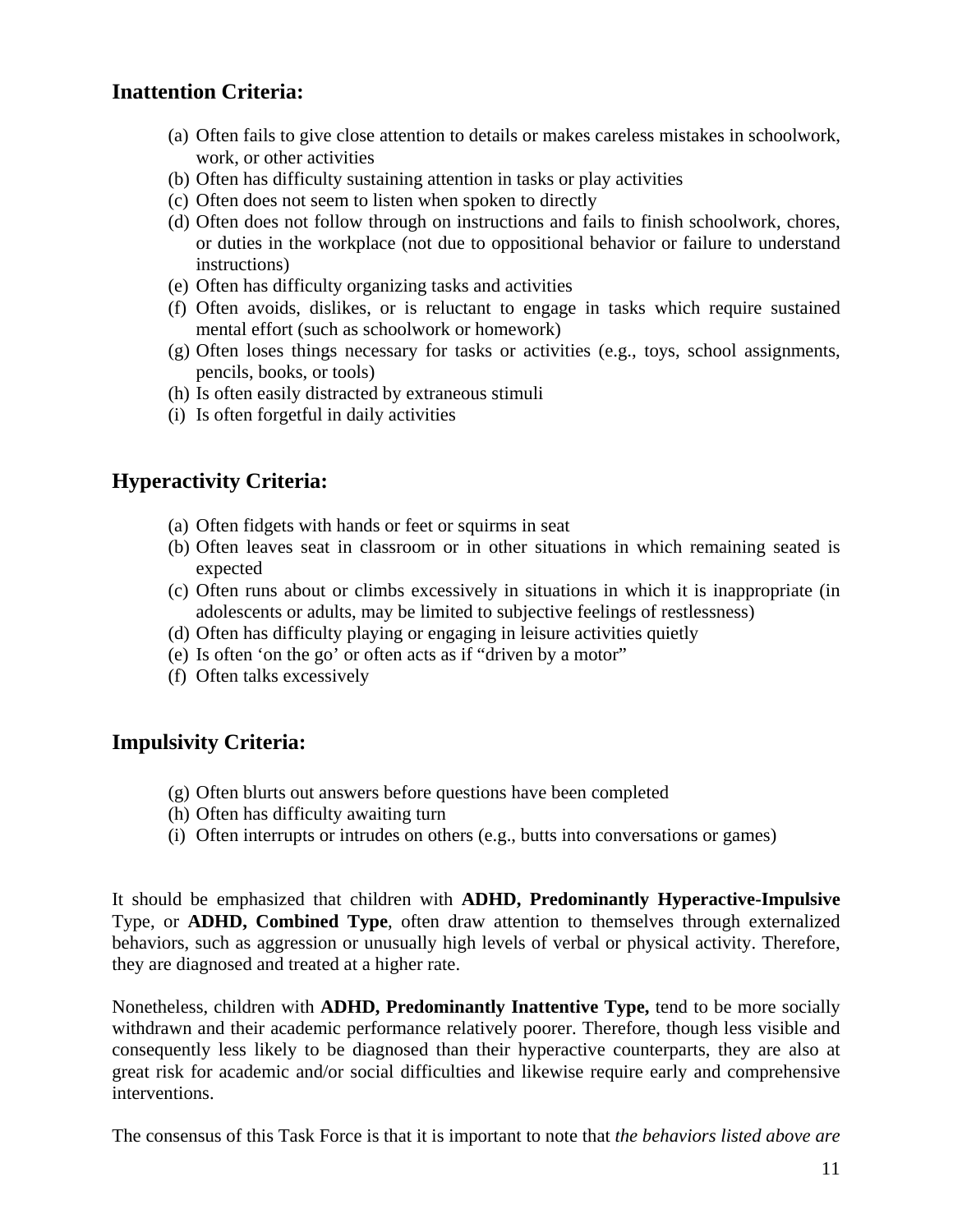## Inattention Criteria:

(a) Often fails to give close attention to details or makes careless mistakes in schoolwork, work, or other activities
(b) Often has difficulty sustaining attention in tasks or play activities
(c) Often does not seem to listen when spoken to directly
(d) Often does not follow through on instructions and fails to finish schoolwork, chores, or duties in the workplace (not due to oppositional behavior or failure to understand instructions)
(e) Often has difficulty organizing tasks and activities
(f) Often avoids, dislikes, or is reluctant to engage in tasks which require sustained mental effort (such as schoolwork or homework)
(g) Often loses things necessary for tasks or activities (e.g., toys, school assignments, pencils, books, or tools)
(h) Is often easily distracted by extraneous stimuli
(i) Is often forgetful in daily activities

## Hyperactivity Criteria:

(a) Often fidgets with hands or feet or squirms in seat
(b) Often leaves seat in classroom or in other situations in which remaining seated is expected
(c) Often runs about or climbs excessively in situations in which it is inappropriate (in adolescents or adults, may be limited to subjective feelings of restlessness)
(d) Often has difficulty playing or engaging in leisure activities quietly
(e) Is often 'on the go' or often acts as if "driven by a motor"
(f) Often talks excessively

## Impulsivity Criteria:

(g) Often blurts out answers before questions have been completed
(h) Often has difficulty awaiting turn
(i) Often interrupts or intrudes on others (e.g., butts into conversations or games)

It should be emphasized that children with **ADHD, Predominantly Hyperactive-Impulsive** Type, or **ADHD, Combined Type**, often draw attention to themselves through externalized behaviors, such as aggression or unusually high levels of verbal or physical activity. Therefore, they are diagnosed and treated at a higher rate.

Nonetheless, children with **ADHD, Predominantly Inattentive Type,** tend to be more socially withdrawn and their academic performance relatively poorer. Therefore, though less visible and consequently less likely to be diagnosed than their hyperactive counterparts, they are also at great risk for academic and/or social difficulties and likewise require early and comprehensive interventions.

The consensus of this Task Force is that it is important to note that *the behaviors listed above are*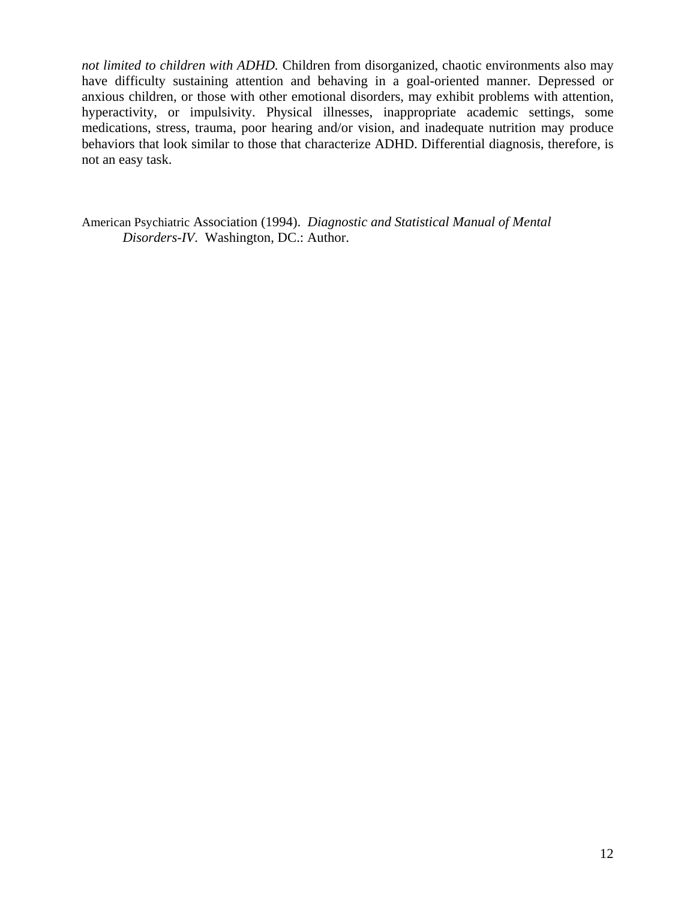*not limited to children with ADHD.* Children from disorganized, chaotic environments also may have difficulty sustaining attention and behaving in a goal-oriented manner. Depressed or anxious children, or those with other emotional disorders, may exhibit problems with attention, hyperactivity, or impulsivity. Physical illnesses, inappropriate academic settings, some medications, stress, trauma, poor hearing and/or vision, and inadequate nutrition may produce behaviors that look similar to those that characterize ADHD. Differential diagnosis, therefore, is not an easy task.

American Psychiatric Association (1994). *Diagnostic and Statistical Manual of Mental Disorders-IV*. Washington, DC.: Author.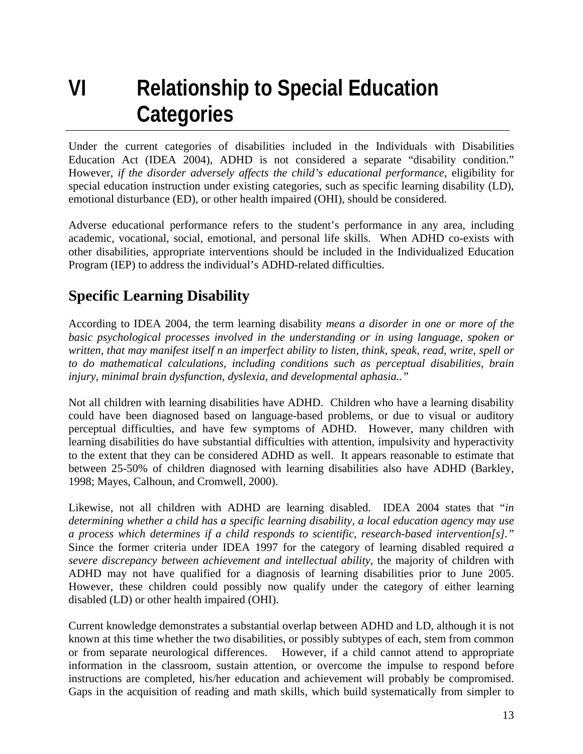# VI Relationship to Special Education Categories

Under the current categories of disabilities included in the Individuals with Disabilities Education Act (IDEA 2004), ADHD is not considered a separate "disability condition." However, *if the disorder adversely affects the child's educational performance*, eligibility for special education instruction under existing categories, such as specific learning disability (LD), emotional disturbance (ED), or other health impaired (OHI), should be considered.

Adverse educational performance refers to the student's performance in any area, including academic, vocational, social, emotional, and personal life skills. When ADHD co-exists with other disabilities, appropriate interventions should be included in the Individualized Education Program (IEP) to address the individual's ADHD-related difficulties.

## Specific Learning Disability

According to IDEA 2004, the term learning disability *means a disorder in one or more of the basic psychological processes involved in the understanding or in using language, spoken or written, that may manifest itself n an imperfect ability to listen, think, speak, read, write, spell or to do mathematical calculations, including conditions such as perceptual disabilities, brain injury, minimal brain dysfunction, dyslexia, and developmental aphasia.."*

Not all children with learning disabilities have ADHD. Children who have a learning disability could have been diagnosed based on language-based problems, or due to visual or auditory perceptual difficulties, and have few symptoms of ADHD. However, many children with learning disabilities do have substantial difficulties with attention, impulsivity and hyperactivity to the extent that they can be considered ADHD as well. It appears reasonable to estimate that between 25-50% of children diagnosed with learning disabilities also have ADHD (Barkley, 1998; Mayes, Calhoun, and Cromwell, 2000).

Likewise, not all children with ADHD are learning disabled. IDEA 2004 states that "*in determining whether a child has a specific learning disability, a local education agency may use a process which determines if a child responds to scientific, research-based intervention[s]."* Since the former criteria under IDEA 1997 for the category of learning disabled required *a severe discrepancy between achievement and intellectual ability*, the majority of children with ADHD may not have qualified for a diagnosis of learning disabilities prior to June 2005. However, these children could possibly now qualify under the category of either learning disabled (LD) or other health impaired (OHI).

Current knowledge demonstrates a substantial overlap between ADHD and LD, although it is not known at this time whether the two disabilities, or possibly subtypes of each, stem from common or from separate neurological differences. However, if a child cannot attend to appropriate information in the classroom, sustain attention, or overcome the impulse to respond before instructions are completed, his/her education and achievement will probably be compromised. Gaps in the acquisition of reading and math skills, which build systematically from simpler to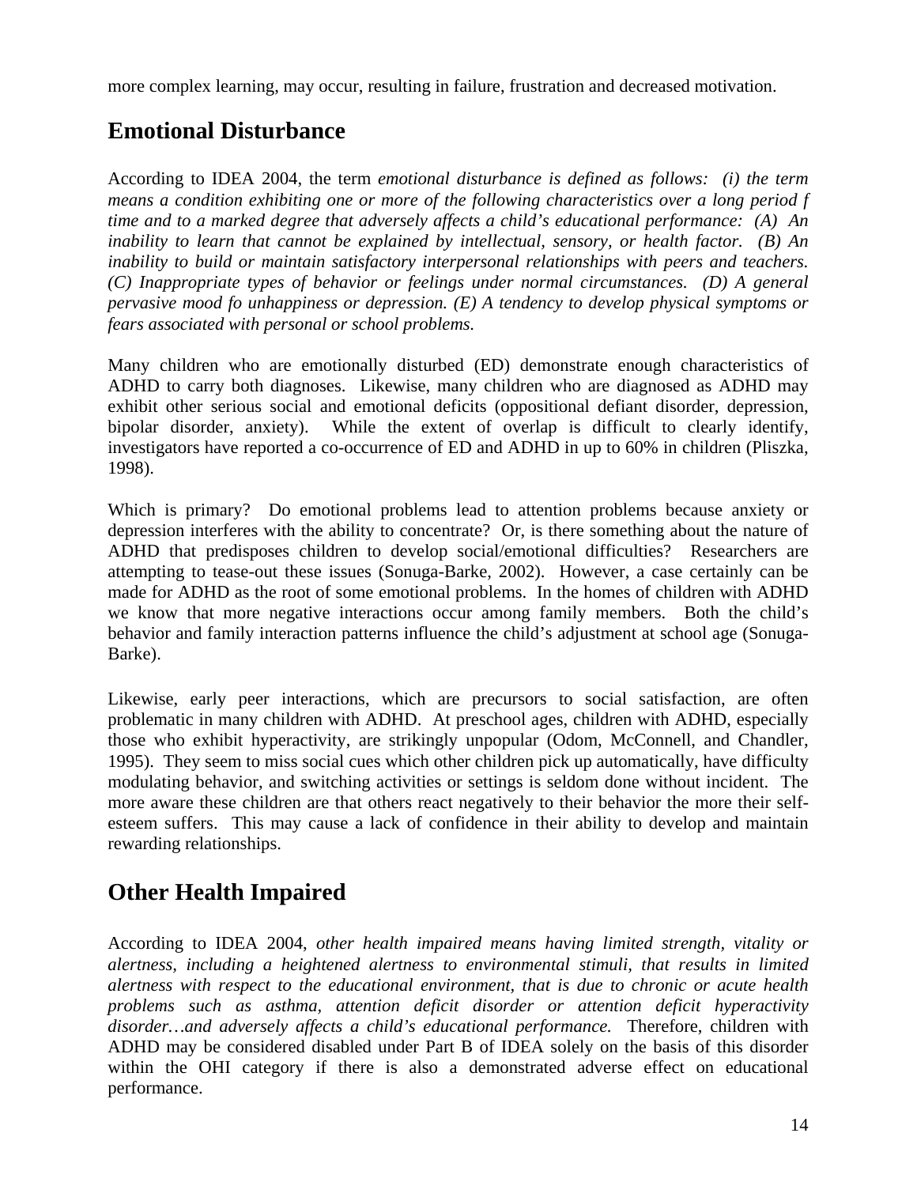more complex learning, may occur, resulting in failure, frustration and decreased motivation.

## Emotional Disturbance

According to IDEA 2004, the term *emotional disturbance is defined as follows: (i) the term means a condition exhibiting one or more of the following characteristics over a long period f time and to a marked degree that adversely affects a child's educational performance: (A) An inability to learn that cannot be explained by intellectual, sensory, or health factor. (B) An inability to build or maintain satisfactory interpersonal relationships with peers and teachers. (C) Inappropriate types of behavior or feelings under normal circumstances. (D) A general pervasive mood fo unhappiness or depression. (E) A tendency to develop physical symptoms or fears associated with personal or school problems.*

Many children who are emotionally disturbed (ED) demonstrate enough characteristics of ADHD to carry both diagnoses. Likewise, many children who are diagnosed as ADHD may exhibit other serious social and emotional deficits (oppositional defiant disorder, depression, bipolar disorder, anxiety). While the extent of overlap is difficult to clearly identify, investigators have reported a co-occurrence of ED and ADHD in up to 60% in children (Pliszka, 1998).

Which is primary? Do emotional problems lead to attention problems because anxiety or depression interferes with the ability to concentrate? Or, is there something about the nature of ADHD that predisposes children to develop social/emotional difficulties? Researchers are attempting to tease-out these issues (Sonuga-Barke, 2002). However, a case certainly can be made for ADHD as the root of some emotional problems. In the homes of children with ADHD we know that more negative interactions occur among family members. Both the child's behavior and family interaction patterns influence the child's adjustment at school age (Sonuga-Barke).

Likewise, early peer interactions, which are precursors to social satisfaction, are often problematic in many children with ADHD. At preschool ages, children with ADHD, especially those who exhibit hyperactivity, are strikingly unpopular (Odom, McConnell, and Chandler, 1995). They seem to miss social cues which other children pick up automatically, have difficulty modulating behavior, and switching activities or settings is seldom done without incident. The more aware these children are that others react negatively to their behavior the more their self-esteem suffers. This may cause a lack of confidence in their ability to develop and maintain rewarding relationships.

## Other Health Impaired

According to IDEA 2004, *other health impaired means having limited strength, vitality or alertness, including a heightened alertness to environmental stimuli, that results in limited alertness with respect to the educational environment, that is due to chronic or acute health problems such as asthma, attention deficit disorder or attention deficit hyperactivity disorder…and adversely affects a child's educational performance.* Therefore, children with ADHD may be considered disabled under Part B of IDEA solely on the basis of this disorder within the OHI category if there is also a demonstrated adverse effect on educational performance.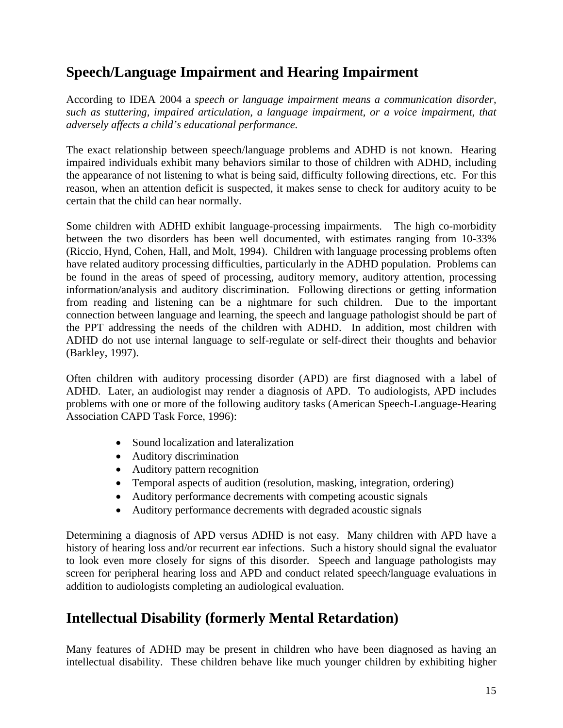## Speech/Language Impairment and Hearing Impairment

According to IDEA 2004 a *speech or language impairment means a communication disorder, such as stuttering, impaired articulation, a language impairment, or a voice impairment, that adversely affects a child's educational performance.*

The exact relationship between speech/language problems and ADHD is not known. Hearing impaired individuals exhibit many behaviors similar to those of children with ADHD, including the appearance of not listening to what is being said, difficulty following directions, etc. For this reason, when an attention deficit is suspected, it makes sense to check for auditory acuity to be certain that the child can hear normally.

Some children with ADHD exhibit language-processing impairments. The high co-morbidity between the two disorders has been well documented, with estimates ranging from 10-33% (Riccio, Hynd, Cohen, Hall, and Molt, 1994). Children with language processing problems often have related auditory processing difficulties, particularly in the ADHD population. Problems can be found in the areas of speed of processing, auditory memory, auditory attention, processing information/analysis and auditory discrimination. Following directions or getting information from reading and listening can be a nightmare for such children. Due to the important connection between language and learning, the speech and language pathologist should be part of the PPT addressing the needs of the children with ADHD. In addition, most children with ADHD do not use internal language to self-regulate or self-direct their thoughts and behavior (Barkley, 1997).

Often children with auditory processing disorder (APD) are first diagnosed with a label of ADHD. Later, an audiologist may render a diagnosis of APD. To audiologists, APD includes problems with one or more of the following auditory tasks (American Speech-Language-Hearing Association CAPD Task Force, 1996):

- Sound localization and lateralization
- Auditory discrimination
- Auditory pattern recognition
- Temporal aspects of audition (resolution, masking, integration, ordering)
- Auditory performance decrements with competing acoustic signals
- Auditory performance decrements with degraded acoustic signals

Determining a diagnosis of APD versus ADHD is not easy. Many children with APD have a history of hearing loss and/or recurrent ear infections. Such a history should signal the evaluator to look even more closely for signs of this disorder. Speech and language pathologists may screen for peripheral hearing loss and APD and conduct related speech/language evaluations in addition to audiologists completing an audiological evaluation.

## Intellectual Disability (formerly Mental Retardation)

Many features of ADHD may be present in children who have been diagnosed as having an intellectual disability. These children behave like much younger children by exhibiting higher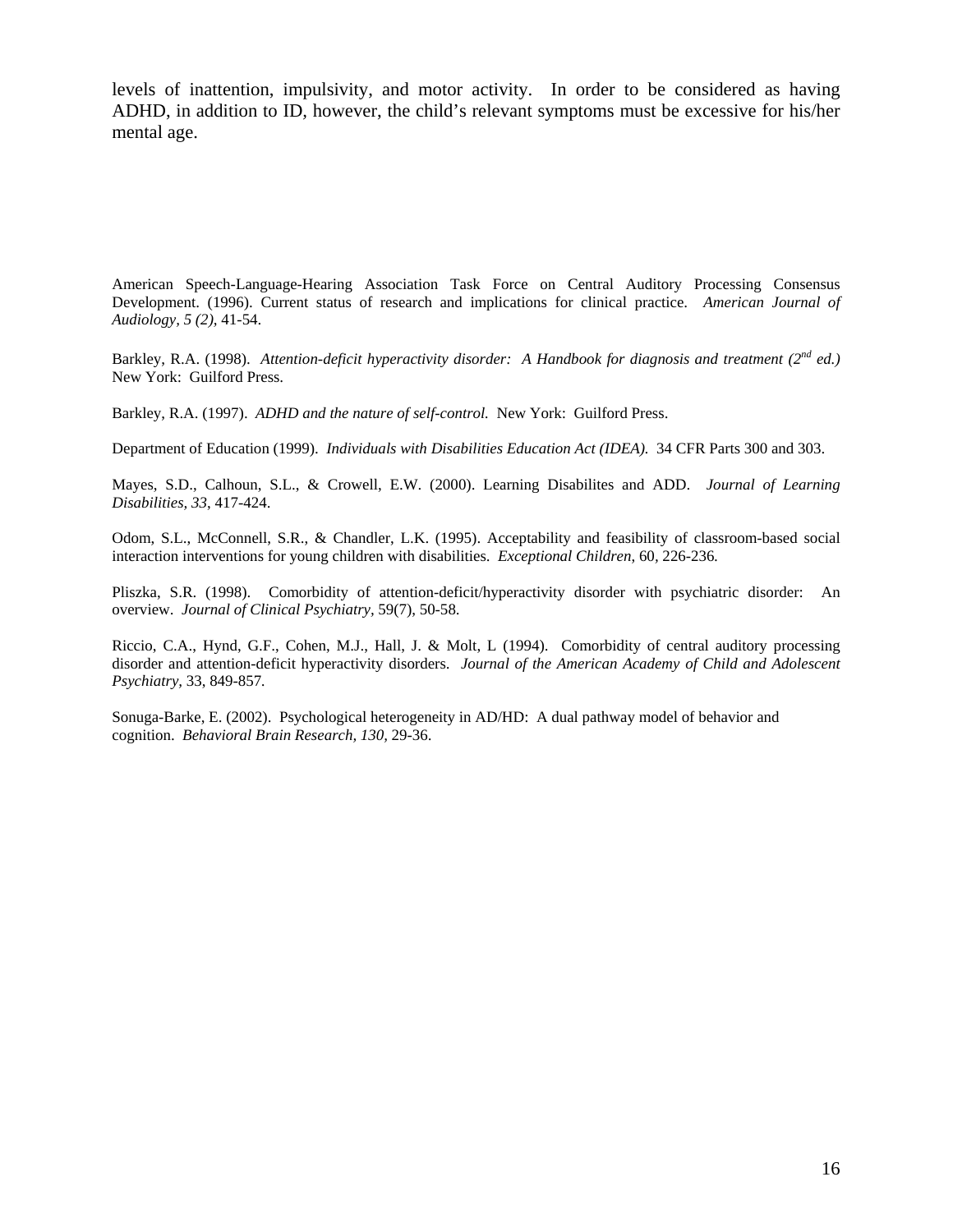levels of inattention, impulsivity, and motor activity. In order to be considered as having ADHD, in addition to ID, however, the child's relevant symptoms must be excessive for his/her mental age.

American Speech-Language-Hearing Association Task Force on Central Auditory Processing Consensus Development. (1996). Current status of research and implications for clinical practice. *American Journal of Audiology, 5 (2),* 41-54.

Barkley, R.A. (1998). *Attention-deficit hyperactivity disorder: A Handbook for diagnosis and treatment (2nd ed.)* New York: Guilford Press.

Barkley, R.A. (1997). *ADHD and the nature of self-control.* New York: Guilford Press.

Department of Education (1999). *Individuals with Disabilities Education Act (IDEA).* 34 CFR Parts 300 and 303.

Mayes, S.D., Calhoun, S.L., & Crowell, E.W. (2000). Learning Disabilites and ADD. *Journal of Learning Disabilities, 33,* 417-424.

Odom, S.L., McConnell, S.R., & Chandler, L.K. (1995). Acceptability and feasibility of classroom-based social interaction interventions for young children with disabilities. *Exceptional Children,* 60, 226-236.

Pliszka, S.R. (1998). Comorbidity of attention-deficit/hyperactivity disorder with psychiatric disorder: An overview. *Journal of Clinical Psychiatry,* 59(7), 50-58.

Riccio, C.A., Hynd, G.F., Cohen, M.J., Hall, J. & Molt, L (1994). Comorbidity of central auditory processing disorder and attention-deficit hyperactivity disorders. *Journal of the American Academy of Child and Adolescent Psychiatry,* 33, 849-857.

Sonuga-Barke, E. (2002). Psychological heterogeneity in AD/HD: A dual pathway model of behavior and cognition. *Behavioral Brain Research, 130,* 29-36.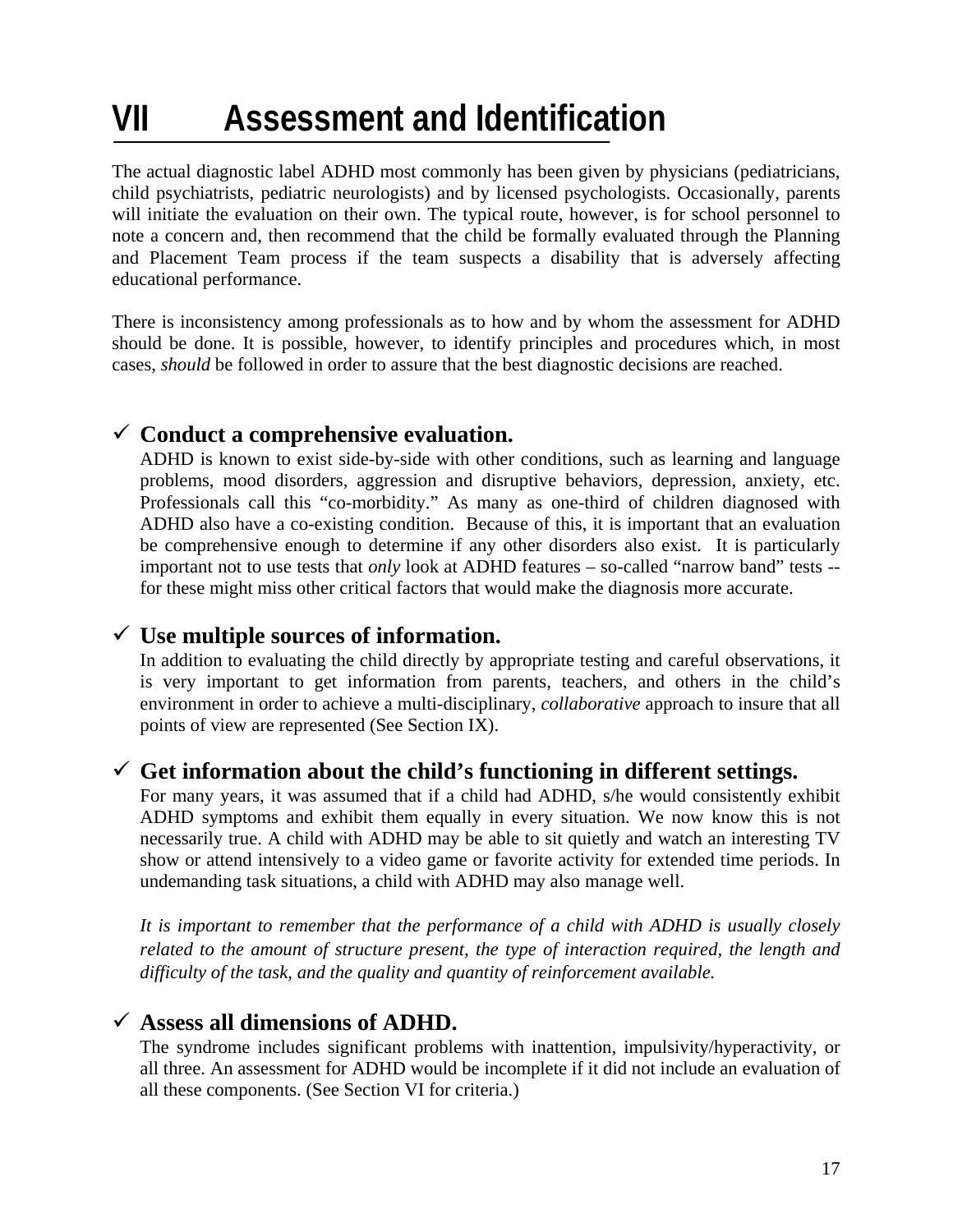# VII Assessment and Identification

The actual diagnostic label ADHD most commonly has been given by physicians (pediatricians, child psychiatrists, pediatric neurologists) and by licensed psychologists. Occasionally, parents will initiate the evaluation on their own. The typical route, however, is for school personnel to note a concern and, then recommend that the child be formally evaluated through the Planning and Placement Team process if the team suspects a disability that is adversely affecting educational performance.

There is inconsistency among professionals as to how and by whom the assessment for ADHD should be done. It is possible, however, to identify principles and procedures which, in most cases, *should* be followed in order to assure that the best diagnostic decisions are reached.

- ✓ **Conduct a comprehensive evaluation.**
  ADHD is known to exist side-by-side with other conditions, such as learning and language problems, mood disorders, aggression and disruptive behaviors, depression, anxiety, etc. Professionals call this "co-morbidity." As many as one-third of children diagnosed with ADHD also have a co-existing condition. Because of this, it is important that an evaluation be comprehensive enough to determine if any other disorders also exist. It is particularly important not to use tests that *only* look at ADHD features – so-called "narrow band" tests -- for these might miss other critical factors that would make the diagnosis more accurate.

- ✓ **Use multiple sources of information.**
  In addition to evaluating the child directly by appropriate testing and careful observations, it is very important to get information from parents, teachers, and others in the child's environment in order to achieve a multi-disciplinary, *collaborative* approach to insure that all points of view are represented (See Section IX).

- ✓ **Get information about the child's functioning in different settings.**
  For many years, it was assumed that if a child had ADHD, s/he would consistently exhibit ADHD symptoms and exhibit them equally in every situation. We now know this is not necessarily true. A child with ADHD may be able to sit quietly and watch an interesting TV show or attend intensively to a video game or favorite activity for extended time periods. In undemanding task situations, a child with ADHD may also manage well.

  *It is important to remember that the performance of a child with ADHD is usually closely related to the amount of structure present, the type of interaction required, the length and difficulty of the task, and the quality and quantity of reinforcement available.*

- ✓ **Assess all dimensions of ADHD.**
  The syndrome includes significant problems with inattention, impulsivity/hyperactivity, or all three. An assessment for ADHD would be incomplete if it did not include an evaluation of all these components. (See Section VI for criteria.)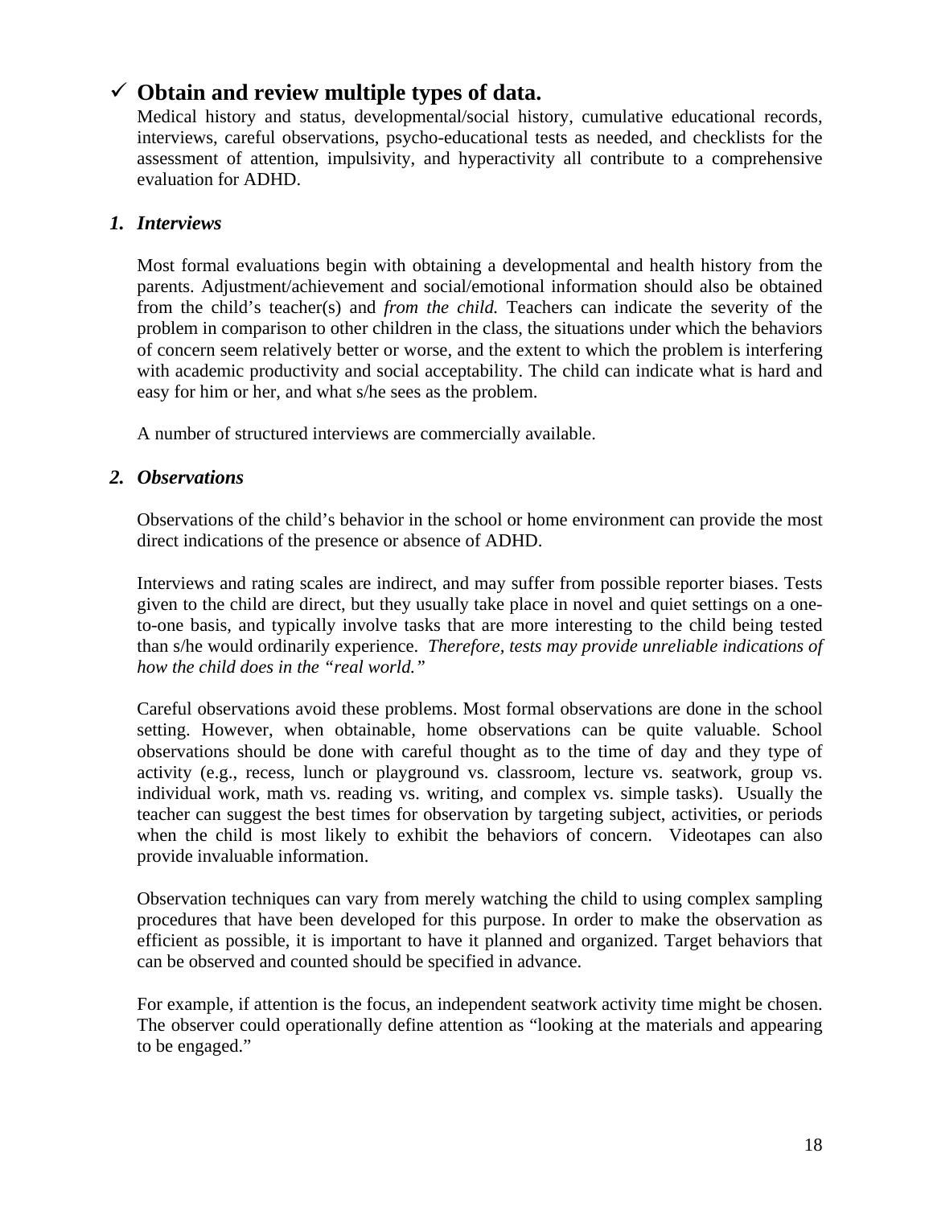## ✓ Obtain and review multiple types of data.

Medical history and status, developmental/social history, cumulative educational records, interviews, careful observations, psycho-educational tests as needed, and checklists for the assessment of attention, impulsivity, and hyperactivity all contribute to a comprehensive evaluation for ADHD.

### *1. Interviews*

Most formal evaluations begin with obtaining a developmental and health history from the parents. Adjustment/achievement and social/emotional information should also be obtained from the child's teacher(s) and *from the child.* Teachers can indicate the severity of the problem in comparison to other children in the class, the situations under which the behaviors of concern seem relatively better or worse, and the extent to which the problem is interfering with academic productivity and social acceptability. The child can indicate what is hard and easy for him or her, and what s/he sees as the problem.

A number of structured interviews are commercially available.

### *2. Observations*

Observations of the child's behavior in the school or home environment can provide the most direct indications of the presence or absence of ADHD.

Interviews and rating scales are indirect, and may suffer from possible reporter biases. Tests given to the child are direct, but they usually take place in novel and quiet settings on a one-to-one basis, and typically involve tasks that are more interesting to the child being tested than s/he would ordinarily experience. *Therefore, tests may provide unreliable indications of how the child does in the "real world."*

Careful observations avoid these problems. Most formal observations are done in the school setting. However, when obtainable, home observations can be quite valuable. School observations should be done with careful thought as to the time of day and they type of activity (e.g., recess, lunch or playground vs. classroom, lecture vs. seatwork, group vs. individual work, math vs. reading vs. writing, and complex vs. simple tasks). Usually the teacher can suggest the best times for observation by targeting subject, activities, or periods when the child is most likely to exhibit the behaviors of concern. Videotapes can also provide invaluable information.

Observation techniques can vary from merely watching the child to using complex sampling procedures that have been developed for this purpose. In order to make the observation as efficient as possible, it is important to have it planned and organized. Target behaviors that can be observed and counted should be specified in advance.

For example, if attention is the focus, an independent seatwork activity time might be chosen. The observer could operationally define attention as "looking at the materials and appearing to be engaged."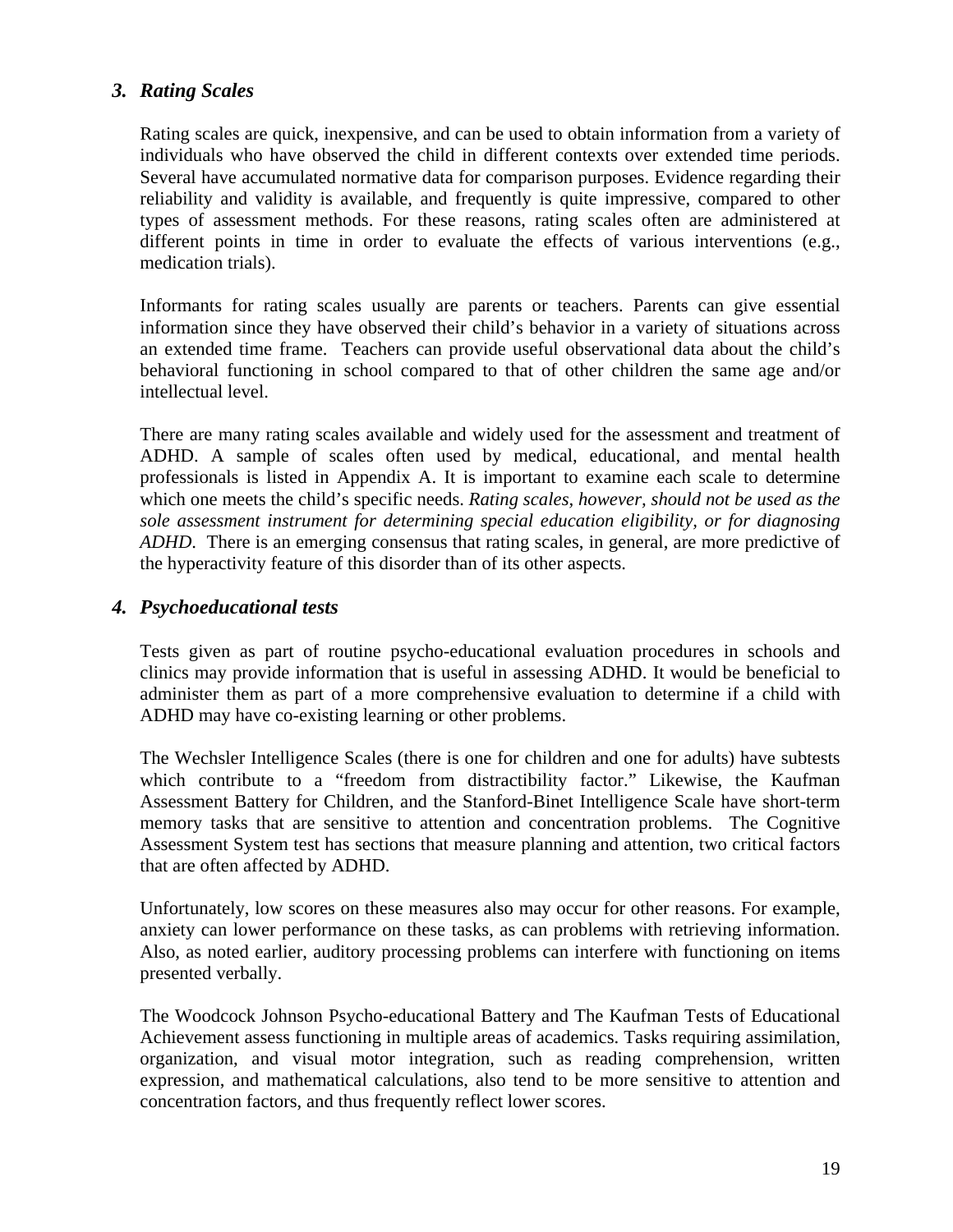### *3. Rating Scales*

Rating scales are quick, inexpensive, and can be used to obtain information from a variety of individuals who have observed the child in different contexts over extended time periods. Several have accumulated normative data for comparison purposes. Evidence regarding their reliability and validity is available, and frequently is quite impressive, compared to other types of assessment methods. For these reasons, rating scales often are administered at different points in time in order to evaluate the effects of various interventions (e.g., medication trials).

Informants for rating scales usually are parents or teachers. Parents can give essential information since they have observed their child's behavior in a variety of situations across an extended time frame. Teachers can provide useful observational data about the child's behavioral functioning in school compared to that of other children the same age and/or intellectual level.

There are many rating scales available and widely used for the assessment and treatment of ADHD. A sample of scales often used by medical, educational, and mental health professionals is listed in Appendix A. It is important to examine each scale to determine which one meets the child's specific needs. *Rating scales, however, should not be used as the sole assessment instrument for determining special education eligibility, or for diagnosing ADHD.* There is an emerging consensus that rating scales, in general, are more predictive of the hyperactivity feature of this disorder than of its other aspects.

### *4. Psychoeducational tests*

Tests given as part of routine psycho-educational evaluation procedures in schools and clinics may provide information that is useful in assessing ADHD. It would be beneficial to administer them as part of a more comprehensive evaluation to determine if a child with ADHD may have co-existing learning or other problems.

The Wechsler Intelligence Scales (there is one for children and one for adults) have subtests which contribute to a "freedom from distractibility factor." Likewise, the Kaufman Assessment Battery for Children, and the Stanford-Binet Intelligence Scale have short-term memory tasks that are sensitive to attention and concentration problems. The Cognitive Assessment System test has sections that measure planning and attention, two critical factors that are often affected by ADHD.

Unfortunately, low scores on these measures also may occur for other reasons. For example, anxiety can lower performance on these tasks, as can problems with retrieving information. Also, as noted earlier, auditory processing problems can interfere with functioning on items presented verbally.

The Woodcock Johnson Psycho-educational Battery and The Kaufman Tests of Educational Achievement assess functioning in multiple areas of academics. Tasks requiring assimilation, organization, and visual motor integration, such as reading comprehension, written expression, and mathematical calculations, also tend to be more sensitive to attention and concentration factors, and thus frequently reflect lower scores.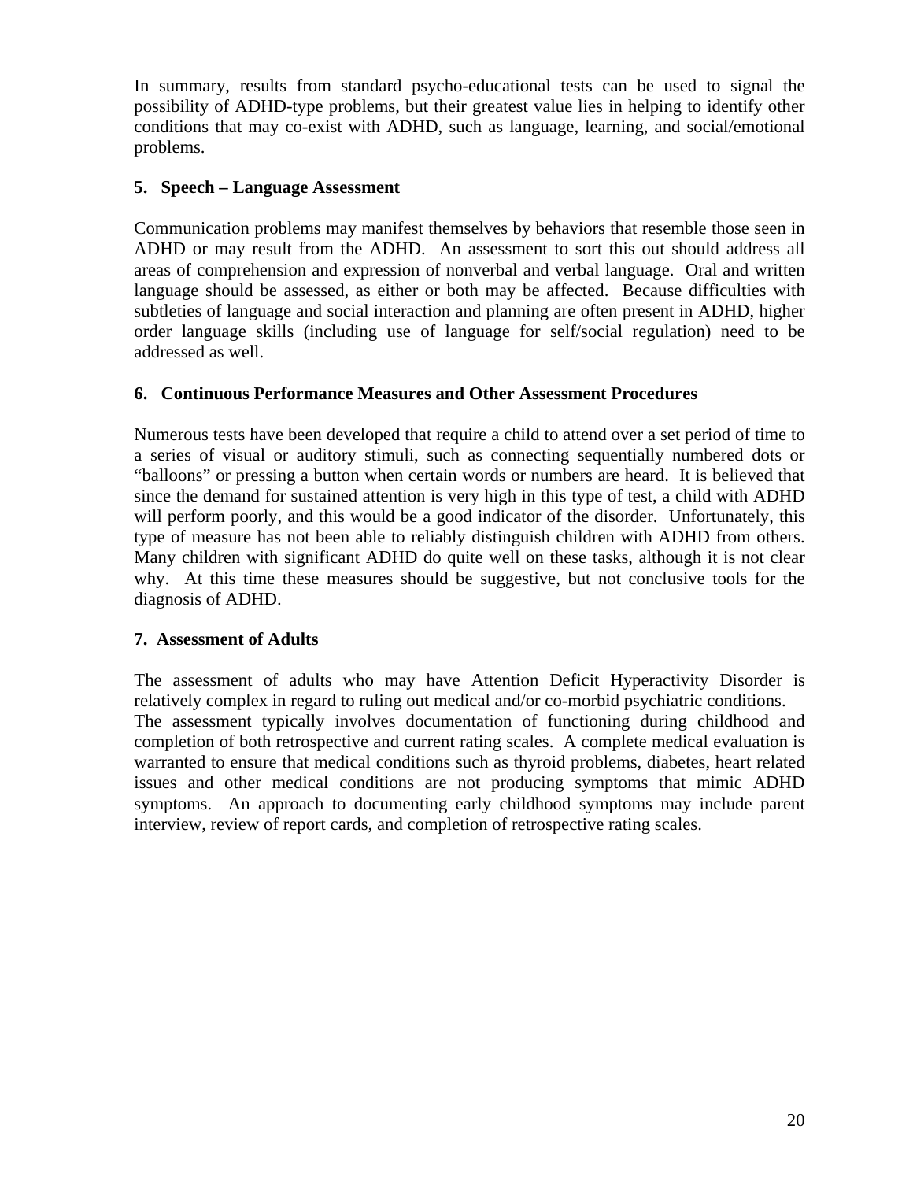In summary, results from standard psycho-educational tests can be used to signal the possibility of ADHD-type problems, but their greatest value lies in helping to identify other conditions that may co-exist with ADHD, such as language, learning, and social/emotional problems.

### 5. Speech – Language Assessment

Communication problems may manifest themselves by behaviors that resemble those seen in ADHD or may result from the ADHD. An assessment to sort this out should address all areas of comprehension and expression of nonverbal and verbal language. Oral and written language should be assessed, as either or both may be affected. Because difficulties with subtleties of language and social interaction and planning are often present in ADHD, higher order language skills (including use of language for self/social regulation) need to be addressed as well.

### 6. Continuous Performance Measures and Other Assessment Procedures

Numerous tests have been developed that require a child to attend over a set period of time to a series of visual or auditory stimuli, such as connecting sequentially numbered dots or "balloons" or pressing a button when certain words or numbers are heard. It is believed that since the demand for sustained attention is very high in this type of test, a child with ADHD will perform poorly, and this would be a good indicator of the disorder. Unfortunately, this type of measure has not been able to reliably distinguish children with ADHD from others. Many children with significant ADHD do quite well on these tasks, although it is not clear why. At this time these measures should be suggestive, but not conclusive tools for the diagnosis of ADHD.

### 7. Assessment of Adults

The assessment of adults who may have Attention Deficit Hyperactivity Disorder is relatively complex in regard to ruling out medical and/or co-morbid psychiatric conditions.
The assessment typically involves documentation of functioning during childhood and completion of both retrospective and current rating scales. A complete medical evaluation is warranted to ensure that medical conditions such as thyroid problems, diabetes, heart related issues and other medical conditions are not producing symptoms that mimic ADHD symptoms. An approach to documenting early childhood symptoms may include parent interview, review of report cards, and completion of retrospective rating scales.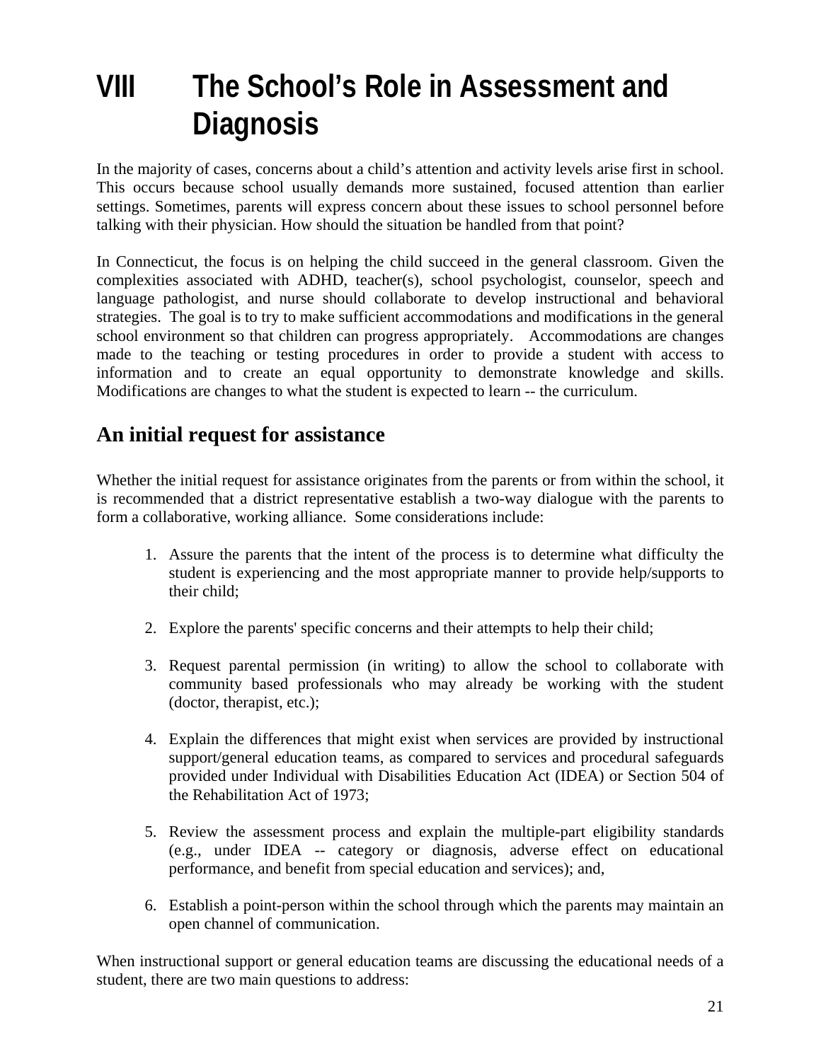# VIII The School's Role in Assessment and Diagnosis

In the majority of cases, concerns about a child's attention and activity levels arise first in school. This occurs because school usually demands more sustained, focused attention than earlier settings. Sometimes, parents will express concern about these issues to school personnel before talking with their physician. How should the situation be handled from that point?

In Connecticut, the focus is on helping the child succeed in the general classroom. Given the complexities associated with ADHD, teacher(s), school psychologist, counselor, speech and language pathologist, and nurse should collaborate to develop instructional and behavioral strategies. The goal is to try to make sufficient accommodations and modifications in the general school environment so that children can progress appropriately. Accommodations are changes made to the teaching or testing procedures in order to provide a student with access to information and to create an equal opportunity to demonstrate knowledge and skills. Modifications are changes to what the student is expected to learn -- the curriculum.

## An initial request for assistance

Whether the initial request for assistance originates from the parents or from within the school, it is recommended that a district representative establish a two-way dialogue with the parents to form a collaborative, working alliance. Some considerations include:

1. Assure the parents that the intent of the process is to determine what difficulty the student is experiencing and the most appropriate manner to provide help/supports to their child;

2. Explore the parents' specific concerns and their attempts to help their child;

3. Request parental permission (in writing) to allow the school to collaborate with community based professionals who may already be working with the student (doctor, therapist, etc.);

4. Explain the differences that might exist when services are provided by instructional support/general education teams, as compared to services and procedural safeguards provided under Individual with Disabilities Education Act (IDEA) or Section 504 of the Rehabilitation Act of 1973;

5. Review the assessment process and explain the multiple-part eligibility standards (e.g., under IDEA -- category or diagnosis, adverse effect on educational performance, and benefit from special education and services); and,

6. Establish a point-person within the school through which the parents may maintain an open channel of communication.

When instructional support or general education teams are discussing the educational needs of a student, there are two main questions to address: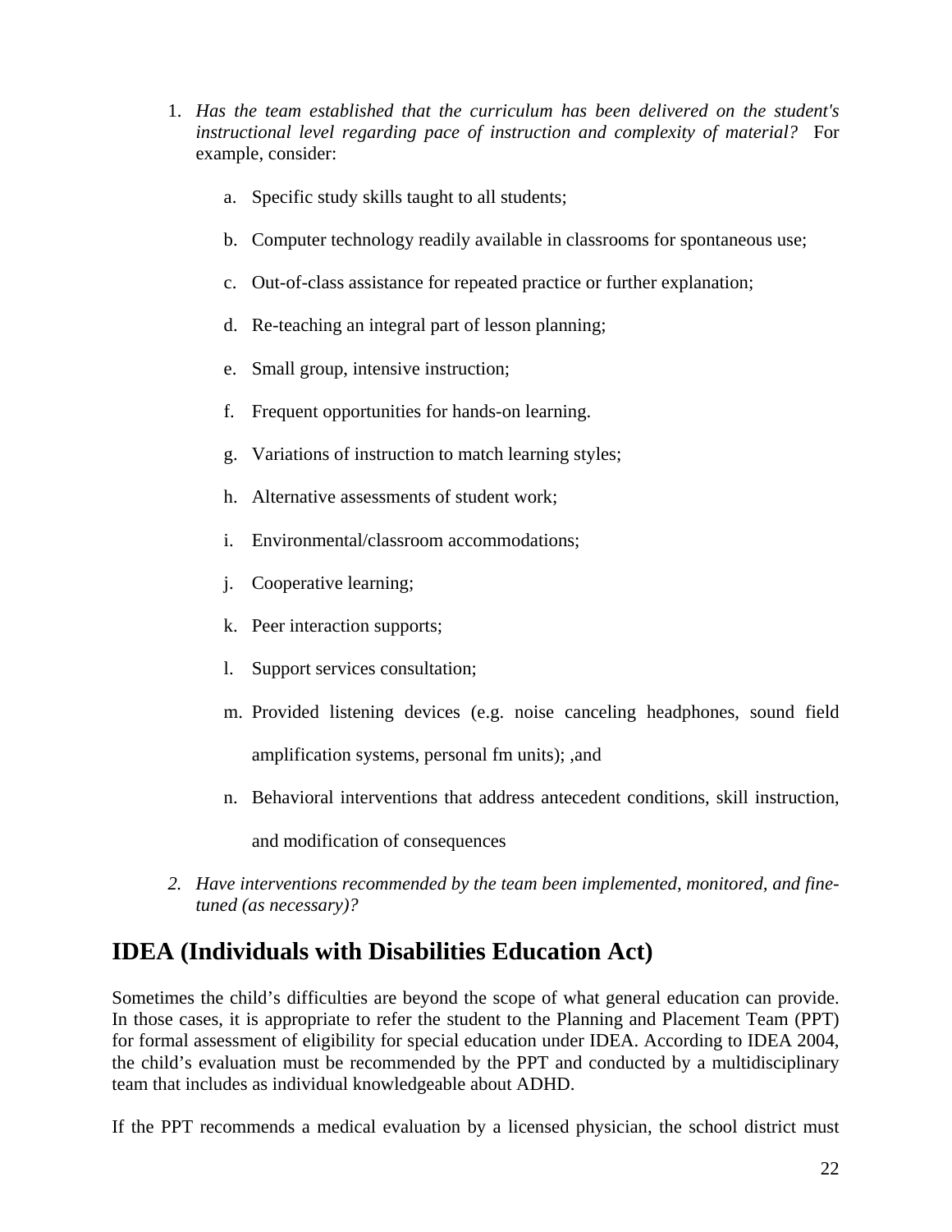1. *Has the team established that the curriculum has been delivered on the student's instructional level regarding pace of instruction and complexity of material?* For example, consider:

    a. Specific study skills taught to all students;

    b. Computer technology readily available in classrooms for spontaneous use;

    c. Out-of-class assistance for repeated practice or further explanation;

    d. Re-teaching an integral part of lesson planning;

    e. Small group, intensive instruction;

    f. Frequent opportunities for hands-on learning.

    g. Variations of instruction to match learning styles;

    h. Alternative assessments of student work;

    i. Environmental/classroom accommodations;

    j. Cooperative learning;

    k. Peer interaction supports;

    l. Support services consultation;

    m. Provided listening devices (e.g. noise canceling headphones, sound field amplification systems, personal fm units); ,and

    n. Behavioral interventions that address antecedent conditions, skill instruction, and modification of consequences

2. *Have interventions recommended by the team been implemented, monitored, and fine-tuned (as necessary)?*

## IDEA (Individuals with Disabilities Education Act)

Sometimes the child's difficulties are beyond the scope of what general education can provide. In those cases, it is appropriate to refer the student to the Planning and Placement Team (PPT) for formal assessment of eligibility for special education under IDEA. According to IDEA 2004, the child's evaluation must be recommended by the PPT and conducted by a multidisciplinary team that includes as individual knowledgeable about ADHD.

If the PPT recommends a medical evaluation by a licensed physician, the school district must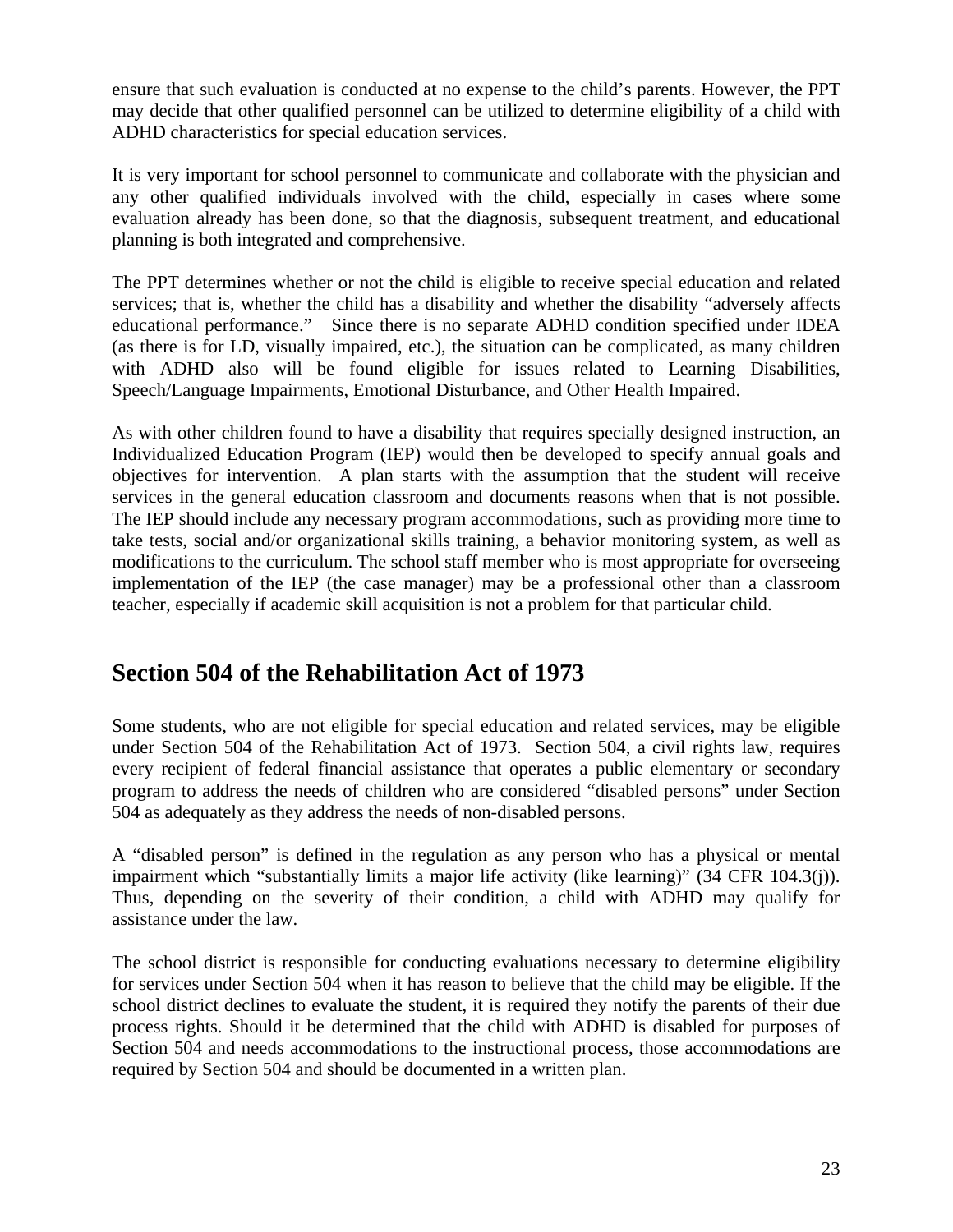ensure that such evaluation is conducted at no expense to the child's parents. However, the PPT may decide that other qualified personnel can be utilized to determine eligibility of a child with ADHD characteristics for special education services.

It is very important for school personnel to communicate and collaborate with the physician and any other qualified individuals involved with the child, especially in cases where some evaluation already has been done, so that the diagnosis, subsequent treatment, and educational planning is both integrated and comprehensive.

The PPT determines whether or not the child is eligible to receive special education and related services; that is, whether the child has a disability and whether the disability "adversely affects educational performance." Since there is no separate ADHD condition specified under IDEA (as there is for LD, visually impaired, etc.), the situation can be complicated, as many children with ADHD also will be found eligible for issues related to Learning Disabilities, Speech/Language Impairments, Emotional Disturbance, and Other Health Impaired.

As with other children found to have a disability that requires specially designed instruction, an Individualized Education Program (IEP) would then be developed to specify annual goals and objectives for intervention. A plan starts with the assumption that the student will receive services in the general education classroom and documents reasons when that is not possible. The IEP should include any necessary program accommodations, such as providing more time to take tests, social and/or organizational skills training, a behavior monitoring system, as well as modifications to the curriculum. The school staff member who is most appropriate for overseeing implementation of the IEP (the case manager) may be a professional other than a classroom teacher, especially if academic skill acquisition is not a problem for that particular child.

## Section 504 of the Rehabilitation Act of 1973

Some students, who are not eligible for special education and related services, may be eligible under Section 504 of the Rehabilitation Act of 1973. Section 504, a civil rights law, requires every recipient of federal financial assistance that operates a public elementary or secondary program to address the needs of children who are considered "disabled persons" under Section 504 as adequately as they address the needs of non-disabled persons.

A "disabled person" is defined in the regulation as any person who has a physical or mental impairment which "substantially limits a major life activity (like learning)" (34 CFR 104.3(j)). Thus, depending on the severity of their condition, a child with ADHD may qualify for assistance under the law.

The school district is responsible for conducting evaluations necessary to determine eligibility for services under Section 504 when it has reason to believe that the child may be eligible. If the school district declines to evaluate the student, it is required they notify the parents of their due process rights. Should it be determined that the child with ADHD is disabled for purposes of Section 504 and needs accommodations to the instructional process, those accommodations are required by Section 504 and should be documented in a written plan.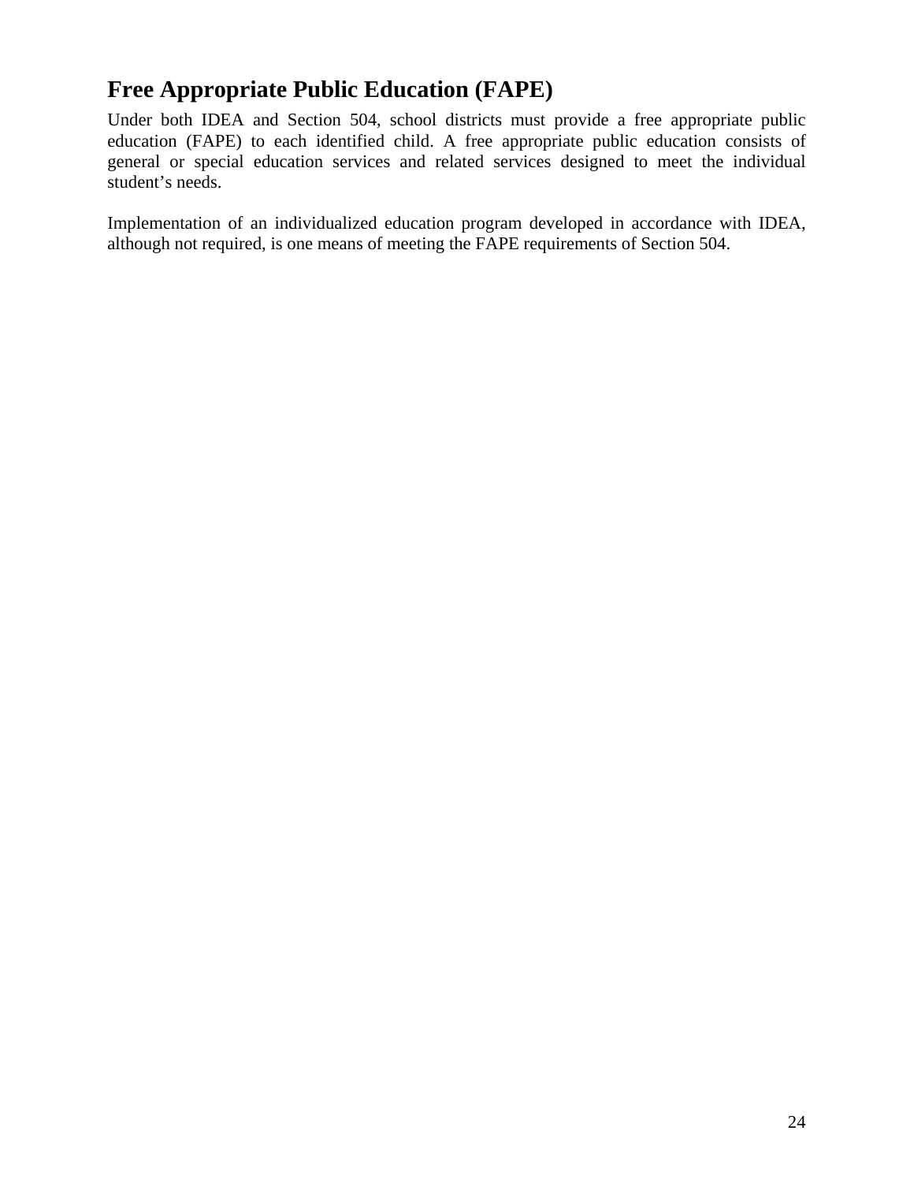## Free Appropriate Public Education (FAPE)

Under both IDEA and Section 504, school districts must provide a free appropriate public education (FAPE) to each identified child. A free appropriate public education consists of general or special education services and related services designed to meet the individual student's needs.

Implementation of an individualized education program developed in accordance with IDEA, although not required, is one means of meeting the FAPE requirements of Section 504.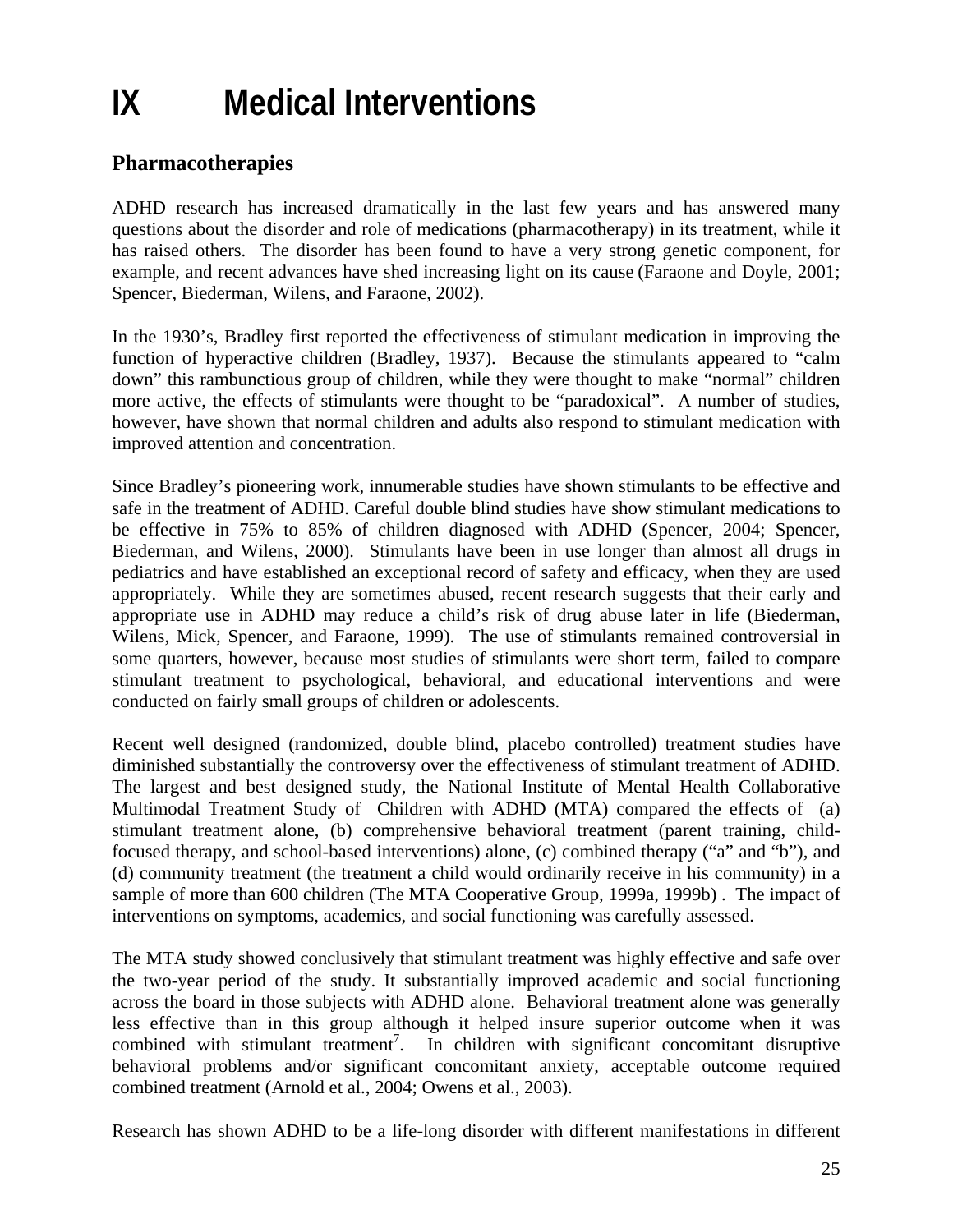# IX Medical Interventions

## Pharmacotherapies

ADHD research has increased dramatically in the last few years and has answered many questions about the disorder and role of medications (pharmacotherapy) in its treatment, while it has raised others. The disorder has been found to have a very strong genetic component, for example, and recent advances have shed increasing light on its cause (Faraone and Doyle, 2001; Spencer, Biederman, Wilens, and Faraone, 2002).

In the 1930's, Bradley first reported the effectiveness of stimulant medication in improving the function of hyperactive children (Bradley, 1937). Because the stimulants appeared to "calm down" this rambunctious group of children, while they were thought to make "normal" children more active, the effects of stimulants were thought to be "paradoxical". A number of studies, however, have shown that normal children and adults also respond to stimulant medication with improved attention and concentration.

Since Bradley's pioneering work, innumerable studies have shown stimulants to be effective and safe in the treatment of ADHD. Careful double blind studies have show stimulant medications to be effective in 75% to 85% of children diagnosed with ADHD (Spencer, 2004; Spencer, Biederman, and Wilens, 2000). Stimulants have been in use longer than almost all drugs in pediatrics and have established an exceptional record of safety and efficacy, when they are used appropriately. While they are sometimes abused, recent research suggests that their early and appropriate use in ADHD may reduce a child's risk of drug abuse later in life (Biederman, Wilens, Mick, Spencer, and Faraone, 1999). The use of stimulants remained controversial in some quarters, however, because most studies of stimulants were short term, failed to compare stimulant treatment to psychological, behavioral, and educational interventions and were conducted on fairly small groups of children or adolescents.

Recent well designed (randomized, double blind, placebo controlled) treatment studies have diminished substantially the controversy over the effectiveness of stimulant treatment of ADHD. The largest and best designed study, the National Institute of Mental Health Collaborative Multimodal Treatment Study of Children with ADHD (MTA) compared the effects of (a) stimulant treatment alone, (b) comprehensive behavioral treatment (parent training, child-focused therapy, and school-based interventions) alone, (c) combined therapy ("a" and "b"), and (d) community treatment (the treatment a child would ordinarily receive in his community) in a sample of more than 600 children (The MTA Cooperative Group, 1999a, 1999b). The impact of interventions on symptoms, academics, and social functioning was carefully assessed.

The MTA study showed conclusively that stimulant treatment was highly effective and safe over the two-year period of the study. It substantially improved academic and social functioning across the board in those subjects with ADHD alone. Behavioral treatment alone was generally less effective than in this group although it helped insure superior outcome when it was combined with stimulant treatment[7]. In children with significant concomitant disruptive behavioral problems and/or significant concomitant anxiety, acceptable outcome required combined treatment (Arnold et al., 2004; Owens et al., 2003).

Research has shown ADHD to be a life-long disorder with different manifestations in different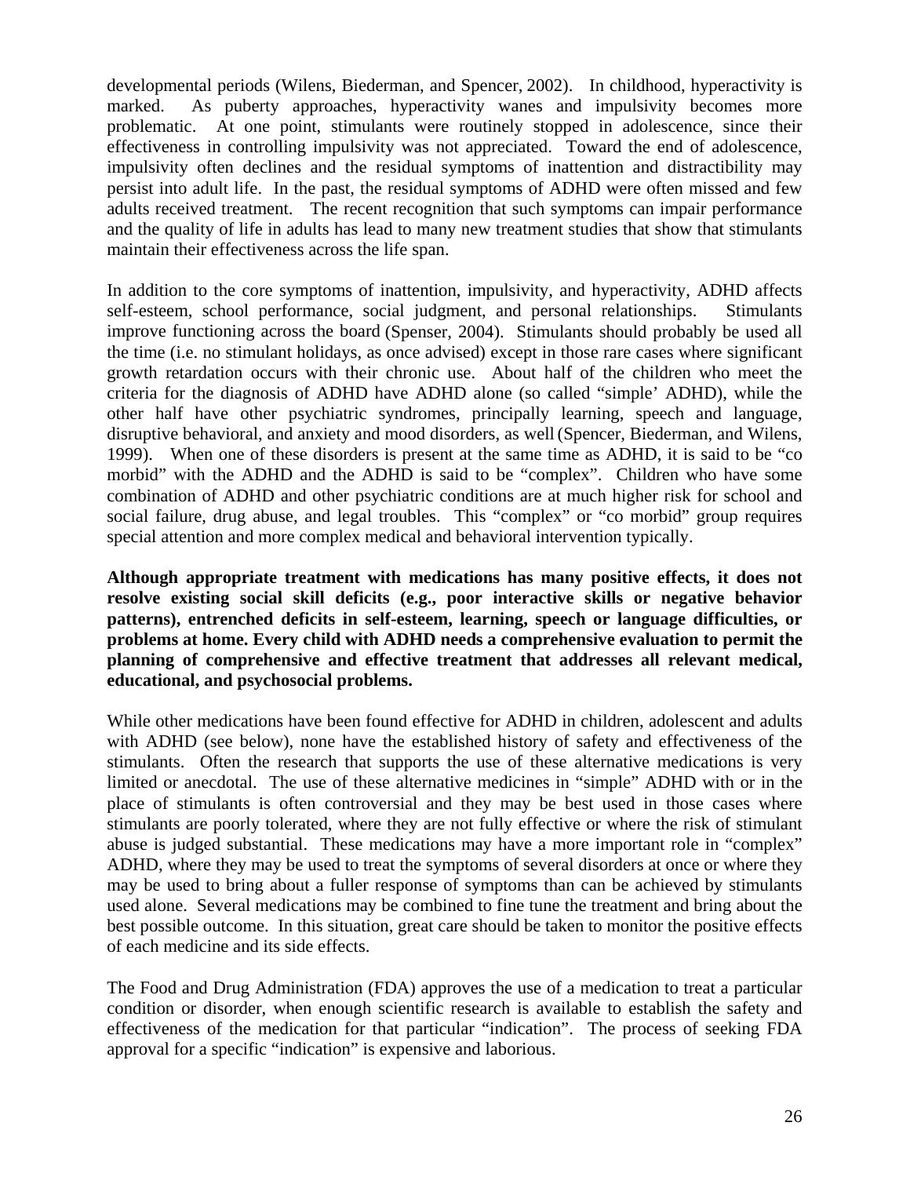developmental periods (Wilens, Biederman, and Spencer, 2002). In childhood, hyperactivity is marked. As puberty approaches, hyperactivity wanes and impulsivity becomes more problematic. At one point, stimulants were routinely stopped in adolescence, since their effectiveness in controlling impulsivity was not appreciated. Toward the end of adolescence, impulsivity often declines and the residual symptoms of inattention and distractibility may persist into adult life. In the past, the residual symptoms of ADHD were often missed and few adults received treatment. The recent recognition that such symptoms can impair performance and the quality of life in adults has lead to many new treatment studies that show that stimulants maintain their effectiveness across the life span.

In addition to the core symptoms of inattention, impulsivity, and hyperactivity, ADHD affects self-esteem, school performance, social judgment, and personal relationships. Stimulants improve functioning across the board (Spenser, 2004). Stimulants should probably be used all the time (i.e. no stimulant holidays, as once advised) except in those rare cases where significant growth retardation occurs with their chronic use. About half of the children who meet the criteria for the diagnosis of ADHD have ADHD alone (so called "simple' ADHD), while the other half have other psychiatric syndromes, principally learning, speech and language, disruptive behavioral, and anxiety and mood disorders, as well (Spencer, Biederman, and Wilens, 1999). When one of these disorders is present at the same time as ADHD, it is said to be "co morbid" with the ADHD and the ADHD is said to be "complex". Children who have some combination of ADHD and other psychiatric conditions are at much higher risk for school and social failure, drug abuse, and legal troubles. This "complex" or "co morbid" group requires special attention and more complex medical and behavioral intervention typically.

**Although appropriate treatment with medications has many positive effects, it does not resolve existing social skill deficits (e.g., poor interactive skills or negative behavior patterns), entrenched deficits in self-esteem, learning, speech or language difficulties, or problems at home. Every child with ADHD needs a comprehensive evaluation to permit the planning of comprehensive and effective treatment that addresses all relevant medical, educational, and psychosocial problems.**

While other medications have been found effective for ADHD in children, adolescent and adults with ADHD (see below), none have the established history of safety and effectiveness of the stimulants. Often the research that supports the use of these alternative medications is very limited or anecdotal. The use of these alternative medicines in "simple" ADHD with or in the place of stimulants is often controversial and they may be best used in those cases where stimulants are poorly tolerated, where they are not fully effective or where the risk of stimulant abuse is judged substantial. These medications may have a more important role in "complex" ADHD, where they may be used to treat the symptoms of several disorders at once or where they may be used to bring about a fuller response of symptoms than can be achieved by stimulants used alone. Several medications may be combined to fine tune the treatment and bring about the best possible outcome. In this situation, great care should be taken to monitor the positive effects of each medicine and its side effects.

The Food and Drug Administration (FDA) approves the use of a medication to treat a particular condition or disorder, when enough scientific research is available to establish the safety and effectiveness of the medication for that particular "indication". The process of seeking FDA approval for a specific "indication" is expensive and laborious.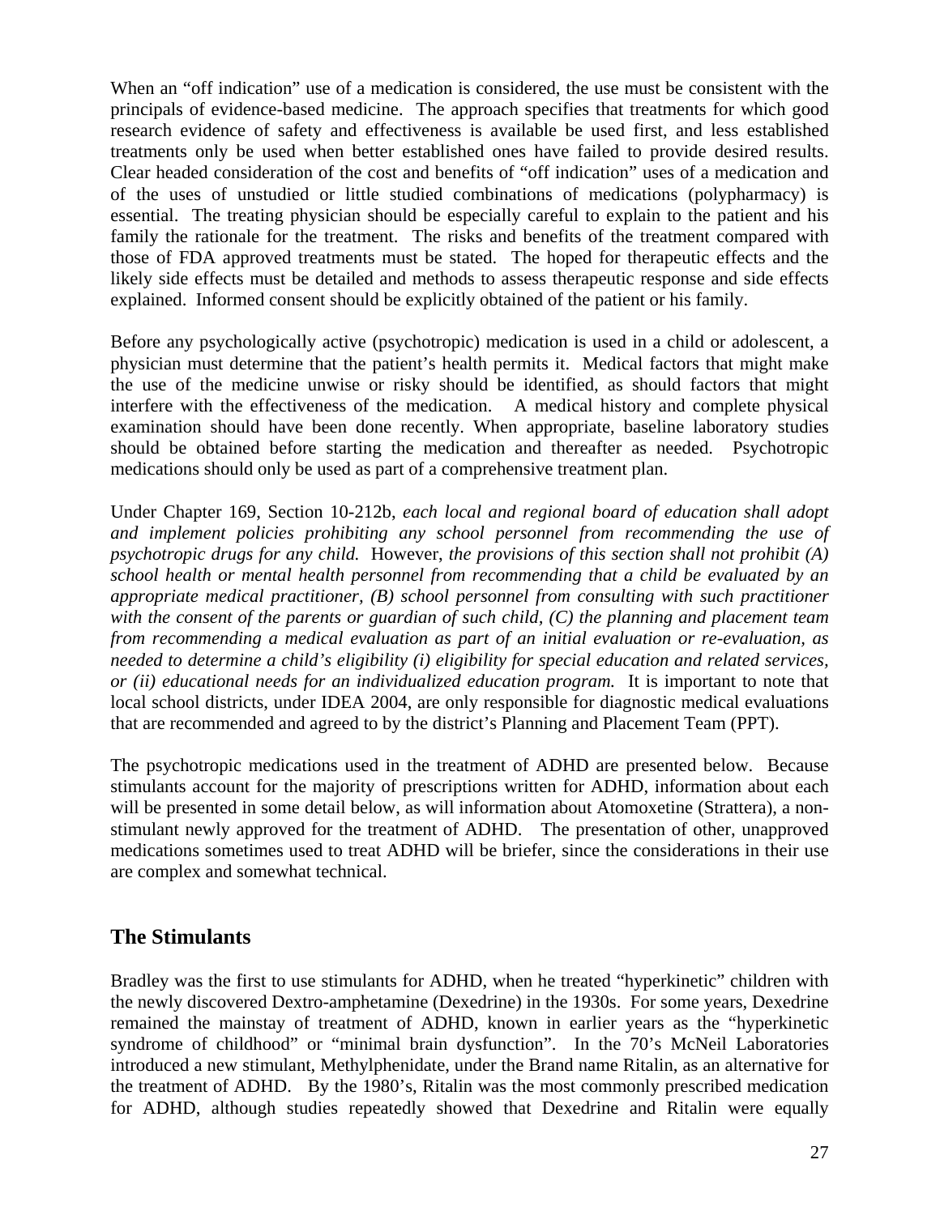When an "off indication" use of a medication is considered, the use must be consistent with the principals of evidence-based medicine. The approach specifies that treatments for which good research evidence of safety and effectiveness is available be used first, and less established treatments only be used when better established ones have failed to provide desired results. Clear headed consideration of the cost and benefits of "off indication" uses of a medication and of the uses of unstudied or little studied combinations of medications (polypharmacy) is essential. The treating physician should be especially careful to explain to the patient and his family the rationale for the treatment. The risks and benefits of the treatment compared with those of FDA approved treatments must be stated. The hoped for therapeutic effects and the likely side effects must be detailed and methods to assess therapeutic response and side effects explained. Informed consent should be explicitly obtained of the patient or his family.

Before any psychologically active (psychotropic) medication is used in a child or adolescent, a physician must determine that the patient's health permits it. Medical factors that might make the use of the medicine unwise or risky should be identified, as should factors that might interfere with the effectiveness of the medication. A medical history and complete physical examination should have been done recently. When appropriate, baseline laboratory studies should be obtained before starting the medication and thereafter as needed. Psychotropic medications should only be used as part of a comprehensive treatment plan.

Under Chapter 169, Section 10-212b, *each local and regional board of education shall adopt and implement policies prohibiting any school personnel from recommending the use of psychotropic drugs for any child.* However, *the provisions of this section shall not prohibit (A) school health or mental health personnel from recommending that a child be evaluated by an appropriate medical practitioner, (B) school personnel from consulting with such practitioner with the consent of the parents or guardian of such child, (C) the planning and placement team from recommending a medical evaluation as part of an initial evaluation or re-evaluation, as needed to determine a child's eligibility (i) eligibility for special education and related services, or (ii) educational needs for an individualized education program.* It is important to note that local school districts, under IDEA 2004, are only responsible for diagnostic medical evaluations that are recommended and agreed to by the district's Planning and Placement Team (PPT).

The psychotropic medications used in the treatment of ADHD are presented below. Because stimulants account for the majority of prescriptions written for ADHD, information about each will be presented in some detail below, as will information about Atomoxetine (Strattera), a non-stimulant newly approved for the treatment of ADHD. The presentation of other, unapproved medications sometimes used to treat ADHD will be briefer, since the considerations in their use are complex and somewhat technical.

## The Stimulants

Bradley was the first to use stimulants for ADHD, when he treated "hyperkinetic" children with the newly discovered Dextro-amphetamine (Dexedrine) in the 1930s. For some years, Dexedrine remained the mainstay of treatment of ADHD, known in earlier years as the "hyperkinetic syndrome of childhood" or "minimal brain dysfunction". In the 70's McNeil Laboratories introduced a new stimulant, Methylphenidate, under the Brand name Ritalin, as an alternative for the treatment of ADHD. By the 1980's, Ritalin was the most commonly prescribed medication for ADHD, although studies repeatedly showed that Dexedrine and Ritalin were equally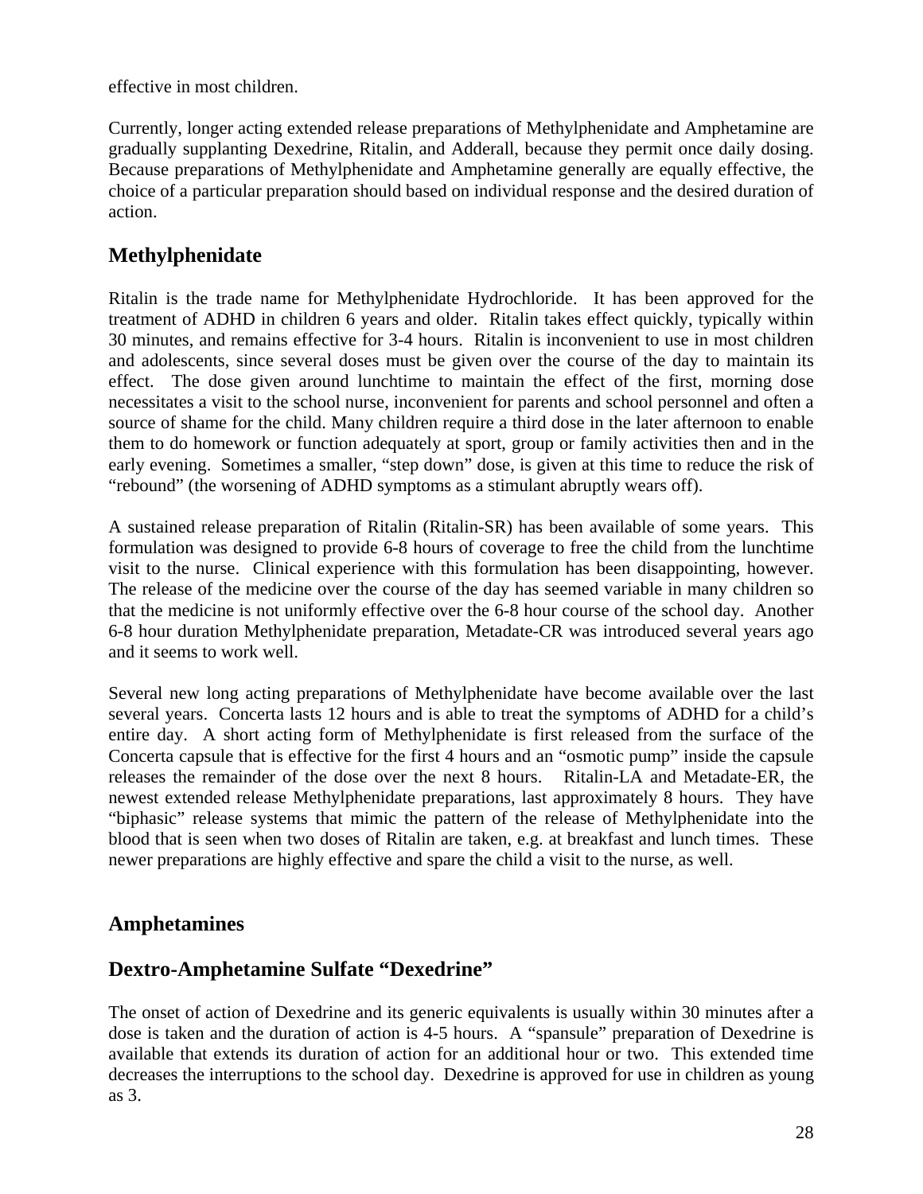effective in most children.

Currently, longer acting extended release preparations of Methylphenidate and Amphetamine are gradually supplanting Dexedrine, Ritalin, and Adderall, because they permit once daily dosing. Because preparations of Methylphenidate and Amphetamine generally are equally effective, the choice of a particular preparation should based on individual response and the desired duration of action.

## Methylphenidate

Ritalin is the trade name for Methylphenidate Hydrochloride. It has been approved for the treatment of ADHD in children 6 years and older. Ritalin takes effect quickly, typically within 30 minutes, and remains effective for 3-4 hours. Ritalin is inconvenient to use in most children and adolescents, since several doses must be given over the course of the day to maintain its effect. The dose given around lunchtime to maintain the effect of the first, morning dose necessitates a visit to the school nurse, inconvenient for parents and school personnel and often a source of shame for the child. Many children require a third dose in the later afternoon to enable them to do homework or function adequately at sport, group or family activities then and in the early evening. Sometimes a smaller, "step down" dose, is given at this time to reduce the risk of "rebound" (the worsening of ADHD symptoms as a stimulant abruptly wears off).

A sustained release preparation of Ritalin (Ritalin-SR) has been available of some years. This formulation was designed to provide 6-8 hours of coverage to free the child from the lunchtime visit to the nurse. Clinical experience with this formulation has been disappointing, however. The release of the medicine over the course of the day has seemed variable in many children so that the medicine is not uniformly effective over the 6-8 hour course of the school day. Another 6-8 hour duration Methylphenidate preparation, Metadate-CR was introduced several years ago and it seems to work well.

Several new long acting preparations of Methylphenidate have become available over the last several years. Concerta lasts 12 hours and is able to treat the symptoms of ADHD for a child's entire day. A short acting form of Methylphenidate is first released from the surface of the Concerta capsule that is effective for the first 4 hours and an "osmotic pump" inside the capsule releases the remainder of the dose over the next 8 hours. Ritalin-LA and Metadate-ER, the newest extended release Methylphenidate preparations, last approximately 8 hours. They have "biphasic" release systems that mimic the pattern of the release of Methylphenidate into the blood that is seen when two doses of Ritalin are taken, e.g. at breakfast and lunch times. These newer preparations are highly effective and spare the child a visit to the nurse, as well.

## Amphetamines

## Dextro-Amphetamine Sulfate "Dexedrine"

The onset of action of Dexedrine and its generic equivalents is usually within 30 minutes after a dose is taken and the duration of action is 4-5 hours. A "spansule" preparation of Dexedrine is available that extends its duration of action for an additional hour or two. This extended time decreases the interruptions to the school day. Dexedrine is approved for use in children as young as 3.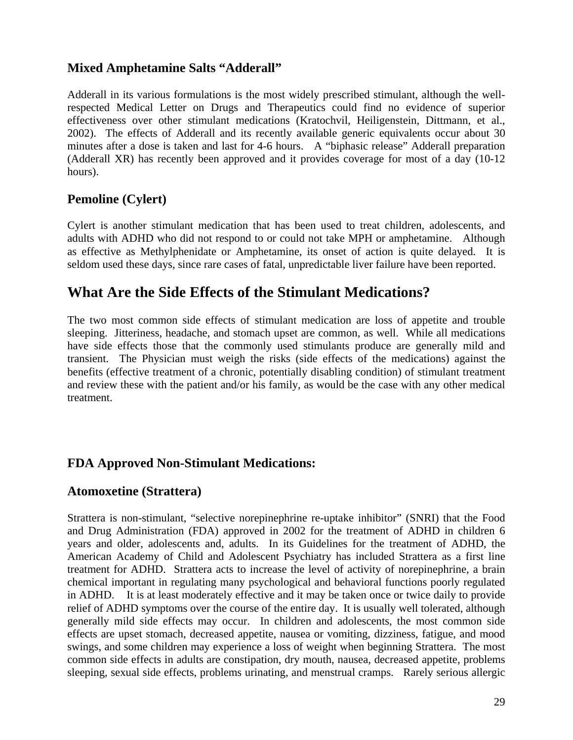### Mixed Amphetamine Salts "Adderall"

Adderall in its various formulations is the most widely prescribed stimulant, although the well-respected Medical Letter on Drugs and Therapeutics could find no evidence of superior effectiveness over other stimulant medications (Kratochvil, Heiligenstein, Dittmann, et al., 2002). The effects of Adderall and its recently available generic equivalents occur about 30 minutes after a dose is taken and last for 4-6 hours. A "biphasic release" Adderall preparation (Adderall XR) has recently been approved and it provides coverage for most of a day (10-12 hours).

### Pemoline (Cylert)

Cylert is another stimulant medication that has been used to treat children, adolescents, and adults with ADHD who did not respond to or could not take MPH or amphetamine. Although as effective as Methylphenidate or Amphetamine, its onset of action is quite delayed. It is seldom used these days, since rare cases of fatal, unpredictable liver failure have been reported.

## What Are the Side Effects of the Stimulant Medications?

The two most common side effects of stimulant medication are loss of appetite and trouble sleeping. Jitteriness, headache, and stomach upset are common, as well. While all medications have side effects those that the commonly used stimulants produce are generally mild and transient. The Physician must weigh the risks (side effects of the medications) against the benefits (effective treatment of a chronic, potentially disabling condition) of stimulant treatment and review these with the patient and/or his family, as would be the case with any other medical treatment.

### FDA Approved Non-Stimulant Medications:

### Atomoxetine (Strattera)

Strattera is non-stimulant, "selective norepinephrine re-uptake inhibitor" (SNRI) that the Food and Drug Administration (FDA) approved in 2002 for the treatment of ADHD in children 6 years and older, adolescents and, adults. In its Guidelines for the treatment of ADHD, the American Academy of Child and Adolescent Psychiatry has included Strattera as a first line treatment for ADHD. Strattera acts to increase the level of activity of norepinephrine, a brain chemical important in regulating many psychological and behavioral functions poorly regulated in ADHD. It is at least moderately effective and it may be taken once or twice daily to provide relief of ADHD symptoms over the course of the entire day. It is usually well tolerated, although generally mild side effects may occur. In children and adolescents, the most common side effects are upset stomach, decreased appetite, nausea or vomiting, dizziness, fatigue, and mood swings, and some children may experience a loss of weight when beginning Strattera. The most common side effects in adults are constipation, dry mouth, nausea, decreased appetite, problems sleeping, sexual side effects, problems urinating, and menstrual cramps. Rarely serious allergic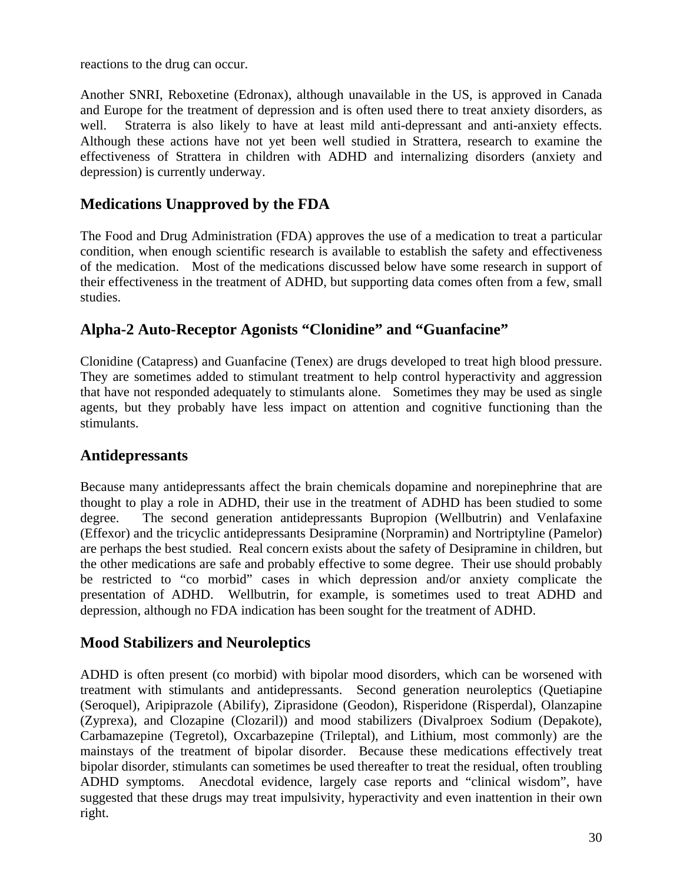reactions to the drug can occur.

Another SNRI, Reboxetine (Edronax), although unavailable in the US, is approved in Canada and Europe for the treatment of depression and is often used there to treat anxiety disorders, as well. Straterra is also likely to have at least mild anti-depressant and anti-anxiety effects. Although these actions have not yet been well studied in Strattera, research to examine the effectiveness of Strattera in children with ADHD and internalizing disorders (anxiety and depression) is currently underway.

## Medications Unapproved by the FDA

The Food and Drug Administration (FDA) approves the use of a medication to treat a particular condition, when enough scientific research is available to establish the safety and effectiveness of the medication. Most of the medications discussed below have some research in support of their effectiveness in the treatment of ADHD, but supporting data comes often from a few, small studies.

## Alpha-2 Auto-Receptor Agonists "Clonidine" and "Guanfacine"

Clonidine (Catapress) and Guanfacine (Tenex) are drugs developed to treat high blood pressure. They are sometimes added to stimulant treatment to help control hyperactivity and aggression that have not responded adequately to stimulants alone. Sometimes they may be used as single agents, but they probably have less impact on attention and cognitive functioning than the stimulants.

## Antidepressants

Because many antidepressants affect the brain chemicals dopamine and norepinephrine that are thought to play a role in ADHD, their use in the treatment of ADHD has been studied to some degree. The second generation antidepressants Bupropion (Wellbutrin) and Venlafaxine (Effexor) and the tricyclic antidepressants Desipramine (Norpramin) and Nortriptyline (Pamelor) are perhaps the best studied. Real concern exists about the safety of Desipramine in children, but the other medications are safe and probably effective to some degree. Their use should probably be restricted to "co morbid" cases in which depression and/or anxiety complicate the presentation of ADHD. Wellbutrin, for example, is sometimes used to treat ADHD and depression, although no FDA indication has been sought for the treatment of ADHD.

## Mood Stabilizers and Neuroleptics

ADHD is often present (co morbid) with bipolar mood disorders, which can be worsened with treatment with stimulants and antidepressants. Second generation neuroleptics (Quetiapine (Seroquel), Aripiprazole (Abilify), Ziprasidone (Geodon), Risperidone (Risperdal), Olanzapine (Zyprexa), and Clozapine (Clozaril)) and mood stabilizers (Divalproex Sodium (Depakote), Carbamazepine (Tegretol), Oxcarbazepine (Trileptal), and Lithium, most commonly) are the mainstays of the treatment of bipolar disorder. Because these medications effectively treat bipolar disorder, stimulants can sometimes be used thereafter to treat the residual, often troubling ADHD symptoms. Anecdotal evidence, largely case reports and "clinical wisdom", have suggested that these drugs may treat impulsivity, hyperactivity and even inattention in their own right.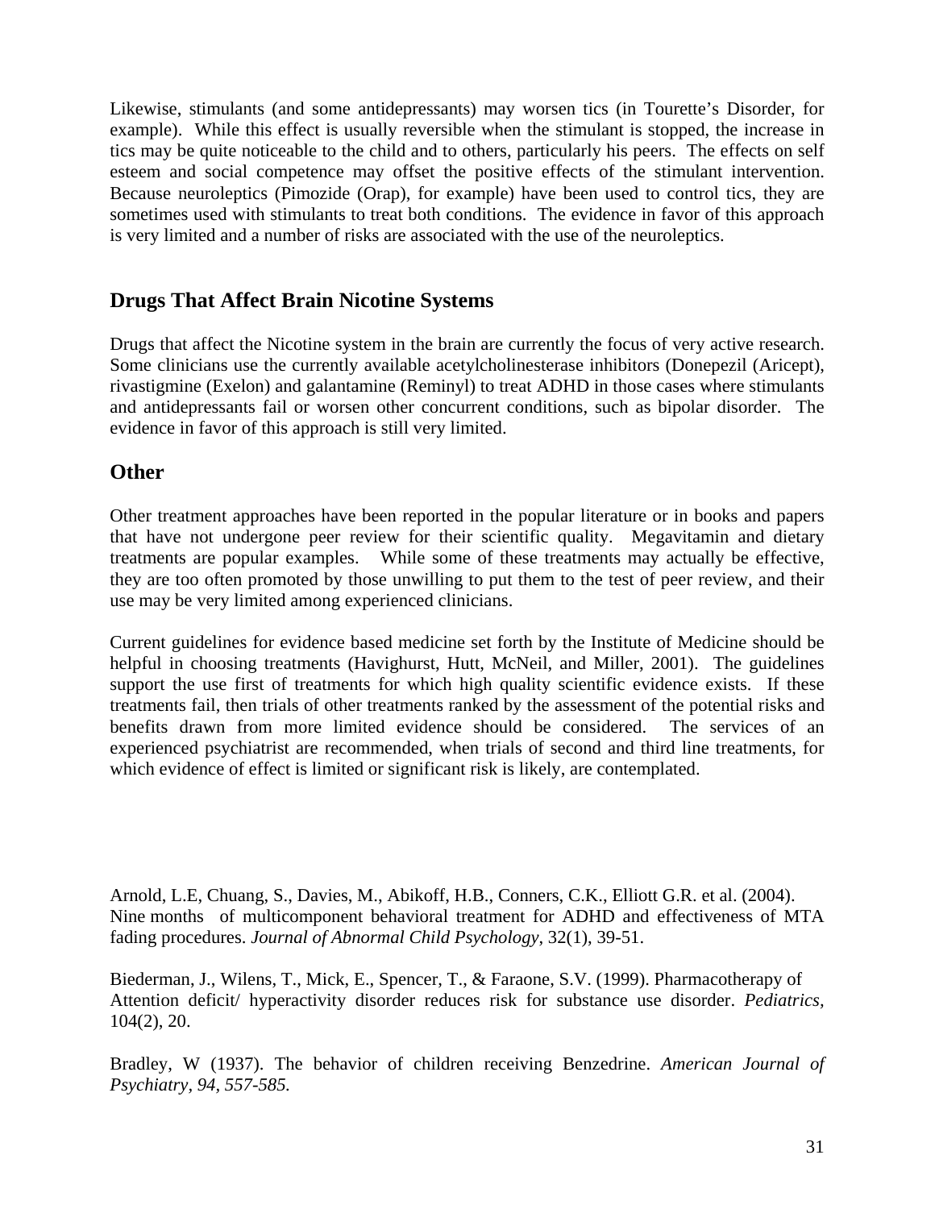Likewise, stimulants (and some antidepressants) may worsen tics (in Tourette's Disorder, for example). While this effect is usually reversible when the stimulant is stopped, the increase in tics may be quite noticeable to the child and to others, particularly his peers. The effects on self esteem and social competence may offset the positive effects of the stimulant intervention. Because neuroleptics (Pimozide (Orap), for example) have been used to control tics, they are sometimes used with stimulants to treat both conditions. The evidence in favor of this approach is very limited and a number of risks are associated with the use of the neuroleptics.

## Drugs That Affect Brain Nicotine Systems

Drugs that affect the Nicotine system in the brain are currently the focus of very active research. Some clinicians use the currently available acetylcholinesterase inhibitors (Donepezil (Aricept), rivastigmine (Exelon) and galantamine (Reminyl) to treat ADHD in those cases where stimulants and antidepressants fail or worsen other concurrent conditions, such as bipolar disorder. The evidence in favor of this approach is still very limited.

## Other

Other treatment approaches have been reported in the popular literature or in books and papers that have not undergone peer review for their scientific quality. Megavitamin and dietary treatments are popular examples. While some of these treatments may actually be effective, they are too often promoted by those unwilling to put them to the test of peer review, and their use may be very limited among experienced clinicians.

Current guidelines for evidence based medicine set forth by the Institute of Medicine should be helpful in choosing treatments (Havighurst, Hutt, McNeil, and Miller, 2001). The guidelines support the use first of treatments for which high quality scientific evidence exists. If these treatments fail, then trials of other treatments ranked by the assessment of the potential risks and benefits drawn from more limited evidence should be considered. The services of an experienced psychiatrist are recommended, when trials of second and third line treatments, for which evidence of effect is limited or significant risk is likely, are contemplated.

Arnold, L.E, Chuang, S., Davies, M., Abikoff, H.B., Conners, C.K., Elliott G.R. et al. (2004). Nine months of multicomponent behavioral treatment for ADHD and effectiveness of MTA fading procedures. *Journal of Abnormal Child Psychology*, 32(1), 39-51.

Biederman, J., Wilens, T., Mick, E., Spencer, T., & Faraone, S.V. (1999). Pharmacotherapy of Attention deficit/ hyperactivity disorder reduces risk for substance use disorder. *Pediatrics,* 104(2), 20.

Bradley, W (1937). The behavior of children receiving Benzedrine. *American Journal of Psychiatry, 94, 557-585.*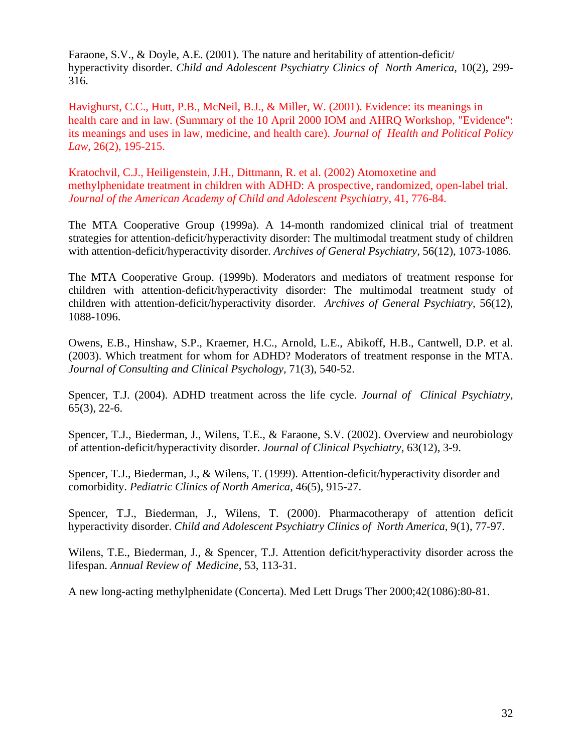Faraone, S.V., & Doyle, A.E. (2001). The nature and heritability of attention-deficit/ hyperactivity disorder. *Child and Adolescent Psychiatry Clinics of North America*, 10(2), 299-316.

Havighurst, C.C., Hutt, P.B., McNeil, B.J., & Miller, W. (2001). Evidence: its meanings in health care and in law. (Summary of the 10 April 2000 IOM and AHRQ Workshop, "Evidence": its meanings and uses in law, medicine, and health care). *Journal of Health and Political Policy Law*, 26(2), 195-215.

Kratochvil, C.J., Heiligenstein, J.H., Dittmann, R. et al. (2002) Atomoxetine and methylphenidate treatment in children with ADHD: A prospective, randomized, open-label trial. *Journal of the American Academy of Child and Adolescent Psychiatry*, 41, 776-84.

The MTA Cooperative Group (1999a). A 14-month randomized clinical trial of treatment strategies for attention-deficit/hyperactivity disorder: The multimodal treatment study of children with attention-deficit/hyperactivity disorder. *Archives of General Psychiatry*, 56(12), 1073-1086.

The MTA Cooperative Group. (1999b). Moderators and mediators of treatment response for children with attention-deficit/hyperactivity disorder: The multimodal treatment study of children with attention-deficit/hyperactivity disorder. *Archives of General Psychiatry*, 56(12), 1088-1096.

Owens, E.B., Hinshaw, S.P., Kraemer, H.C., Arnold, L.E., Abikoff, H.B., Cantwell, D.P. et al. (2003). Which treatment for whom for ADHD? Moderators of treatment response in the MTA. *Journal of Consulting and Clinical Psychology*, 71(3), 540-52.

Spencer, T.J. (2004). ADHD treatment across the life cycle. *Journal of Clinical Psychiatry*, 65(3), 22-6.

Spencer, T.J., Biederman, J., Wilens, T.E., & Faraone, S.V. (2002). Overview and neurobiology of attention-deficit/hyperactivity disorder. *Journal of Clinical Psychiatry*, 63(12), 3-9.

Spencer, T.J., Biederman, J., & Wilens, T. (1999). Attention-deficit/hyperactivity disorder and comorbidity. *Pediatric Clinics of North America*, 46(5), 915-27.

Spencer, T.J., Biederman, J., Wilens, T. (2000). Pharmacotherapy of attention deficit hyperactivity disorder. *Child and Adolescent Psychiatry Clinics of North America*, 9(1), 77-97.

Wilens, T.E., Biederman, J., & Spencer, T.J. Attention deficit/hyperactivity disorder across the lifespan. *Annual Review of Medicine*, 53, 113-31.

A new long-acting methylphenidate (Concerta). Med Lett Drugs Ther 2000;42(1086):80-81.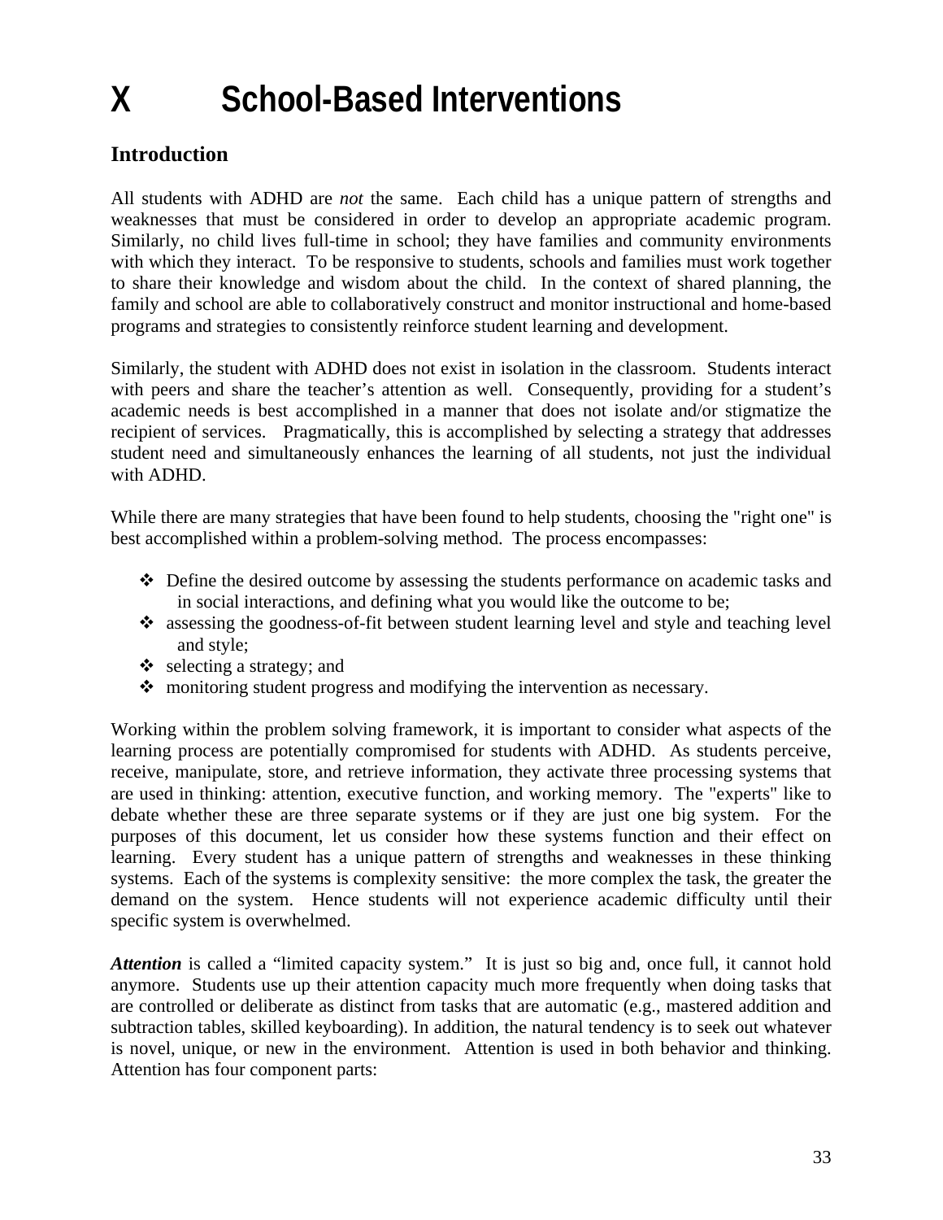# X School-Based Interventions

## Introduction

All students with ADHD are *not* the same. Each child has a unique pattern of strengths and weaknesses that must be considered in order to develop an appropriate academic program. Similarly, no child lives full-time in school; they have families and community environments with which they interact. To be responsive to students, schools and families must work together to share their knowledge and wisdom about the child. In the context of shared planning, the family and school are able to collaboratively construct and monitor instructional and home-based programs and strategies to consistently reinforce student learning and development.

Similarly, the student with ADHD does not exist in isolation in the classroom. Students interact with peers and share the teacher's attention as well. Consequently, providing for a student's academic needs is best accomplished in a manner that does not isolate and/or stigmatize the recipient of services. Pragmatically, this is accomplished by selecting a strategy that addresses student need and simultaneously enhances the learning of all students, not just the individual with ADHD.

While there are many strategies that have been found to help students, choosing the "right one" is best accomplished within a problem-solving method. The process encompasses:

- Define the desired outcome by assessing the students performance on academic tasks and in social interactions, and defining what you would like the outcome to be;
- assessing the goodness-of-fit between student learning level and style and teaching level and style;
- selecting a strategy; and
- monitoring student progress and modifying the intervention as necessary.

Working within the problem solving framework, it is important to consider what aspects of the learning process are potentially compromised for students with ADHD. As students perceive, receive, manipulate, store, and retrieve information, they activate three processing systems that are used in thinking: attention, executive function, and working memory. The "experts" like to debate whether these are three separate systems or if they are just one big system. For the purposes of this document, let us consider how these systems function and their effect on learning. Every student has a unique pattern of strengths and weaknesses in these thinking systems. Each of the systems is complexity sensitive: the more complex the task, the greater the demand on the system. Hence students will not experience academic difficulty until their specific system is overwhelmed.

***Attention*** is called a "limited capacity system." It is just so big and, once full, it cannot hold anymore. Students use up their attention capacity much more frequently when doing tasks that are controlled or deliberate as distinct from tasks that are automatic (e.g., mastered addition and subtraction tables, skilled keyboarding). In addition, the natural tendency is to seek out whatever is novel, unique, or new in the environment. Attention is used in both behavior and thinking. Attention has four component parts: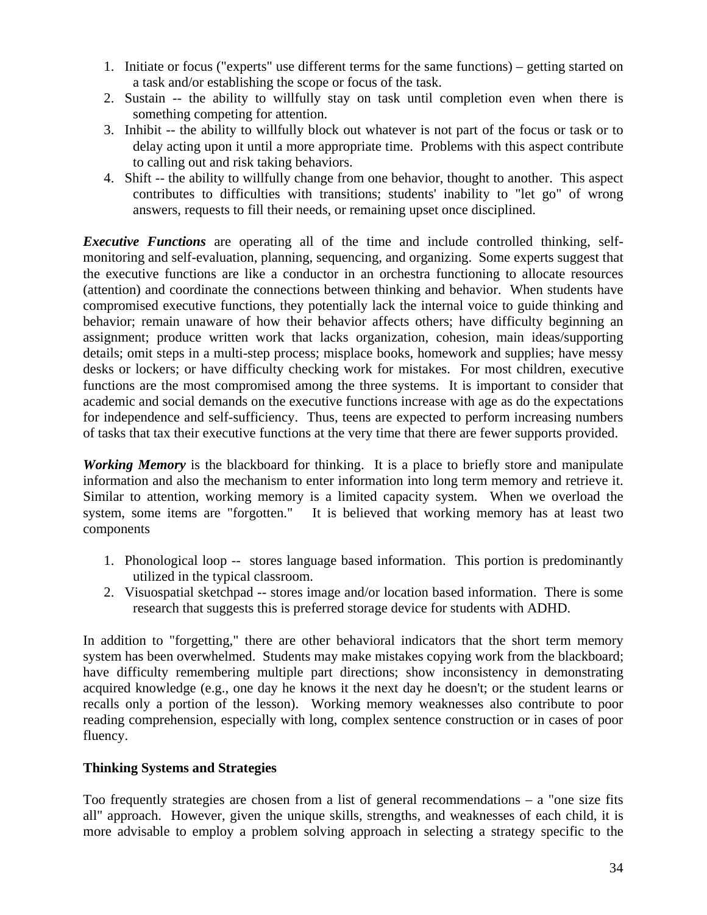1. Initiate or focus ("experts" use different terms for the same functions) – getting started on a task and/or establishing the scope or focus of the task.
2. Sustain -- the ability to willfully stay on task until completion even when there is something competing for attention.
3. Inhibit -- the ability to willfully block out whatever is not part of the focus or task or to delay acting upon it until a more appropriate time. Problems with this aspect contribute to calling out and risk taking behaviors.
4. Shift -- the ability to willfully change from one behavior, thought to another. This aspect contributes to difficulties with transitions; students' inability to "let go" of wrong answers, requests to fill their needs, or remaining upset once disciplined.

***Executive Functions*** are operating all of the time and include controlled thinking, self-monitoring and self-evaluation, planning, sequencing, and organizing. Some experts suggest that the executive functions are like a conductor in an orchestra functioning to allocate resources (attention) and coordinate the connections between thinking and behavior. When students have compromised executive functions, they potentially lack the internal voice to guide thinking and behavior; remain unaware of how their behavior affects others; have difficulty beginning an assignment; produce written work that lacks organization, cohesion, main ideas/supporting details; omit steps in a multi-step process; misplace books, homework and supplies; have messy desks or lockers; or have difficulty checking work for mistakes. For most children, executive functions are the most compromised among the three systems. It is important to consider that academic and social demands on the executive functions increase with age as do the expectations for independence and self-sufficiency. Thus, teens are expected to perform increasing numbers of tasks that tax their executive functions at the very time that there are fewer supports provided.

***Working Memory*** is the blackboard for thinking. It is a place to briefly store and manipulate information and also the mechanism to enter information into long term memory and retrieve it. Similar to attention, working memory is a limited capacity system. When we overload the system, some items are "forgotten." It is believed that working memory has at least two components

1. Phonological loop -- stores language based information. This portion is predominantly utilized in the typical classroom.
2. Visuospatial sketchpad -- stores image and/or location based information. There is some research that suggests this is preferred storage device for students with ADHD.

In addition to "forgetting," there are other behavioral indicators that the short term memory system has been overwhelmed. Students may make mistakes copying work from the blackboard; have difficulty remembering multiple part directions; show inconsistency in demonstrating acquired knowledge (e.g., one day he knows it the next day he doesn't; or the student learns or recalls only a portion of the lesson). Working memory weaknesses also contribute to poor reading comprehension, especially with long, complex sentence construction or in cases of poor fluency.

**Thinking Systems and Strategies**

Too frequently strategies are chosen from a list of general recommendations – a "one size fits all" approach. However, given the unique skills, strengths, and weaknesses of each child, it is more advisable to employ a problem solving approach in selecting a strategy specific to the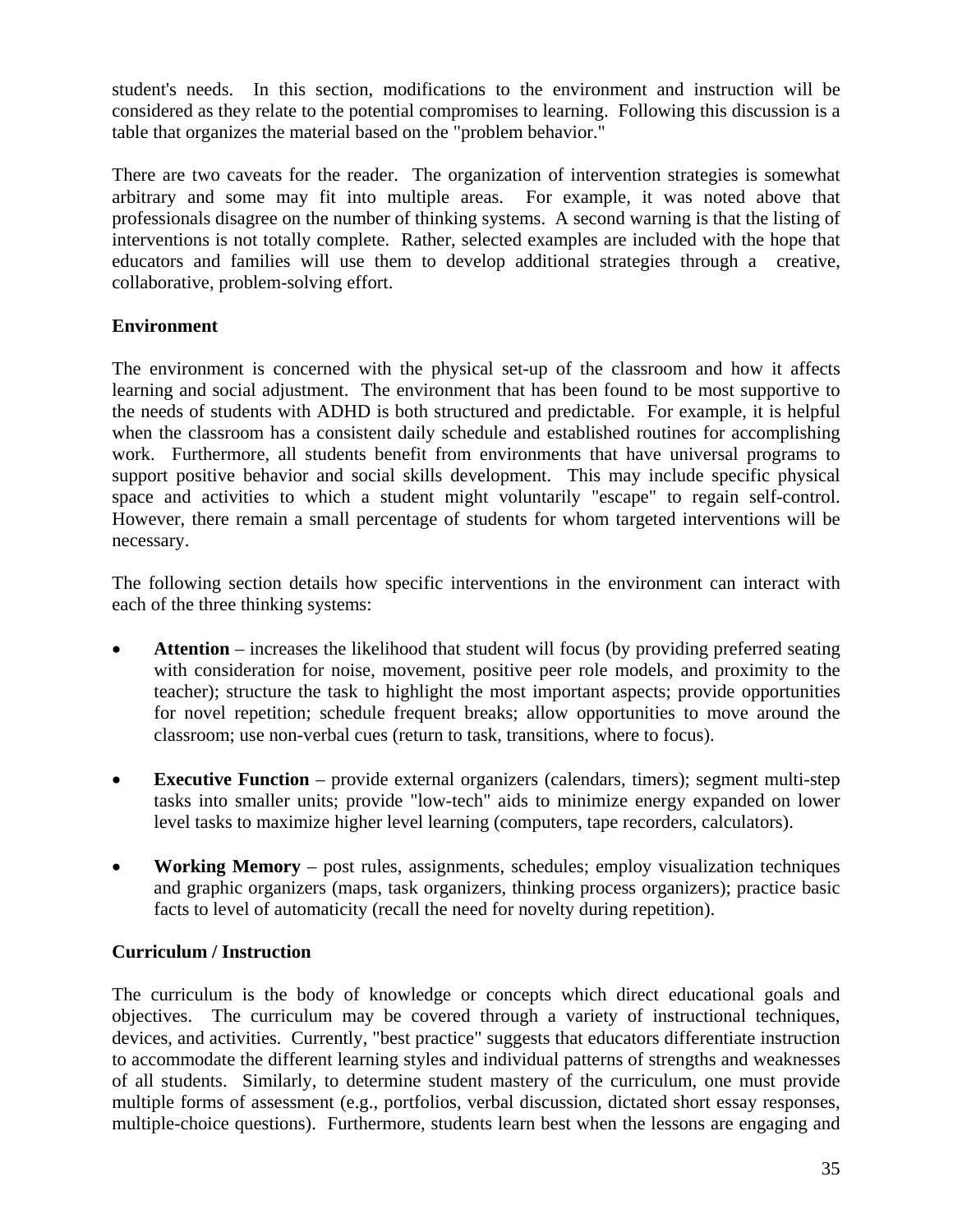student's needs. In this section, modifications to the environment and instruction will be considered as they relate to the potential compromises to learning. Following this discussion is a table that organizes the material based on the "problem behavior."

There are two caveats for the reader. The organization of intervention strategies is somewhat arbitrary and some may fit into multiple areas. For example, it was noted above that professionals disagree on the number of thinking systems. A second warning is that the listing of interventions is not totally complete. Rather, selected examples are included with the hope that educators and families will use them to develop additional strategies through a creative, collaborative, problem-solving effort.

**Environment**

The environment is concerned with the physical set-up of the classroom and how it affects learning and social adjustment. The environment that has been found to be most supportive to the needs of students with ADHD is both structured and predictable. For example, it is helpful when the classroom has a consistent daily schedule and established routines for accomplishing work. Furthermore, all students benefit from environments that have universal programs to support positive behavior and social skills development. This may include specific physical space and activities to which a student might voluntarily "escape" to regain self-control. However, there remain a small percentage of students for whom targeted interventions will be necessary.

The following section details how specific interventions in the environment can interact with each of the three thinking systems:

- **Attention** – increases the likelihood that student will focus (by providing preferred seating with consideration for noise, movement, positive peer role models, and proximity to the teacher); structure the task to highlight the most important aspects; provide opportunities for novel repetition; schedule frequent breaks; allow opportunities to move around the classroom; use non-verbal cues (return to task, transitions, where to focus).

- **Executive Function** – provide external organizers (calendars, timers); segment multi-step tasks into smaller units; provide "low-tech" aids to minimize energy expanded on lower level tasks to maximize higher level learning (computers, tape recorders, calculators).

- **Working Memory** – post rules, assignments, schedules; employ visualization techniques and graphic organizers (maps, task organizers, thinking process organizers); practice basic facts to level of automaticity (recall the need for novelty during repetition).

**Curriculum / Instruction**

The curriculum is the body of knowledge or concepts which direct educational goals and objectives. The curriculum may be covered through a variety of instructional techniques, devices, and activities. Currently, "best practice" suggests that educators differentiate instruction to accommodate the different learning styles and individual patterns of strengths and weaknesses of all students. Similarly, to determine student mastery of the curriculum, one must provide multiple forms of assessment (e.g., portfolios, verbal discussion, dictated short essay responses, multiple-choice questions). Furthermore, students learn best when the lessons are engaging and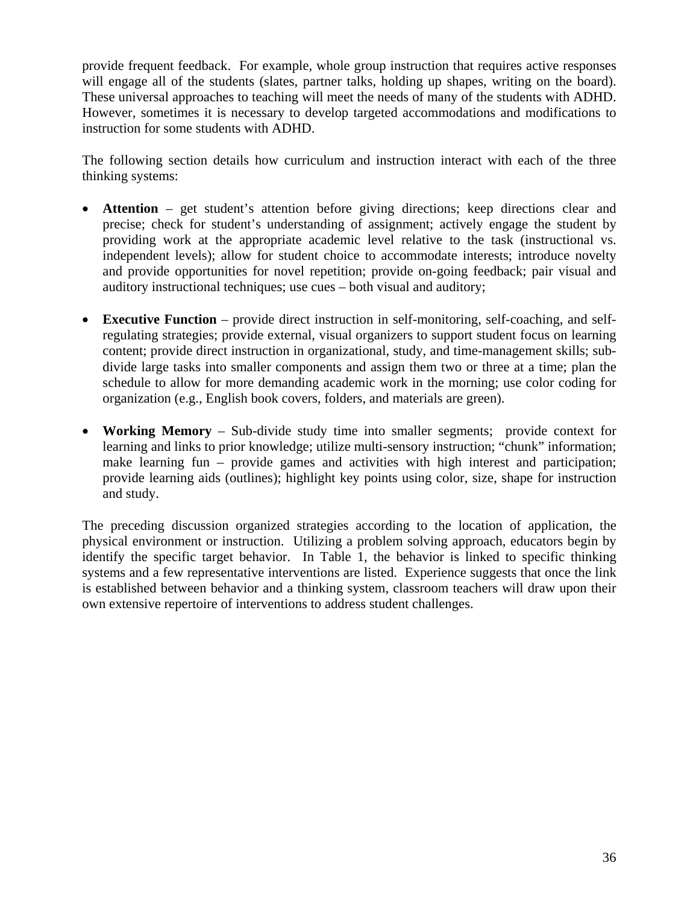provide frequent feedback. For example, whole group instruction that requires active responses will engage all of the students (slates, partner talks, holding up shapes, writing on the board). These universal approaches to teaching will meet the needs of many of the students with ADHD. However, sometimes it is necessary to develop targeted accommodations and modifications to instruction for some students with ADHD.

The following section details how curriculum and instruction interact with each of the three thinking systems:

- **Attention** – get student's attention before giving directions; keep directions clear and precise; check for student's understanding of assignment; actively engage the student by providing work at the appropriate academic level relative to the task (instructional vs. independent levels); allow for student choice to accommodate interests; introduce novelty and provide opportunities for novel repetition; provide on-going feedback; pair visual and auditory instructional techniques; use cues – both visual and auditory;

- **Executive Function** – provide direct instruction in self-monitoring, self-coaching, and self-regulating strategies; provide external, visual organizers to support student focus on learning content; provide direct instruction in organizational, study, and time-management skills; sub-divide large tasks into smaller components and assign them two or three at a time; plan the schedule to allow for more demanding academic work in the morning; use color coding for organization (e.g., English book covers, folders, and materials are green).

- **Working Memory** – Sub-divide study time into smaller segments; provide context for learning and links to prior knowledge; utilize multi-sensory instruction; "chunk" information; make learning fun – provide games and activities with high interest and participation; provide learning aids (outlines); highlight key points using color, size, shape for instruction and study.

The preceding discussion organized strategies according to the location of application, the physical environment or instruction. Utilizing a problem solving approach, educators begin by identify the specific target behavior. In Table 1, the behavior is linked to specific thinking systems and a few representative interventions are listed. Experience suggests that once the link is established between behavior and a thinking system, classroom teachers will draw upon their own extensive repertoire of interventions to address student challenges.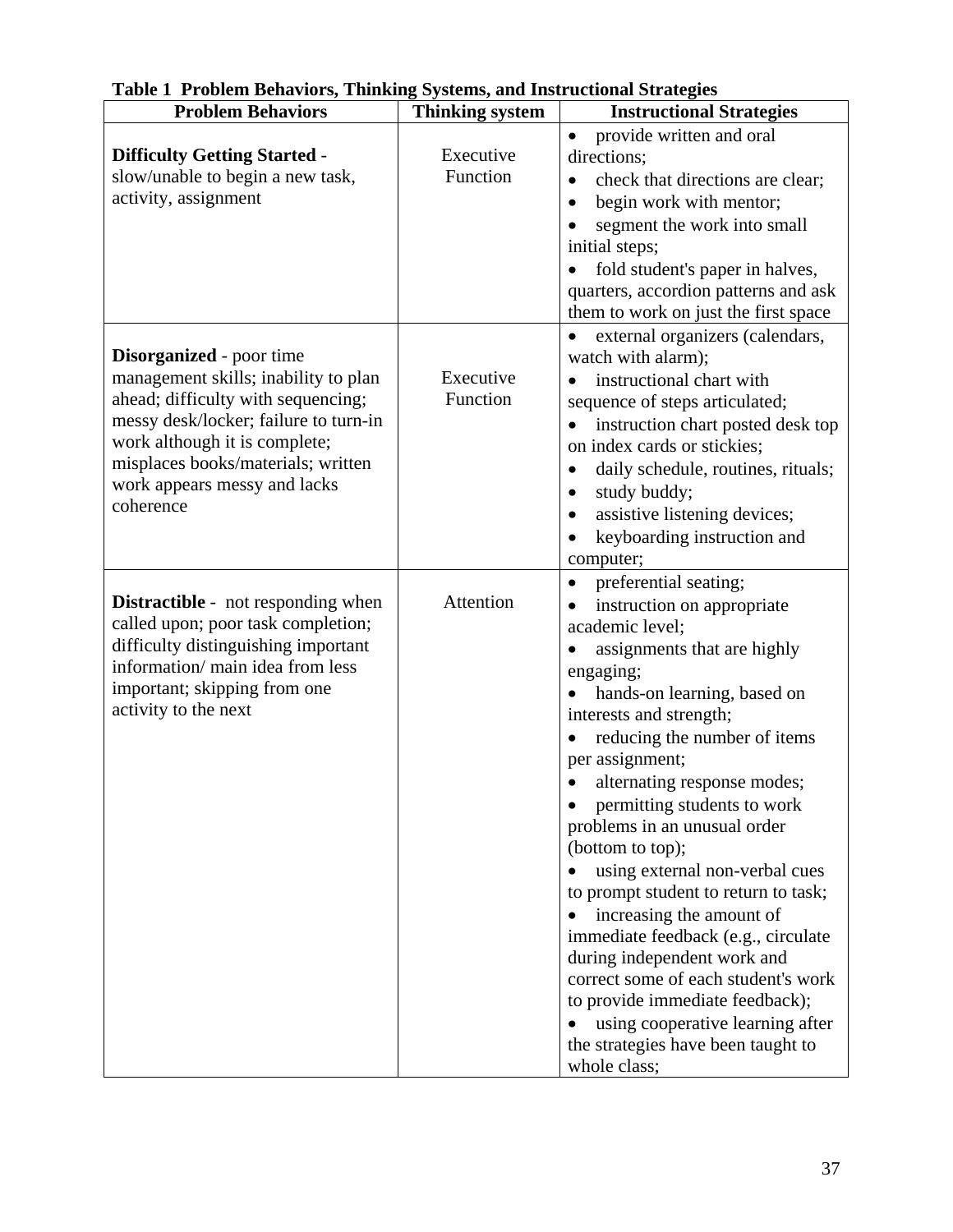**Table 1 Problem Behaviors, Thinking Systems, and Instructional Strategies**

| Problem Behaviors | Thinking system | Instructional Strategies |
|---|---|---|
| **Difficulty Getting Started** - slow/unable to begin a new task, activity, assignment | Executive Function | • provide written and oral directions; <br>• check that directions are clear; <br>• begin work with mentor; <br>• segment the work into small initial steps; <br>• fold student's paper in halves, quarters, accordion patterns and ask them to work on just the first space |
| **Disorganized** - poor time management skills; inability to plan ahead; difficulty with sequencing; messy desk/locker; failure to turn-in work although it is complete; misplaces books/materials; written work appears messy and lacks coherence | Executive Function | • external organizers (calendars, watch with alarm); <br>• instructional chart with sequence of steps articulated; <br>• instruction chart posted desk top on index cards or stickies; <br>• daily schedule, routines, rituals; <br>• study buddy; <br>• assistive listening devices; <br>• keyboarding instruction and computer; |
| **Distractible** - not responding when called upon; poor task completion; difficulty distinguishing important information/ main idea from less important; skipping from one activity to the next | Attention | • preferential seating; <br>• instruction on appropriate academic level; <br>• assignments that are highly engaging; <br>• hands-on learning, based on interests and strength; <br>• reducing the number of items per assignment; <br>• alternating response modes; <br>• permitting students to work problems in an unusual order (bottom to top); <br>• using external non-verbal cues to prompt student to return to task; <br>• increasing the amount of immediate feedback (e.g., circulate during independent work and correct some of each student's work to provide immediate feedback); <br>• using cooperative learning after the strategies have been taught to whole class; |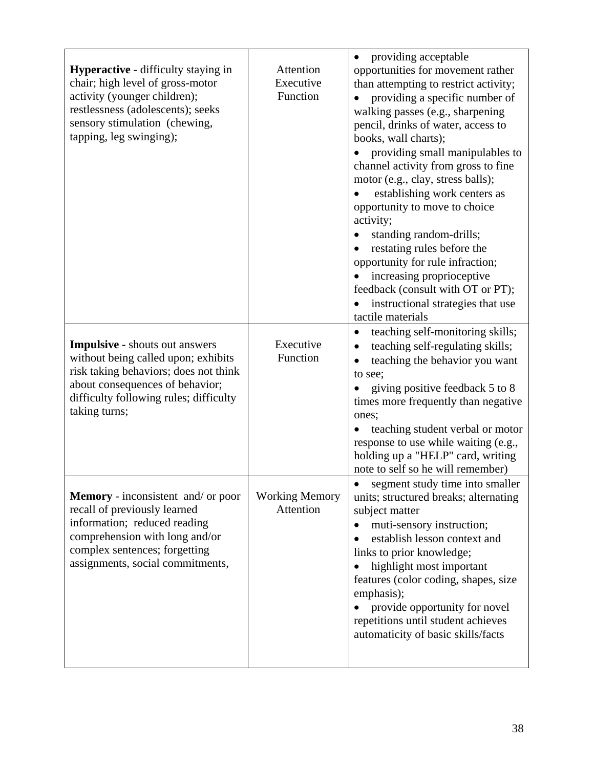| | | |
|---|---|---|
| **Hyperactive** - difficulty staying in chair; high level of gross-motor activity (younger children); restlessness (adolescents); seeks sensory stimulation (chewing, tapping, leg swinging); | Attention<br>Executive Function | • providing acceptable opportunities for movement rather than attempting to restrict activity;<br>• providing a specific number of walking passes (e.g., sharpening pencil, drinks of water, access to books, wall charts);<br>• providing small manipulables to channel activity from gross to fine motor (e.g., clay, stress balls);<br>• establishing work centers as opportunity to move to choice activity;<br>• standing random-drills;<br>• restating rules before the opportunity for rule infraction;<br>• increasing proprioceptive feedback (consult with OT or PT);<br>• instructional strategies that use tactile materials |
| **Impulsive -** shouts out answers without being called upon; exhibits risk taking behaviors; does not think about consequences of behavior; difficulty following rules; difficulty taking turns; | Executive Function | • teaching self-monitoring skills;<br>• teaching self-regulating skills;<br>• teaching the behavior you want to see;<br>• giving positive feedback 5 to 8 times more frequently than negative ones;<br>• teaching student verbal or motor response to use while waiting (e.g., holding up a "HELP" card, writing note to self so he will remember) |
| **Memory** - inconsistent and/ or poor recall of previously learned information; reduced reading comprehension with long and/or complex sentences; forgetting assignments, social commitments, | Working Memory<br>Attention | • segment study time into smaller units; structured breaks; alternating subject matter<br>• muti-sensory instruction;<br>• establish lesson context and links to prior knowledge;<br>• highlight most important features (color coding, shapes, size emphasis);<br>• provide opportunity for novel repetitions until student achieves automaticity of basic skills/facts |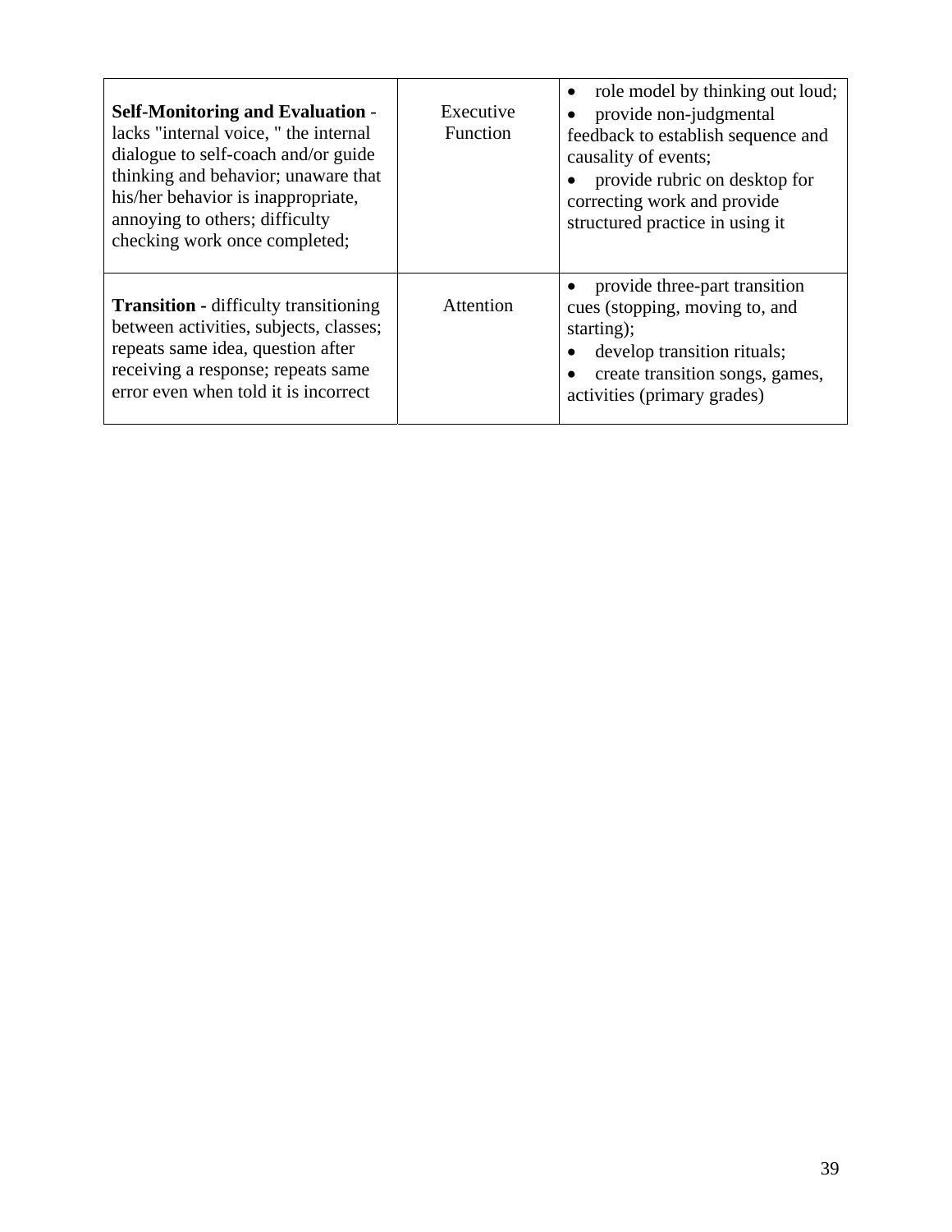| | | |
|---|---|---|
| **Self-Monitoring and Evaluation** - lacks "internal voice, " the internal dialogue to self-coach and/or guide thinking and behavior; unaware that his/her behavior is inappropriate, annoying to others; difficulty checking work once completed; | Executive Function | • role model by thinking out loud; <br> • provide non-judgmental feedback to establish sequence and causality of events; <br> • provide rubric on desktop for correcting work and provide structured practice in using it |
| **Transition -** difficulty transitioning between activities, subjects, classes; repeats same idea, question after receiving a response; repeats same error even when told it is incorrect | Attention | • provide three-part transition cues (stopping, moving to, and starting); <br> • develop transition rituals; <br> • create transition songs, games, activities (primary grades) |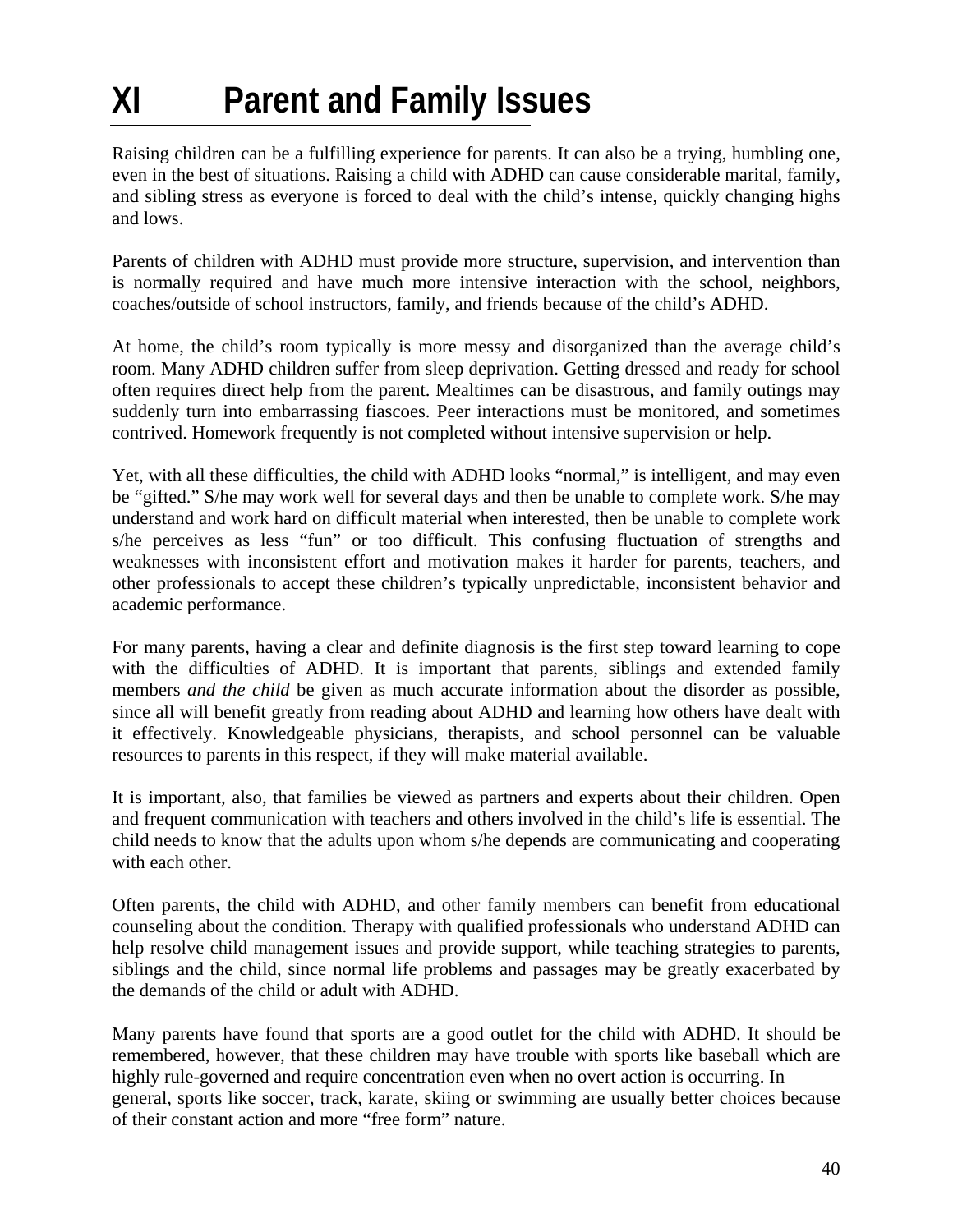# XI Parent and Family Issues

Raising children can be a fulfilling experience for parents. It can also be a trying, humbling one, even in the best of situations. Raising a child with ADHD can cause considerable marital, family, and sibling stress as everyone is forced to deal with the child's intense, quickly changing highs and lows.

Parents of children with ADHD must provide more structure, supervision, and intervention than is normally required and have much more intensive interaction with the school, neighbors, coaches/outside of school instructors, family, and friends because of the child's ADHD.

At home, the child's room typically is more messy and disorganized than the average child's room. Many ADHD children suffer from sleep deprivation. Getting dressed and ready for school often requires direct help from the parent. Mealtimes can be disastrous, and family outings may suddenly turn into embarrassing fiascoes. Peer interactions must be monitored, and sometimes contrived. Homework frequently is not completed without intensive supervision or help.

Yet, with all these difficulties, the child with ADHD looks "normal," is intelligent, and may even be "gifted." S/he may work well for several days and then be unable to complete work. S/he may understand and work hard on difficult material when interested, then be unable to complete work s/he perceives as less "fun" or too difficult. This confusing fluctuation of strengths and weaknesses with inconsistent effort and motivation makes it harder for parents, teachers, and other professionals to accept these children's typically unpredictable, inconsistent behavior and academic performance.

For many parents, having a clear and definite diagnosis is the first step toward learning to cope with the difficulties of ADHD. It is important that parents, siblings and extended family members *and the child* be given as much accurate information about the disorder as possible, since all will benefit greatly from reading about ADHD and learning how others have dealt with it effectively. Knowledgeable physicians, therapists, and school personnel can be valuable resources to parents in this respect, if they will make material available.

It is important, also, that families be viewed as partners and experts about their children. Open and frequent communication with teachers and others involved in the child's life is essential. The child needs to know that the adults upon whom s/he depends are communicating and cooperating with each other.

Often parents, the child with ADHD, and other family members can benefit from educational counseling about the condition. Therapy with qualified professionals who understand ADHD can help resolve child management issues and provide support, while teaching strategies to parents, siblings and the child, since normal life problems and passages may be greatly exacerbated by the demands of the child or adult with ADHD.

Many parents have found that sports are a good outlet for the child with ADHD. It should be remembered, however, that these children may have trouble with sports like baseball which are highly rule-governed and require concentration even when no overt action is occurring. In general, sports like soccer, track, karate, skiing or swimming are usually better choices because of their constant action and more "free form" nature.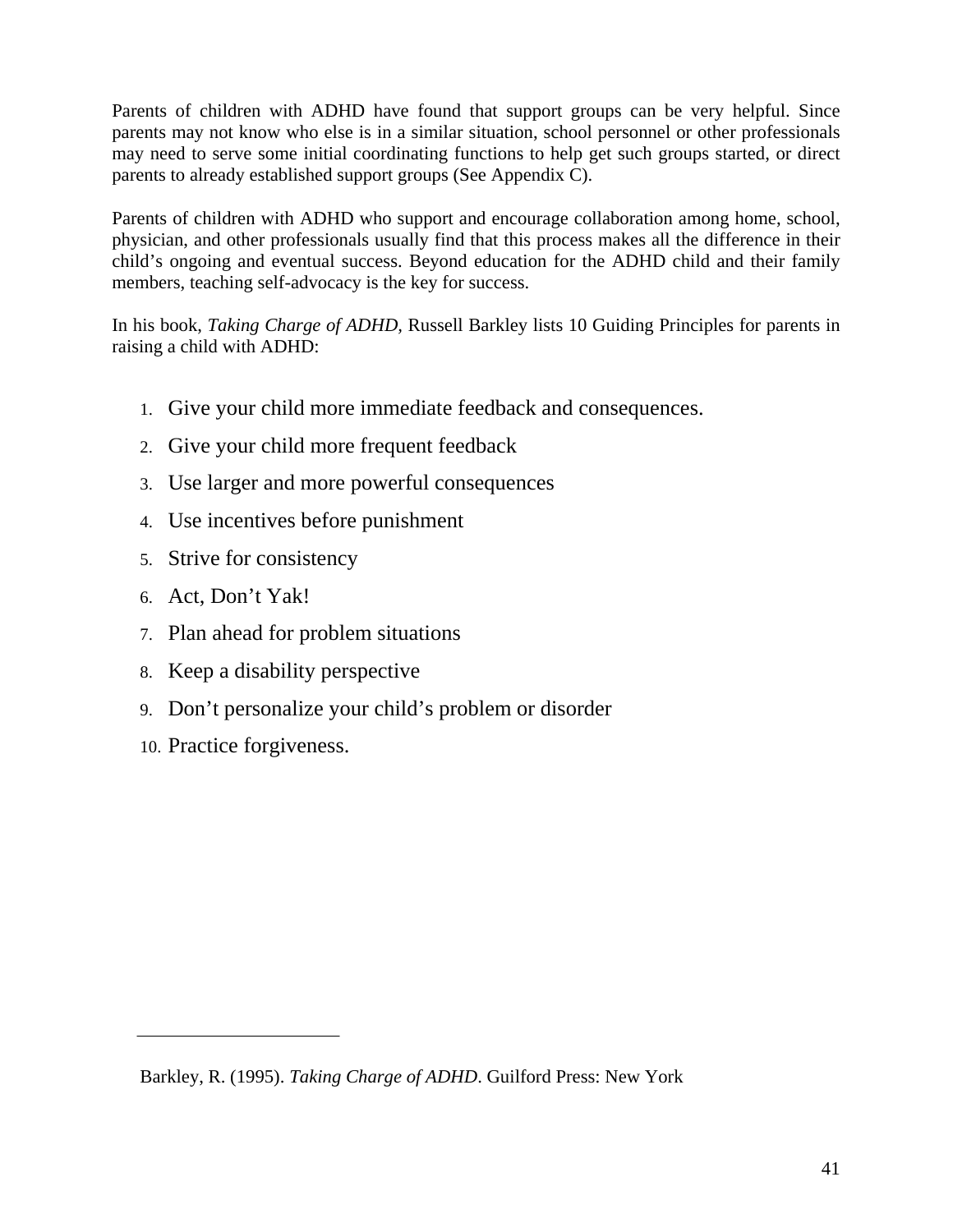Parents of children with ADHD have found that support groups can be very helpful. Since parents may not know who else is in a similar situation, school personnel or other professionals may need to serve some initial coordinating functions to help get such groups started, or direct parents to already established support groups (See Appendix C).

Parents of children with ADHD who support and encourage collaboration among home, school, physician, and other professionals usually find that this process makes all the difference in their child's ongoing and eventual success. Beyond education for the ADHD child and their family members, teaching self-advocacy is the key for success.

In his book, *Taking Charge of ADHD,* Russell Barkley lists 10 Guiding Principles for parents in raising a child with ADHD:

1. Give your child more immediate feedback and consequences.
2. Give your child more frequent feedback
3. Use larger and more powerful consequences
4. Use incentives before punishment
5. Strive for consistency
6. Act, Don't Yak!
7. Plan ahead for problem situations
8. Keep a disability perspective
9. Don't personalize your child's problem or disorder
10. Practice forgiveness.

---

Barkley, R. (1995). *Taking Charge of ADHD*. Guilford Press: New York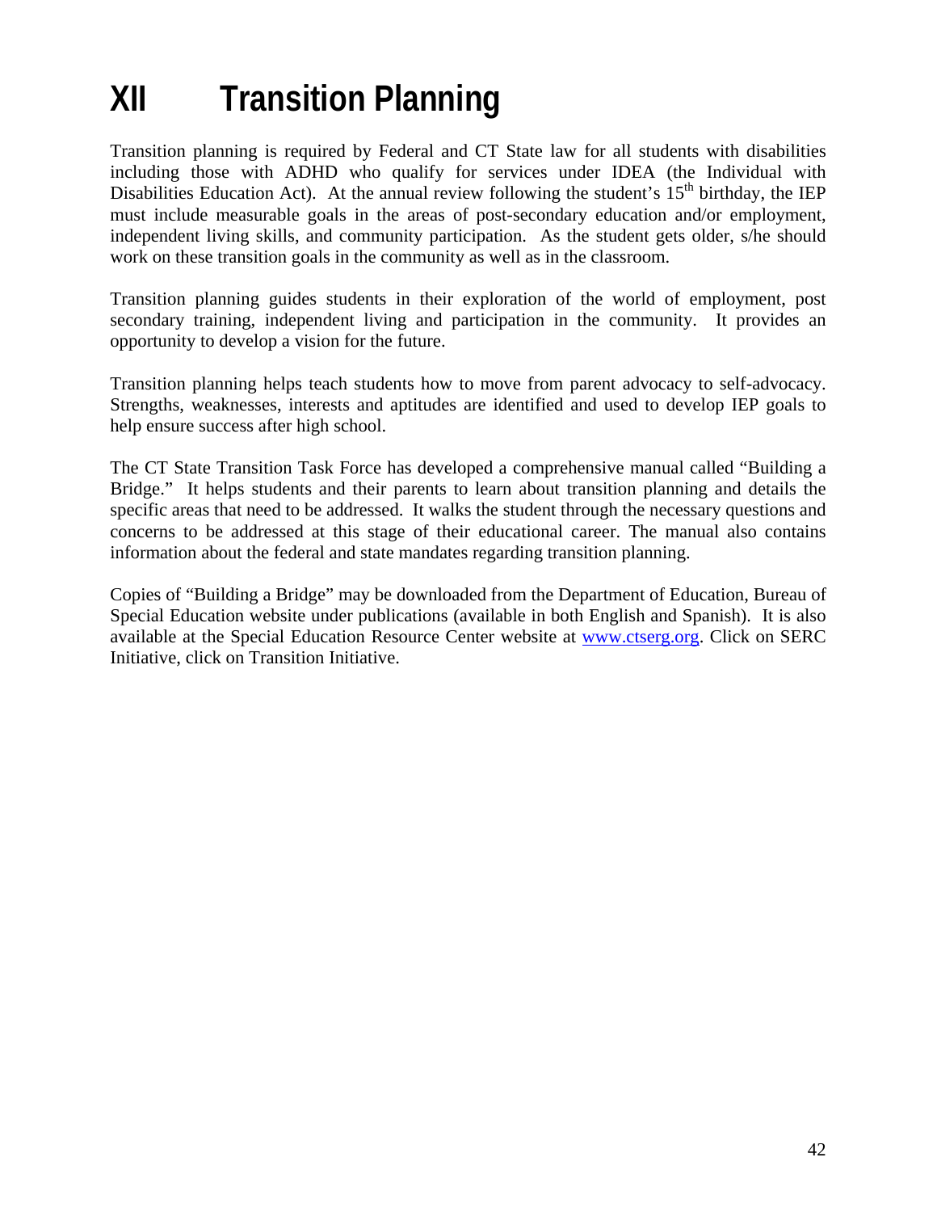# XII Transition Planning

Transition planning is required by Federal and CT State law for all students with disabilities including those with ADHD who qualify for services under IDEA (the Individual with Disabilities Education Act). At the annual review following the student's 15th birthday, the IEP must include measurable goals in the areas of post-secondary education and/or employment, independent living skills, and community participation. As the student gets older, s/he should work on these transition goals in the community as well as in the classroom.

Transition planning guides students in their exploration of the world of employment, post secondary training, independent living and participation in the community. It provides an opportunity to develop a vision for the future.

Transition planning helps teach students how to move from parent advocacy to self-advocacy. Strengths, weaknesses, interests and aptitudes are identified and used to develop IEP goals to help ensure success after high school.

The CT State Transition Task Force has developed a comprehensive manual called "Building a Bridge." It helps students and their parents to learn about transition planning and details the specific areas that need to be addressed. It walks the student through the necessary questions and concerns to be addressed at this stage of their educational career. The manual also contains information about the federal and state mandates regarding transition planning.

Copies of "Building a Bridge" may be downloaded from the Department of Education, Bureau of Special Education website under publications (available in both English and Spanish). It is also available at the Special Education Resource Center website at [www.ctserg.org](http://www.ctserg.org). Click on SERC Initiative, click on Transition Initiative.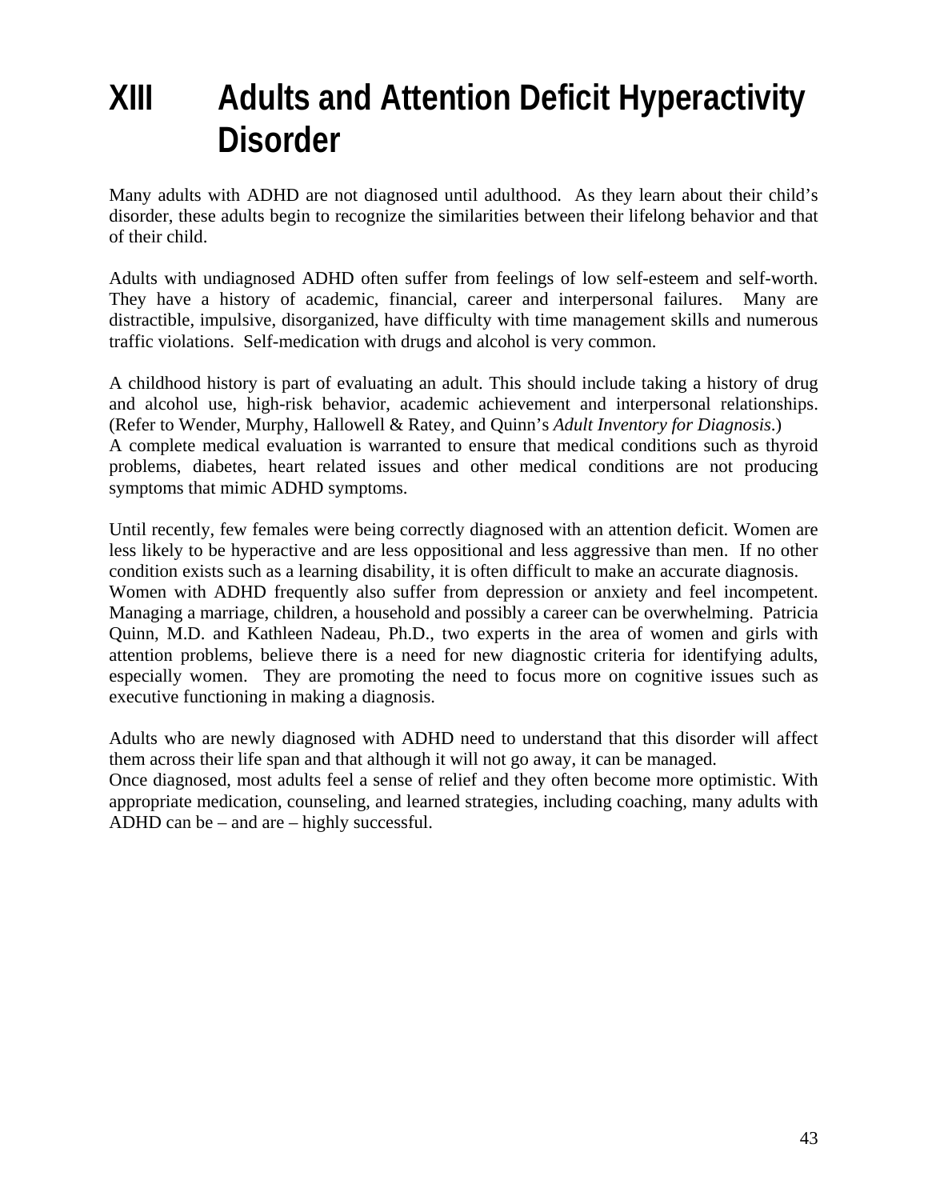# XIII Adults and Attention Deficit Hyperactivity Disorder

Many adults with ADHD are not diagnosed until adulthood. As they learn about their child's disorder, these adults begin to recognize the similarities between their lifelong behavior and that of their child.

Adults with undiagnosed ADHD often suffer from feelings of low self-esteem and self-worth. They have a history of academic, financial, career and interpersonal failures. Many are distractible, impulsive, disorganized, have difficulty with time management skills and numerous traffic violations. Self-medication with drugs and alcohol is very common.

A childhood history is part of evaluating an adult. This should include taking a history of drug and alcohol use, high-risk behavior, academic achievement and interpersonal relationships. (Refer to Wender, Murphy, Hallowell & Ratey, and Quinn's *Adult Inventory for Diagnosis*.)
A complete medical evaluation is warranted to ensure that medical conditions such as thyroid problems, diabetes, heart related issues and other medical conditions are not producing symptoms that mimic ADHD symptoms.

Until recently, few females were being correctly diagnosed with an attention deficit. Women are less likely to be hyperactive and are less oppositional and less aggressive than men. If no other condition exists such as a learning disability, it is often difficult to make an accurate diagnosis.
Women with ADHD frequently also suffer from depression or anxiety and feel incompetent. Managing a marriage, children, a household and possibly a career can be overwhelming. Patricia Quinn, M.D. and Kathleen Nadeau, Ph.D., two experts in the area of women and girls with attention problems, believe there is a need for new diagnostic criteria for identifying adults, especially women. They are promoting the need to focus more on cognitive issues such as executive functioning in making a diagnosis.

Adults who are newly diagnosed with ADHD need to understand that this disorder will affect them across their life span and that although it will not go away, it can be managed.
Once diagnosed, most adults feel a sense of relief and they often become more optimistic. With appropriate medication, counseling, and learned strategies, including coaching, many adults with ADHD can be – and are – highly successful.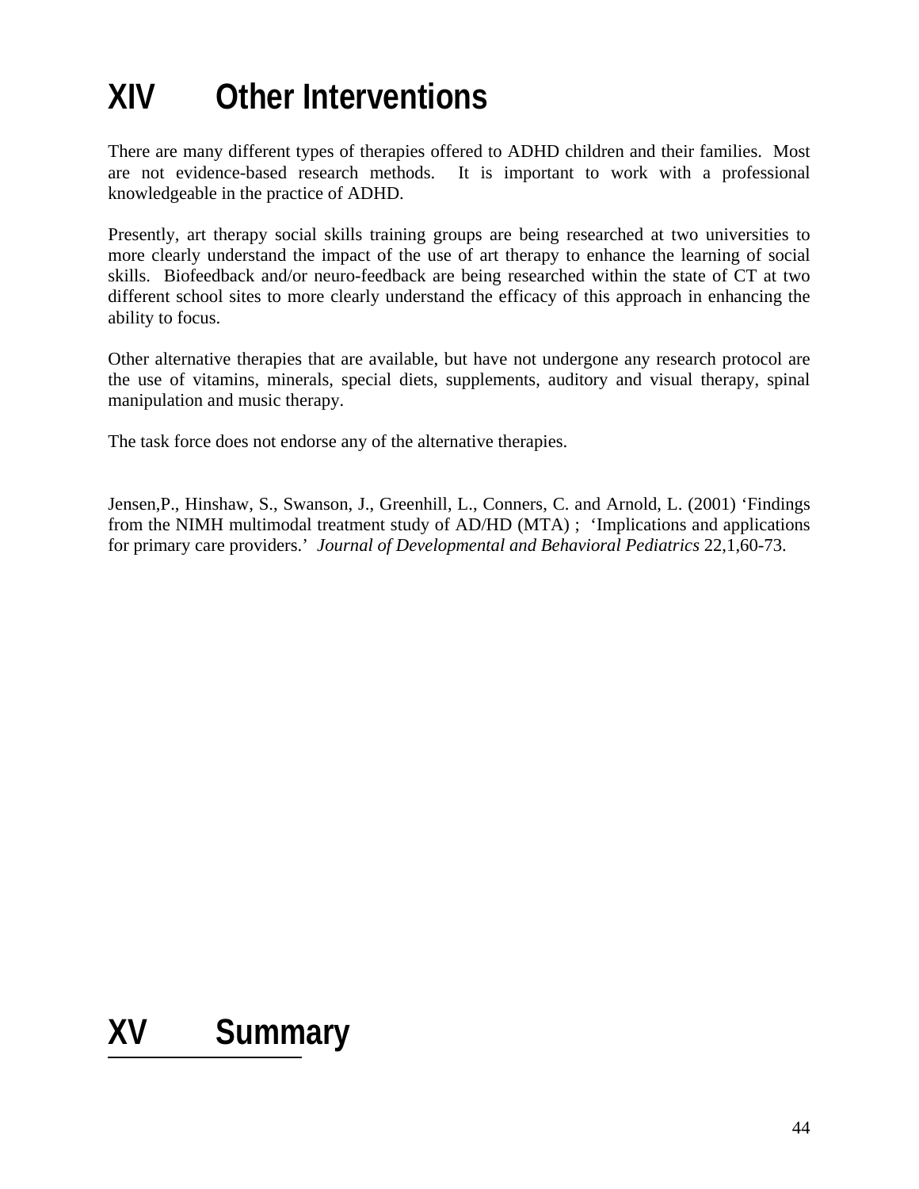# XIV Other Interventions

There are many different types of therapies offered to ADHD children and their families. Most are not evidence-based research methods. It is important to work with a professional knowledgeable in the practice of ADHD.

Presently, art therapy social skills training groups are being researched at two universities to more clearly understand the impact of the use of art therapy to enhance the learning of social skills. Biofeedback and/or neuro-feedback are being researched within the state of CT at two different school sites to more clearly understand the efficacy of this approach in enhancing the ability to focus.

Other alternative therapies that are available, but have not undergone any research protocol are the use of vitamins, minerals, special diets, supplements, auditory and visual therapy, spinal manipulation and music therapy.

The task force does not endorse any of the alternative therapies.

Jensen,P., Hinshaw, S., Swanson, J., Greenhill, L., Conners, C. and Arnold, L. (2001) 'Findings from the NIMH multimodal treatment study of AD/HD (MTA) ; 'Implications and applications for primary care providers.' *Journal of Developmental and Behavioral Pediatrics* 22,1,60-73.

# XV Summary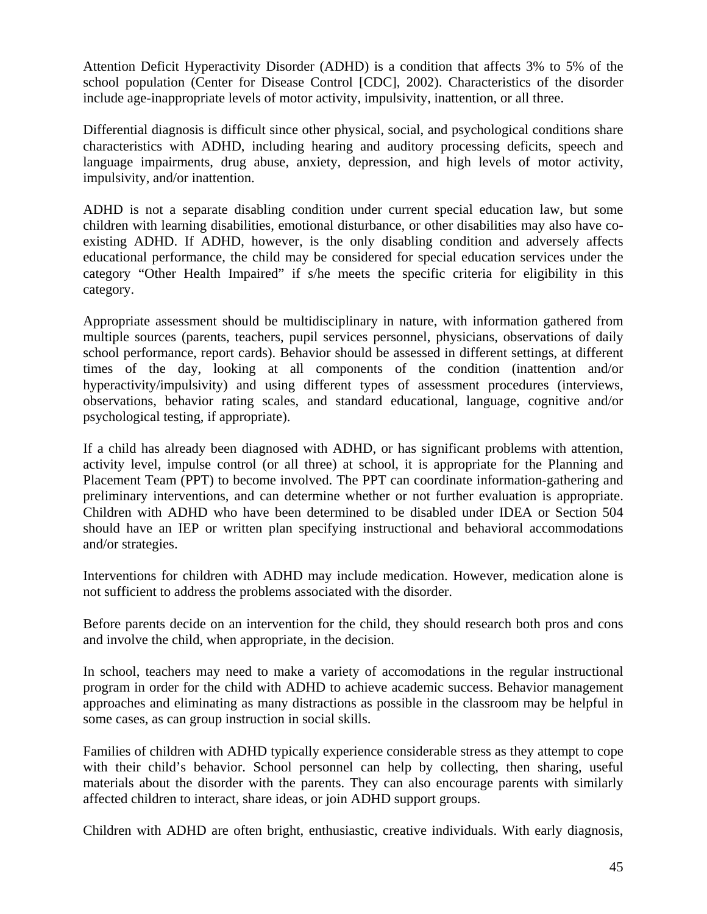Attention Deficit Hyperactivity Disorder (ADHD) is a condition that affects 3% to 5% of the school population (Center for Disease Control [CDC], 2002). Characteristics of the disorder include age-inappropriate levels of motor activity, impulsivity, inattention, or all three.

Differential diagnosis is difficult since other physical, social, and psychological conditions share characteristics with ADHD, including hearing and auditory processing deficits, speech and language impairments, drug abuse, anxiety, depression, and high levels of motor activity, impulsivity, and/or inattention.

ADHD is not a separate disabling condition under current special education law, but some children with learning disabilities, emotional disturbance, or other disabilities may also have co-existing ADHD. If ADHD, however, is the only disabling condition and adversely affects educational performance, the child may be considered for special education services under the category "Other Health Impaired" if s/he meets the specific criteria for eligibility in this category.

Appropriate assessment should be multidisciplinary in nature, with information gathered from multiple sources (parents, teachers, pupil services personnel, physicians, observations of daily school performance, report cards). Behavior should be assessed in different settings, at different times of the day, looking at all components of the condition (inattention and/or hyperactivity/impulsivity) and using different types of assessment procedures (interviews, observations, behavior rating scales, and standard educational, language, cognitive and/or psychological testing, if appropriate).

If a child has already been diagnosed with ADHD, or has significant problems with attention, activity level, impulse control (or all three) at school, it is appropriate for the Planning and Placement Team (PPT) to become involved. The PPT can coordinate information-gathering and preliminary interventions, and can determine whether or not further evaluation is appropriate. Children with ADHD who have been determined to be disabled under IDEA or Section 504 should have an IEP or written plan specifying instructional and behavioral accommodations and/or strategies.

Interventions for children with ADHD may include medication. However, medication alone is not sufficient to address the problems associated with the disorder.

Before parents decide on an intervention for the child, they should research both pros and cons and involve the child, when appropriate, in the decision.

In school, teachers may need to make a variety of accomodations in the regular instructional program in order for the child with ADHD to achieve academic success. Behavior management approaches and eliminating as many distractions as possible in the classroom may be helpful in some cases, as can group instruction in social skills.

Families of children with ADHD typically experience considerable stress as they attempt to cope with their child's behavior. School personnel can help by collecting, then sharing, useful materials about the disorder with the parents. They can also encourage parents with similarly affected children to interact, share ideas, or join ADHD support groups.

Children with ADHD are often bright, enthusiastic, creative individuals. With early diagnosis,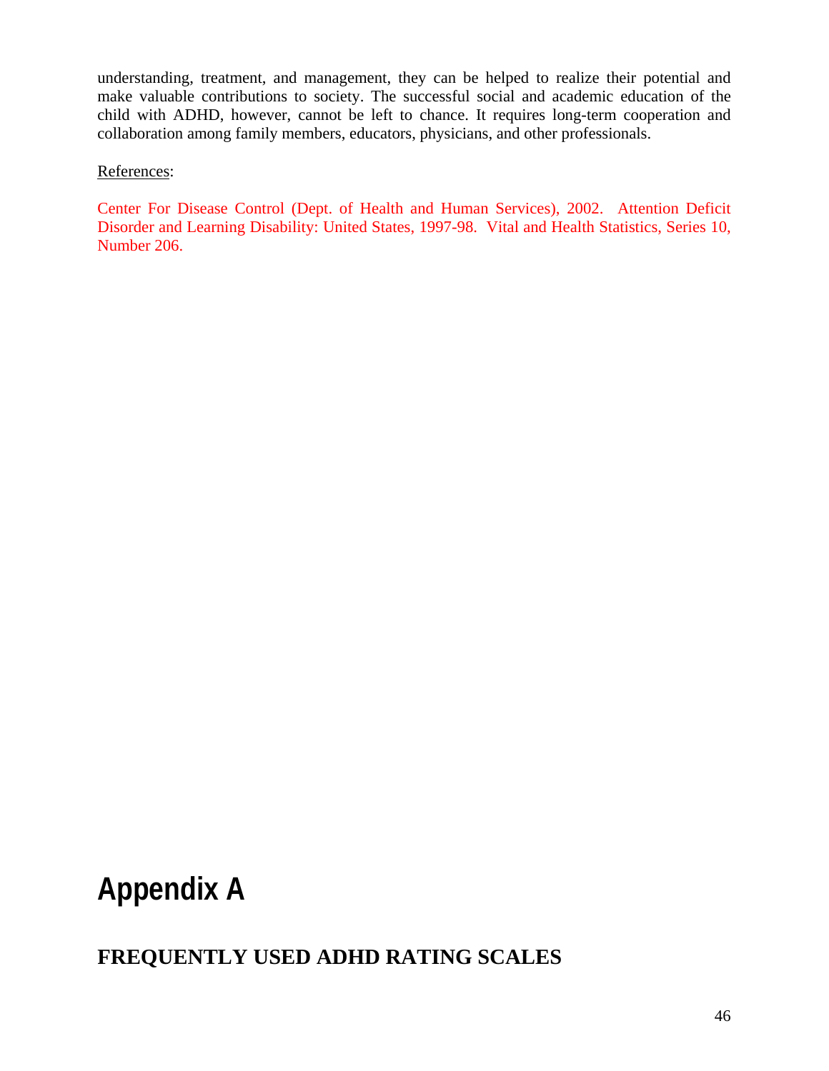understanding, treatment, and management, they can be helped to realize their potential and make valuable contributions to society. The successful social and academic education of the child with ADHD, however, cannot be left to chance. It requires long-term cooperation and collaboration among family members, educators, physicians, and other professionals.

References:

Center For Disease Control (Dept. of Health and Human Services), 2002. Attention Deficit Disorder and Learning Disability: United States, 1997-98. Vital and Health Statistics, Series 10, Number 206.

# Appendix A

## FREQUENTLY USED ADHD RATING SCALES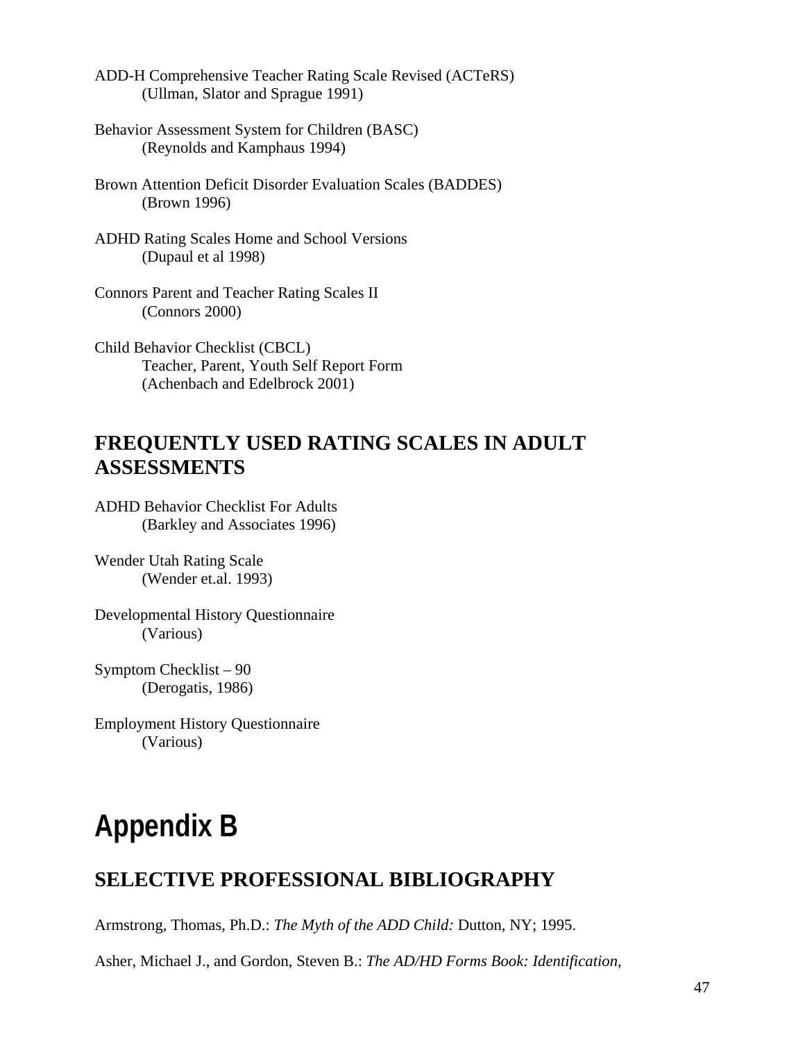ADD-H Comprehensive Teacher Rating Scale Revised (ACTeRS)
(Ullman, Slator and Sprague 1991)

Behavior Assessment System for Children (BASC)
(Reynolds and Kamphaus 1994)

Brown Attention Deficit Disorder Evaluation Scales (BADDES)
(Brown 1996)

ADHD Rating Scales Home and School Versions
(Dupaul et al 1998)

Connors Parent and Teacher Rating Scales II
(Connors 2000)

Child Behavior Checklist (CBCL)
Teacher, Parent, Youth Self Report Form
(Achenbach and Edelbrock 2001)

## FREQUENTLY USED RATING SCALES IN ADULT ASSESSMENTS

ADHD Behavior Checklist For Adults
(Barkley and Associates 1996)

Wender Utah Rating Scale
(Wender et.al. 1993)

Developmental History Questionnaire
(Various)

Symptom Checklist – 90
(Derogatis, 1986)

Employment History Questionnaire
(Various)

# Appendix B

## SELECTIVE PROFESSIONAL BIBLIOGRAPHY

Armstrong, Thomas, Ph.D.: *The Myth of the ADD Child:* Dutton, NY; 1995.

Asher, Michael J., and Gordon, Steven B.: *The AD/HD Forms Book: Identification,*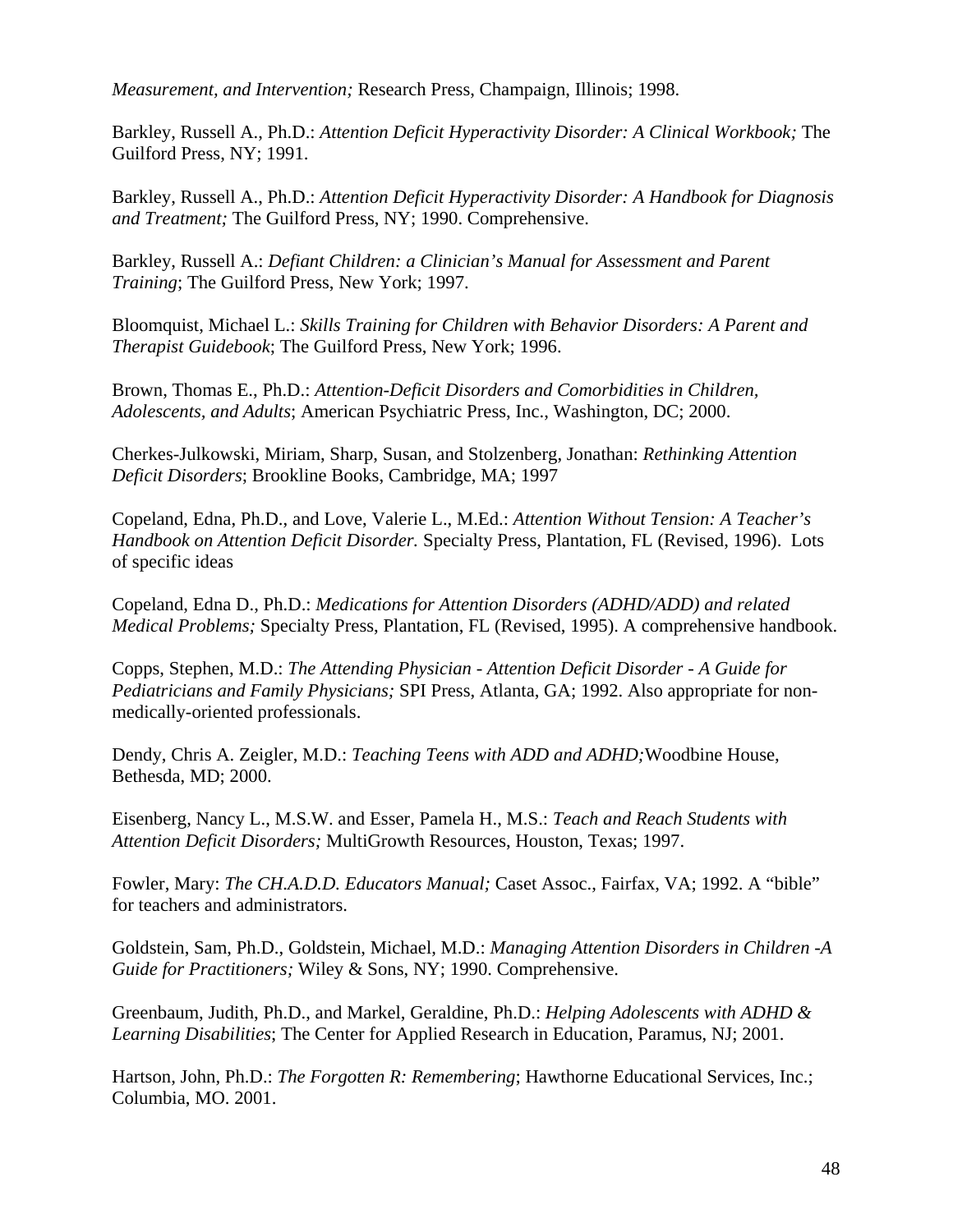*Measurement, and Intervention;* Research Press, Champaign, Illinois; 1998.

Barkley, Russell A., Ph.D.: *Attention Deficit Hyperactivity Disorder: A Clinical Workbook;* The Guilford Press, NY; 1991.

Barkley, Russell A., Ph.D.: *Attention Deficit Hyperactivity Disorder: A Handbook for Diagnosis and Treatment;* The Guilford Press, NY; 1990. Comprehensive.

Barkley, Russell A.: *Defiant Children: a Clinician's Manual for Assessment and Parent Training*; The Guilford Press, New York; 1997.

Bloomquist, Michael L.: *Skills Training for Children with Behavior Disorders: A Parent and Therapist Guidebook*; The Guilford Press, New York; 1996.

Brown, Thomas E., Ph.D.: *Attention-Deficit Disorders and Comorbidities in Children, Adolescents, and Adults*; American Psychiatric Press, Inc., Washington, DC; 2000.

Cherkes-Julkowski, Miriam, Sharp, Susan, and Stolzenberg, Jonathan: *Rethinking Attention Deficit Disorders*; Brookline Books, Cambridge, MA; 1997

Copeland, Edna, Ph.D., and Love, Valerie L., M.Ed.: *Attention Without Tension: A Teacher's Handbook on Attention Deficit Disorder.* Specialty Press, Plantation, FL (Revised, 1996). Lots of specific ideas

Copeland, Edna D., Ph.D.: *Medications for Attention Disorders (ADHD/ADD) and related Medical Problems;* Specialty Press, Plantation, FL (Revised, 1995). A comprehensive handbook.

Copps, Stephen, M.D.: *The Attending Physician - Attention Deficit Disorder - A Guide for Pediatricians and Family Physicians;* SPI Press, Atlanta, GA; 1992. Also appropriate for non-medically-oriented professionals.

Dendy, Chris A. Zeigler, M.D.: *Teaching Teens with ADD and ADHD;*Woodbine House, Bethesda, MD; 2000.

Eisenberg, Nancy L., M.S.W. and Esser, Pamela H., M.S.: *Teach and Reach Students with Attention Deficit Disorders;* MultiGrowth Resources, Houston, Texas; 1997.

Fowler, Mary: *The CH.A.D.D. Educators Manual;* Caset Assoc., Fairfax, VA; 1992. A "bible" for teachers and administrators.

Goldstein, Sam, Ph.D., Goldstein, Michael, M.D.: *Managing Attention Disorders in Children -A Guide for Practitioners;* Wiley & Sons, NY; 1990. Comprehensive.

Greenbaum, Judith, Ph.D., and Markel, Geraldine, Ph.D.: *Helping Adolescents with ADHD & Learning Disabilities*; The Center for Applied Research in Education, Paramus, NJ; 2001.

Hartson, John, Ph.D.: *The Forgotten R: Remembering*; Hawthorne Educational Services, Inc.; Columbia, MO. 2001.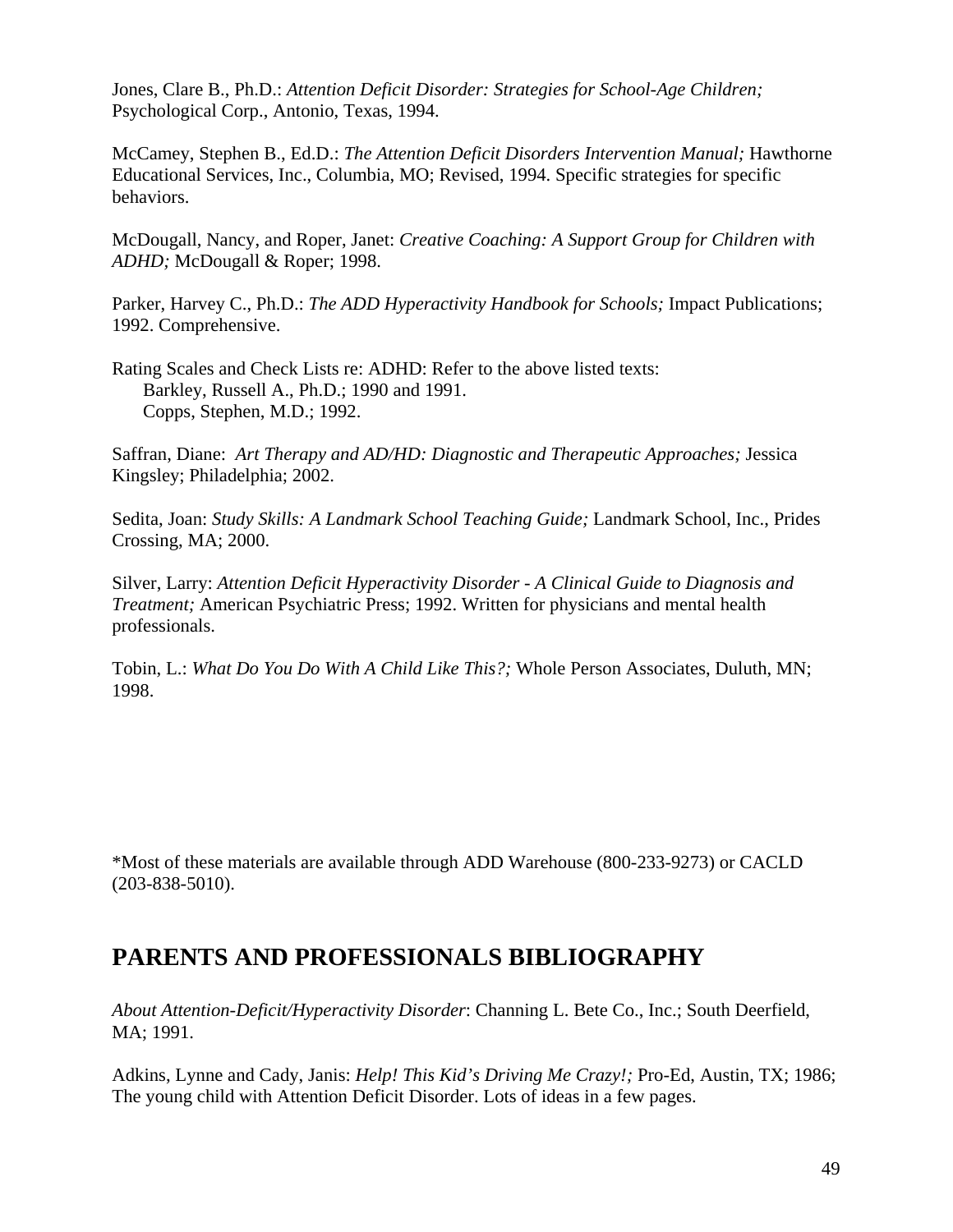Jones, Clare B., Ph.D.: *Attention Deficit Disorder: Strategies for School-Age Children;* Psychological Corp., Antonio, Texas, 1994.

McCamey, Stephen B., Ed.D.: *The Attention Deficit Disorders Intervention Manual;* Hawthorne Educational Services, Inc., Columbia, MO; Revised, 1994. Specific strategies for specific behaviors.

McDougall, Nancy, and Roper, Janet: *Creative Coaching: A Support Group for Children with ADHD;* McDougall & Roper; 1998.

Parker, Harvey C., Ph.D.: *The ADD Hyperactivity Handbook for Schools;* Impact Publications; 1992. Comprehensive.

Rating Scales and Check Lists re: ADHD: Refer to the above listed texts:
    Barkley, Russell A., Ph.D.; 1990 and 1991.
    Copps, Stephen, M.D.; 1992.

Saffran, Diane: *Art Therapy and AD/HD: Diagnostic and Therapeutic Approaches;* Jessica Kingsley; Philadelphia; 2002.

Sedita, Joan: *Study Skills: A Landmark School Teaching Guide;* Landmark School, Inc., Prides Crossing, MA; 2000.

Silver, Larry: *Attention Deficit Hyperactivity Disorder - A Clinical Guide to Diagnosis and Treatment;* American Psychiatric Press; 1992. Written for physicians and mental health professionals.

Tobin, L.: *What Do You Do With A Child Like This?;* Whole Person Associates, Duluth, MN; 1998.

*Most of these materials are available through ADD Warehouse (800-233-9273) or CACLD (203-838-5010).

## PARENTS AND PROFESSIONALS BIBLIOGRAPHY

*About Attention-Deficit/Hyperactivity Disorder*: Channing L. Bete Co., Inc.; South Deerfield, MA; 1991.

Adkins, Lynne and Cady, Janis: *Help! This Kid's Driving Me Crazy!;* Pro-Ed, Austin, TX; 1986; The young child with Attention Deficit Disorder. Lots of ideas in a few pages.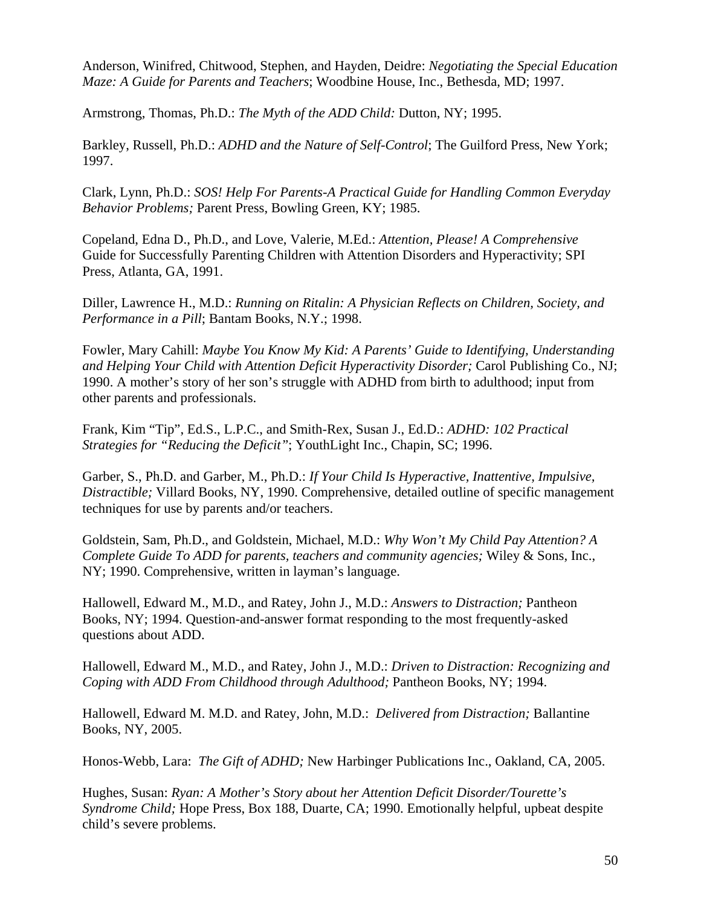Anderson, Winifred, Chitwood, Stephen, and Hayden, Deidre: *Negotiating the Special Education Maze: A Guide for Parents and Teachers*; Woodbine House, Inc., Bethesda, MD; 1997.

Armstrong, Thomas, Ph.D.: *The Myth of the ADD Child:* Dutton, NY; 1995.

Barkley, Russell, Ph.D.: *ADHD and the Nature of Self-Control*; The Guilford Press, New York; 1997.

Clark, Lynn, Ph.D.: *SOS! Help For Parents-A Practical Guide for Handling Common Everyday Behavior Problems;* Parent Press, Bowling Green, KY; 1985.

Copeland, Edna D., Ph.D., and Love, Valerie, M.Ed.: *Attention, Please! A Comprehensive* Guide for Successfully Parenting Children with Attention Disorders and Hyperactivity; SPI Press, Atlanta, GA, 1991.

Diller, Lawrence H., M.D.: *Running on Ritalin: A Physician Reflects on Children, Society, and Performance in a Pill*; Bantam Books, N.Y.; 1998.

Fowler, Mary Cahill: *Maybe You Know My Kid: A Parents' Guide to Identifying, Understanding and Helping Your Child with Attention Deficit Hyperactivity Disorder;* Carol Publishing Co., NJ; 1990. A mother's story of her son's struggle with ADHD from birth to adulthood; input from other parents and professionals.

Frank, Kim "Tip", Ed.S., L.P.C., and Smith-Rex, Susan J., Ed.D.: *ADHD: 102 Practical Strategies for "Reducing the Deficit"*; YouthLight Inc., Chapin, SC; 1996.

Garber, S., Ph.D. and Garber, M., Ph.D.: *If Your Child Is Hyperactive, Inattentive, Impulsive, Distractible;* Villard Books, NY, 1990. Comprehensive, detailed outline of specific management techniques for use by parents and/or teachers.

Goldstein, Sam, Ph.D., and Goldstein, Michael, M.D.: *Why Won't My Child Pay Attention? A Complete Guide To ADD for parents, teachers and community agencies;* Wiley & Sons, Inc., NY; 1990. Comprehensive, written in layman's language.

Hallowell, Edward M., M.D., and Ratey, John J., M.D.: *Answers to Distraction;* Pantheon Books, NY; 1994. Question-and-answer format responding to the most frequently-asked questions about ADD.

Hallowell, Edward M., M.D., and Ratey, John J., M.D.: *Driven to Distraction: Recognizing and Coping with ADD From Childhood through Adulthood;* Pantheon Books, NY; 1994.

Hallowell, Edward M. M.D. and Ratey, John, M.D.: *Delivered from Distraction;* Ballantine Books, NY, 2005.

Honos-Webb, Lara: *The Gift of ADHD;* New Harbinger Publications Inc., Oakland, CA, 2005.

Hughes, Susan: *Ryan: A Mother's Story about her Attention Deficit Disorder/Tourette's Syndrome Child;* Hope Press, Box 188, Duarte, CA; 1990. Emotionally helpful, upbeat despite child's severe problems.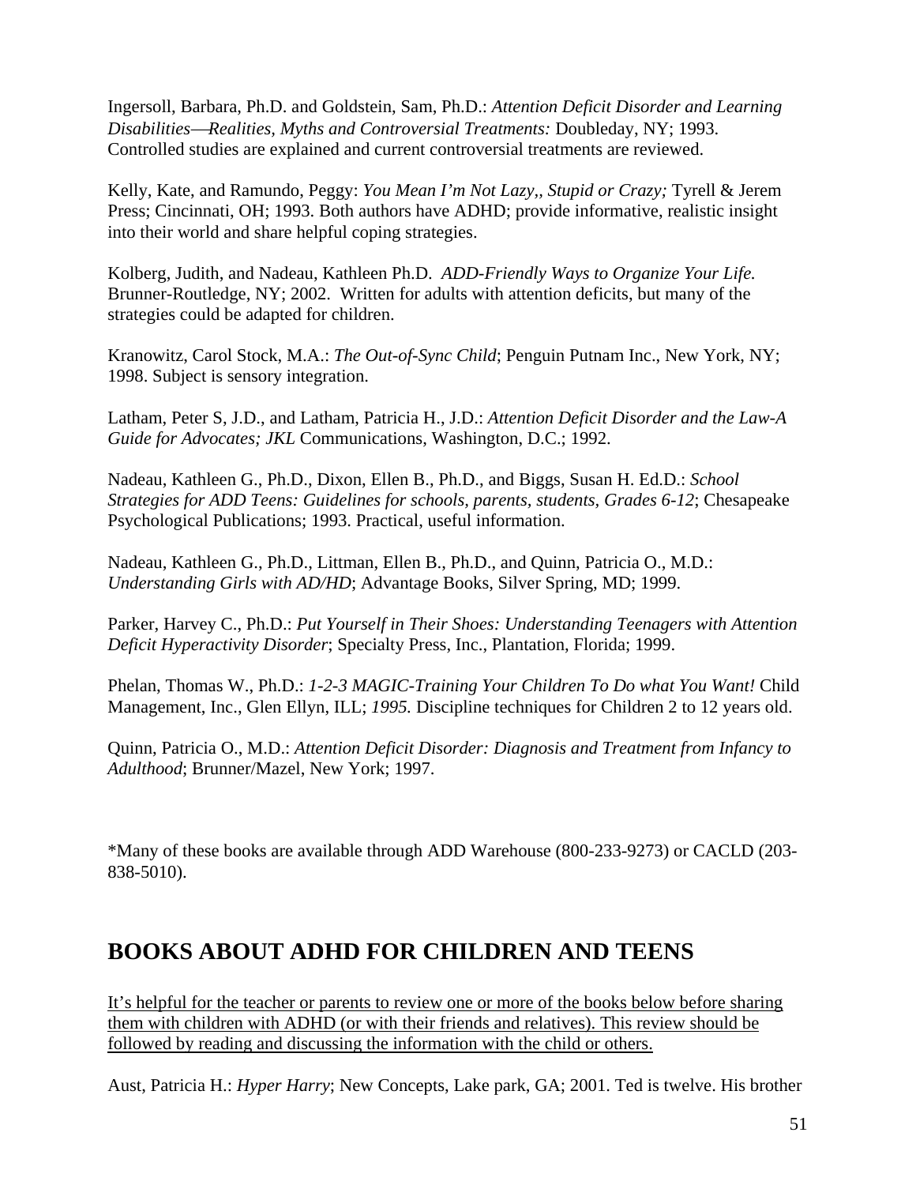Ingersoll, Barbara, Ph.D. and Goldstein, Sam, Ph.D.: *Attention Deficit Disorder and Learning Disabilities—Realities, Myths and Controversial Treatments:* Doubleday, NY; 1993. Controlled studies are explained and current controversial treatments are reviewed.

Kelly, Kate, and Ramundo, Peggy: *You Mean I'm Not Lazy,, Stupid or Crazy;* Tyrell & Jerem Press; Cincinnati, OH; 1993. Both authors have ADHD; provide informative, realistic insight into their world and share helpful coping strategies.

Kolberg, Judith, and Nadeau, Kathleen Ph.D. *ADD-Friendly Ways to Organize Your Life.* Brunner-Routledge, NY; 2002. Written for adults with attention deficits, but many of the strategies could be adapted for children.

Kranowitz, Carol Stock, M.A.: *The Out-of-Sync Child*; Penguin Putnam Inc., New York, NY; 1998. Subject is sensory integration.

Latham, Peter S, J.D., and Latham, Patricia H., J.D.: *Attention Deficit Disorder and the Law-A Guide for Advocates; JKL* Communications, Washington, D.C.; 1992.

Nadeau, Kathleen G., Ph.D., Dixon, Ellen B., Ph.D., and Biggs, Susan H. Ed.D.: *School Strategies for ADD Teens: Guidelines for schools, parents, students, Grades 6-12*; Chesapeake Psychological Publications; 1993. Practical, useful information.

Nadeau, Kathleen G., Ph.D., Littman, Ellen B., Ph.D., and Quinn, Patricia O., M.D.: *Understanding Girls with AD/HD*; Advantage Books, Silver Spring, MD; 1999.

Parker, Harvey C., Ph.D.: *Put Yourself in Their Shoes: Understanding Teenagers with Attention Deficit Hyperactivity Disorder*; Specialty Press, Inc., Plantation, Florida; 1999.

Phelan, Thomas W., Ph.D.: *1-2-3 MAGIC-Training Your Children To Do what You Want!* Child Management, Inc., Glen Ellyn, ILL; *1995.* Discipline techniques for Children 2 to 12 years old.

Quinn, Patricia O., M.D.: *Attention Deficit Disorder: Diagnosis and Treatment from Infancy to Adulthood*; Brunner/Mazel, New York; 1997.

*Many of these books are available through ADD Warehouse (800-233-9273) or CACLD (203-838-5010).

## BOOKS ABOUT ADHD FOR CHILDREN AND TEENS

<u>It's helpful for the teacher or parents to review one or more of the books below before sharing them with children with ADHD (or with their friends and relatives). This review should be followed by reading and discussing the information with the child or others.</u>

Aust, Patricia H.: *Hyper Harry*; New Concepts, Lake park, GA; 2001. Ted is twelve. His brother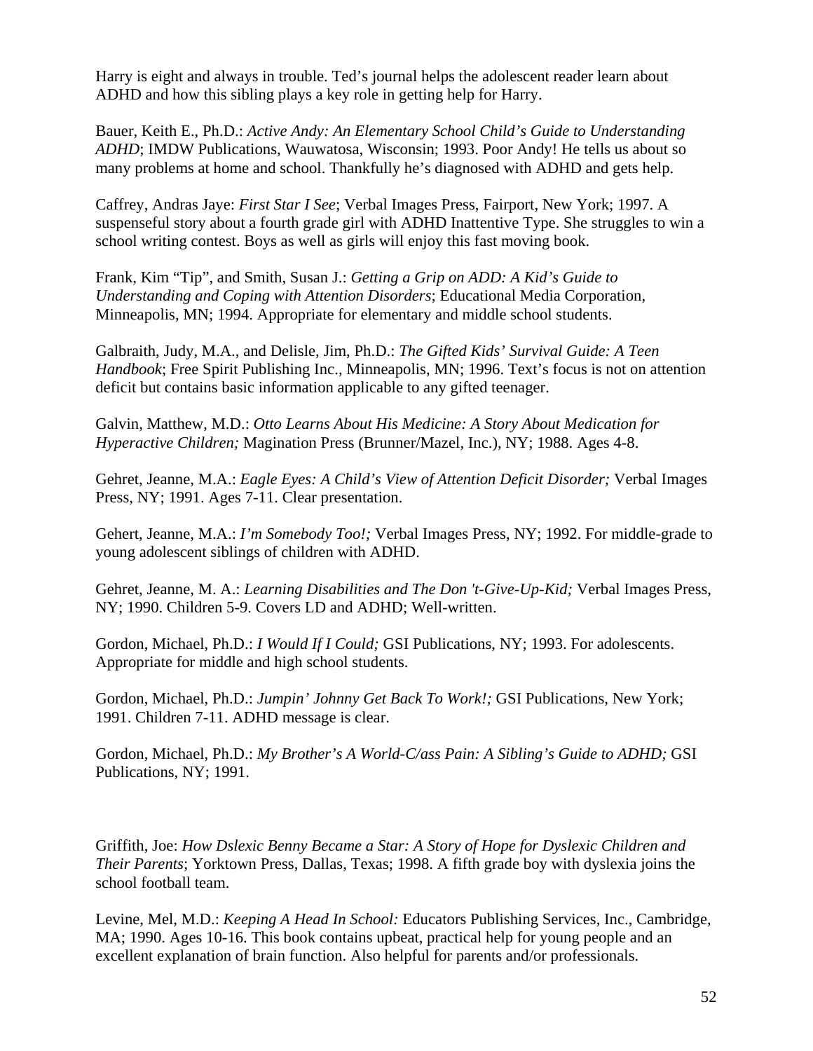Harry is eight and always in trouble. Ted's journal helps the adolescent reader learn about ADHD and how this sibling plays a key role in getting help for Harry.

Bauer, Keith E., Ph.D.: *Active Andy: An Elementary School Child's Guide to Understanding ADHD*; IMDW Publications, Wauwatosa, Wisconsin; 1993. Poor Andy! He tells us about so many problems at home and school. Thankfully he's diagnosed with ADHD and gets help.

Caffrey, Andras Jaye: *First Star I See*; Verbal Images Press, Fairport, New York; 1997. A suspenseful story about a fourth grade girl with ADHD Inattentive Type. She struggles to win a school writing contest. Boys as well as girls will enjoy this fast moving book.

Frank, Kim "Tip", and Smith, Susan J.: *Getting a Grip on ADD: A Kid's Guide to Understanding and Coping with Attention Disorders*; Educational Media Corporation, Minneapolis, MN; 1994. Appropriate for elementary and middle school students.

Galbraith, Judy, M.A., and Delisle, Jim, Ph.D.: *The Gifted Kids' Survival Guide: A Teen Handbook*; Free Spirit Publishing Inc., Minneapolis, MN; 1996. Text's focus is not on attention deficit but contains basic information applicable to any gifted teenager.

Galvin, Matthew, M.D.: *Otto Learns About His Medicine: A Story About Medication for Hyperactive Children;* Magination Press (Brunner/Mazel, Inc.), NY; 1988. Ages 4-8.

Gehret, Jeanne, M.A.: *Eagle Eyes: A Child's View of Attention Deficit Disorder;* Verbal Images Press, NY; 1991. Ages 7-11. Clear presentation.

Gehert, Jeanne, M.A.: *I'm Somebody Too!;* Verbal Images Press, NY; 1992. For middle-grade to young adolescent siblings of children with ADHD.

Gehret, Jeanne, M. A.: *Learning Disabilities and The Don 't-Give-Up-Kid;* Verbal Images Press, NY; 1990. Children 5-9. Covers LD and ADHD; Well-written.

Gordon, Michael, Ph.D.: *I Would If I Could;* GSI Publications, NY; 1993. For adolescents. Appropriate for middle and high school students.

Gordon, Michael, Ph.D.: *Jumpin' Johnny Get Back To Work!;* GSI Publications, New York; 1991. Children 7-11. ADHD message is clear.

Gordon, Michael, Ph.D.: *My Brother's A World-C/ass Pain: A Sibling's Guide to ADHD;* GSI Publications, NY; 1991.

Griffith, Joe: *How Dslexic Benny Became a Star: A Story of Hope for Dyslexic Children and Their Parents*; Yorktown Press, Dallas, Texas; 1998. A fifth grade boy with dyslexia joins the school football team.

Levine, Mel, M.D.: *Keeping A Head In School:* Educators Publishing Services, Inc., Cambridge, MA; 1990. Ages 10-16. This book contains upbeat, practical help for young people and an excellent explanation of brain function. Also helpful for parents and/or professionals.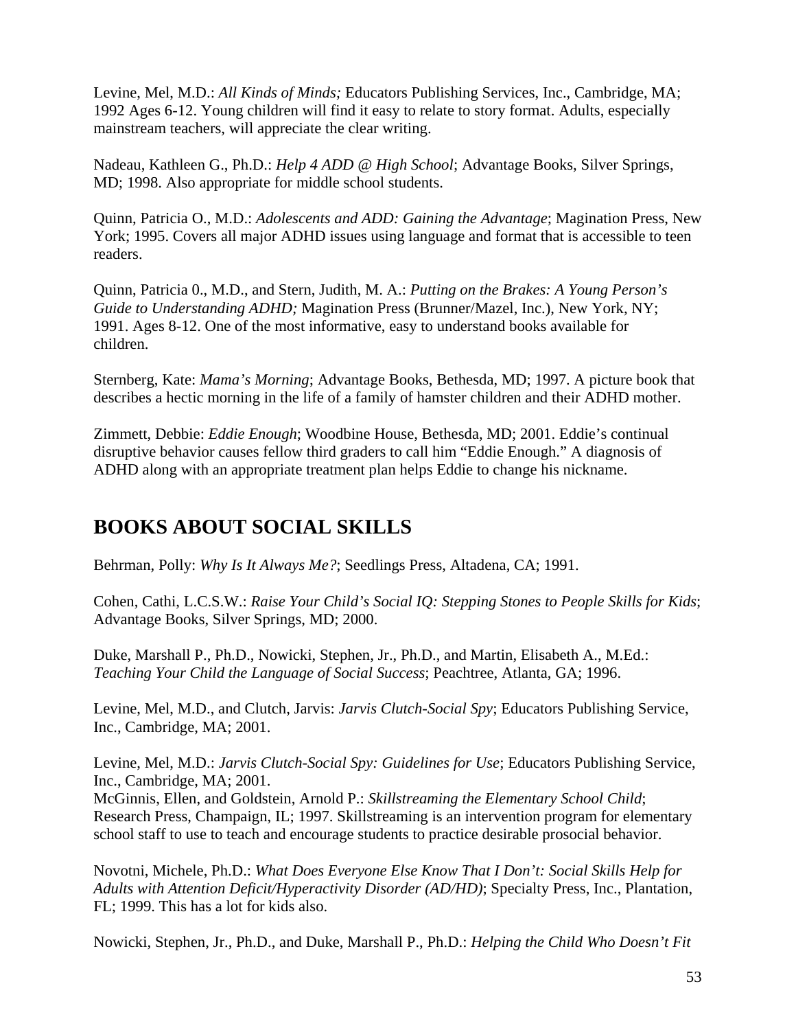Levine, Mel, M.D.: *All Kinds of Minds;* Educators Publishing Services, Inc., Cambridge, MA; 1992 Ages 6-12. Young children will find it easy to relate to story format. Adults, especially mainstream teachers, will appreciate the clear writing.

Nadeau, Kathleen G., Ph.D.: *Help 4 ADD @ High School*; Advantage Books, Silver Springs, MD; 1998. Also appropriate for middle school students.

Quinn, Patricia O., M.D.: *Adolescents and ADD: Gaining the Advantage*; Magination Press, New York; 1995. Covers all major ADHD issues using language and format that is accessible to teen readers.

Quinn, Patricia 0., M.D., and Stern, Judith, M. A.: *Putting on the Brakes: A Young Person's Guide to Understanding ADHD;* Magination Press (Brunner/Mazel, Inc.), New York, NY; 1991. Ages 8-12. One of the most informative, easy to understand books available for children.

Sternberg, Kate: *Mama's Morning*; Advantage Books, Bethesda, MD; 1997. A picture book that describes a hectic morning in the life of a family of hamster children and their ADHD mother.

Zimmett, Debbie: *Eddie Enough*; Woodbine House, Bethesda, MD; 2001. Eddie's continual disruptive behavior causes fellow third graders to call him "Eddie Enough." A diagnosis of ADHD along with an appropriate treatment plan helps Eddie to change his nickname.

## BOOKS ABOUT SOCIAL SKILLS

Behrman, Polly: *Why Is It Always Me?*; Seedlings Press, Altadena, CA; 1991.

Cohen, Cathi, L.C.S.W.: *Raise Your Child's Social IQ: Stepping Stones to People Skills for Kids*; Advantage Books, Silver Springs, MD; 2000.

Duke, Marshall P., Ph.D., Nowicki, Stephen, Jr., Ph.D., and Martin, Elisabeth A., M.Ed.: *Teaching Your Child the Language of Social Success*; Peachtree, Atlanta, GA; 1996.

Levine, Mel, M.D., and Clutch, Jarvis: *Jarvis Clutch-Social Spy*; Educators Publishing Service, Inc., Cambridge, MA; 2001.

Levine, Mel, M.D.: *Jarvis Clutch-Social Spy: Guidelines for Use*; Educators Publishing Service, Inc., Cambridge, MA; 2001.
McGinnis, Ellen, and Goldstein, Arnold P.: *Skillstreaming the Elementary School Child*; Research Press, Champaign, IL; 1997. Skillstreaming is an intervention program for elementary school staff to use to teach and encourage students to practice desirable prosocial behavior.

Novotni, Michele, Ph.D.: *What Does Everyone Else Know That I Don't: Social Skills Help for Adults with Attention Deficit/Hyperactivity Disorder (AD/HD)*; Specialty Press, Inc., Plantation, FL; 1999. This has a lot for kids also.

Nowicki, Stephen, Jr., Ph.D., and Duke, Marshall P., Ph.D.: *Helping the Child Who Doesn't Fit*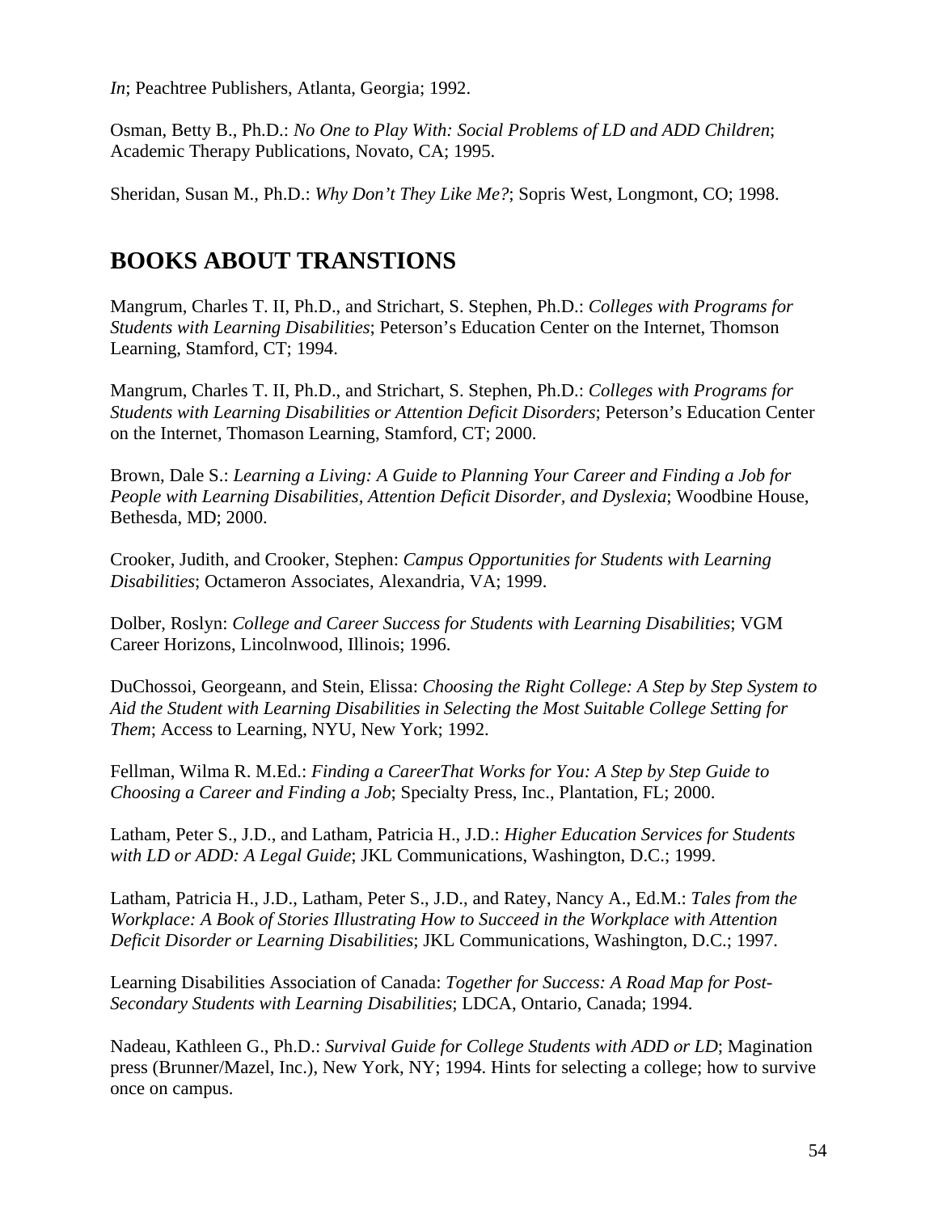*In*; Peachtree Publishers, Atlanta, Georgia; 1992.

Osman, Betty B., Ph.D.: *No One to Play With: Social Problems of LD and ADD Children*; Academic Therapy Publications, Novato, CA; 1995.

Sheridan, Susan M., Ph.D.: *Why Don't They Like Me?*; Sopris West, Longmont, CO; 1998.

## BOOKS ABOUT TRANSTIONS

Mangrum, Charles T. II, Ph.D., and Strichart, S. Stephen, Ph.D.: *Colleges with Programs for Students with Learning Disabilities*; Peterson's Education Center on the Internet, Thomson Learning, Stamford, CT; 1994.

Mangrum, Charles T. II, Ph.D., and Strichart, S. Stephen, Ph.D.: *Colleges with Programs for Students with Learning Disabilities or Attention Deficit Disorders*; Peterson's Education Center on the Internet, Thomason Learning, Stamford, CT; 2000.

Brown, Dale S.: *Learning a Living: A Guide to Planning Your Career and Finding a Job for People with Learning Disabilities, Attention Deficit Disorder, and Dyslexia*; Woodbine House, Bethesda, MD; 2000.

Crooker, Judith, and Crooker, Stephen: *Campus Opportunities for Students with Learning Disabilities*; Octameron Associates, Alexandria, VA; 1999.

Dolber, Roslyn: *College and Career Success for Students with Learning Disabilities*; VGM Career Horizons, Lincolnwood, Illinois; 1996.

DuChossoi, Georgeann, and Stein, Elissa: *Choosing the Right College: A Step by Step System to Aid the Student with Learning Disabilities in Selecting the Most Suitable College Setting for Them*; Access to Learning, NYU, New York; 1992.

Fellman, Wilma R. M.Ed.: *Finding a CareerThat Works for You: A Step by Step Guide to Choosing a Career and Finding a Job*; Specialty Press, Inc., Plantation, FL; 2000.

Latham, Peter S., J.D., and Latham, Patricia H., J.D.: *Higher Education Services for Students with LD or ADD: A Legal Guide*; JKL Communications, Washington, D.C.; 1999.

Latham, Patricia H., J.D., Latham, Peter S., J.D., and Ratey, Nancy A., Ed.M.: *Tales from the Workplace: A Book of Stories Illustrating How to Succeed in the Workplace with Attention Deficit Disorder or Learning Disabilities*; JKL Communications, Washington, D.C.; 1997.

Learning Disabilities Association of Canada: *Together for Success: A Road Map for Post-Secondary Students with Learning Disabilities*; LDCA, Ontario, Canada; 1994.

Nadeau, Kathleen G., Ph.D.: *Survival Guide for College Students with ADD or LD*; Magination press (Brunner/Mazel, Inc.), New York, NY; 1994. Hints for selecting a college; how to survive once on campus.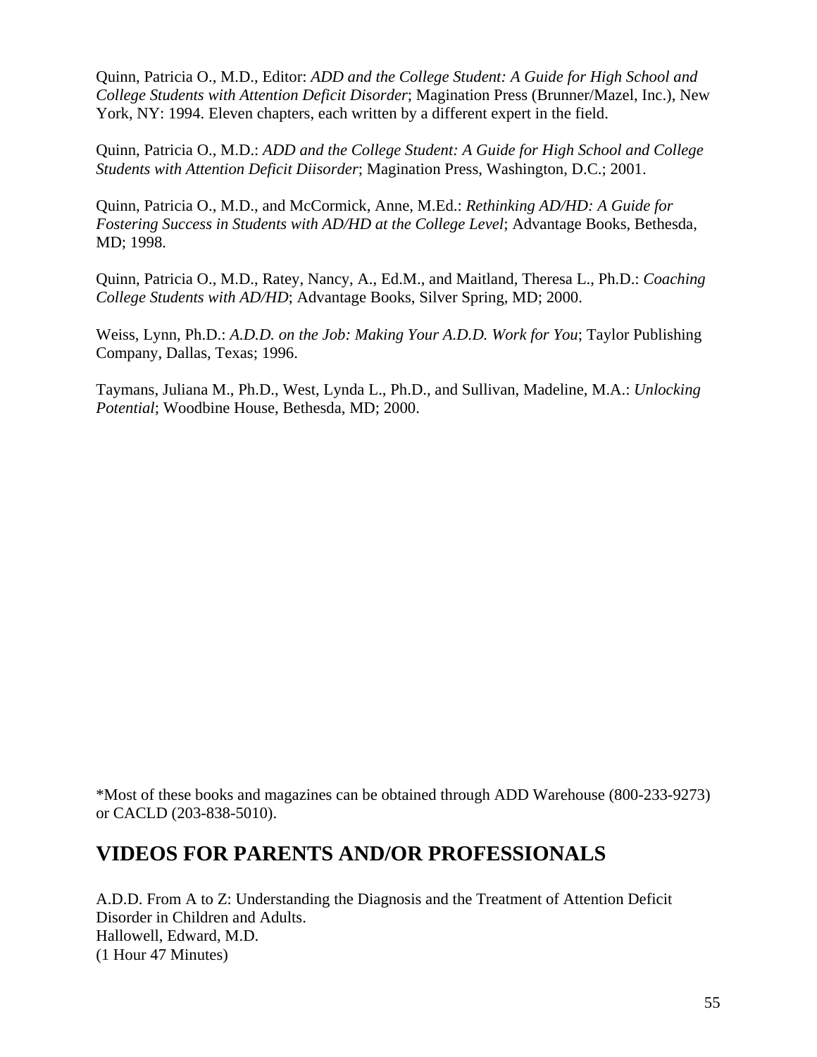Quinn, Patricia O., M.D., Editor: *ADD and the College Student: A Guide for High School and College Students with Attention Deficit Disorder*; Magination Press (Brunner/Mazel, Inc.), New York, NY: 1994. Eleven chapters, each written by a different expert in the field.

Quinn, Patricia O., M.D.: *ADD and the College Student: A Guide for High School and College Students with Attention Deficit Diisorder*; Magination Press, Washington, D.C.; 2001.

Quinn, Patricia O., M.D., and McCormick, Anne, M.Ed.: *Rethinking AD/HD: A Guide for Fostering Success in Students with AD/HD at the College Level*; Advantage Books, Bethesda, MD; 1998.

Quinn, Patricia O., M.D., Ratey, Nancy, A., Ed.M., and Maitland, Theresa L., Ph.D.: *Coaching College Students with AD/HD*; Advantage Books, Silver Spring, MD; 2000.

Weiss, Lynn, Ph.D.: *A.D.D. on the Job: Making Your A.D.D. Work for You*; Taylor Publishing Company, Dallas, Texas; 1996.

Taymans, Juliana M., Ph.D., West, Lynda L., Ph.D., and Sullivan, Madeline, M.A.: *Unlocking Potential*; Woodbine House, Bethesda, MD; 2000.

*Most of these books and magazines can be obtained through ADD Warehouse (800-233-9273) or CACLD (203-838-5010).

## VIDEOS FOR PARENTS AND/OR PROFESSIONALS

A.D.D. From A to Z: Understanding the Diagnosis and the Treatment of Attention Deficit Disorder in Children and Adults.
Hallowell, Edward, M.D.
(1 Hour 47 Minutes)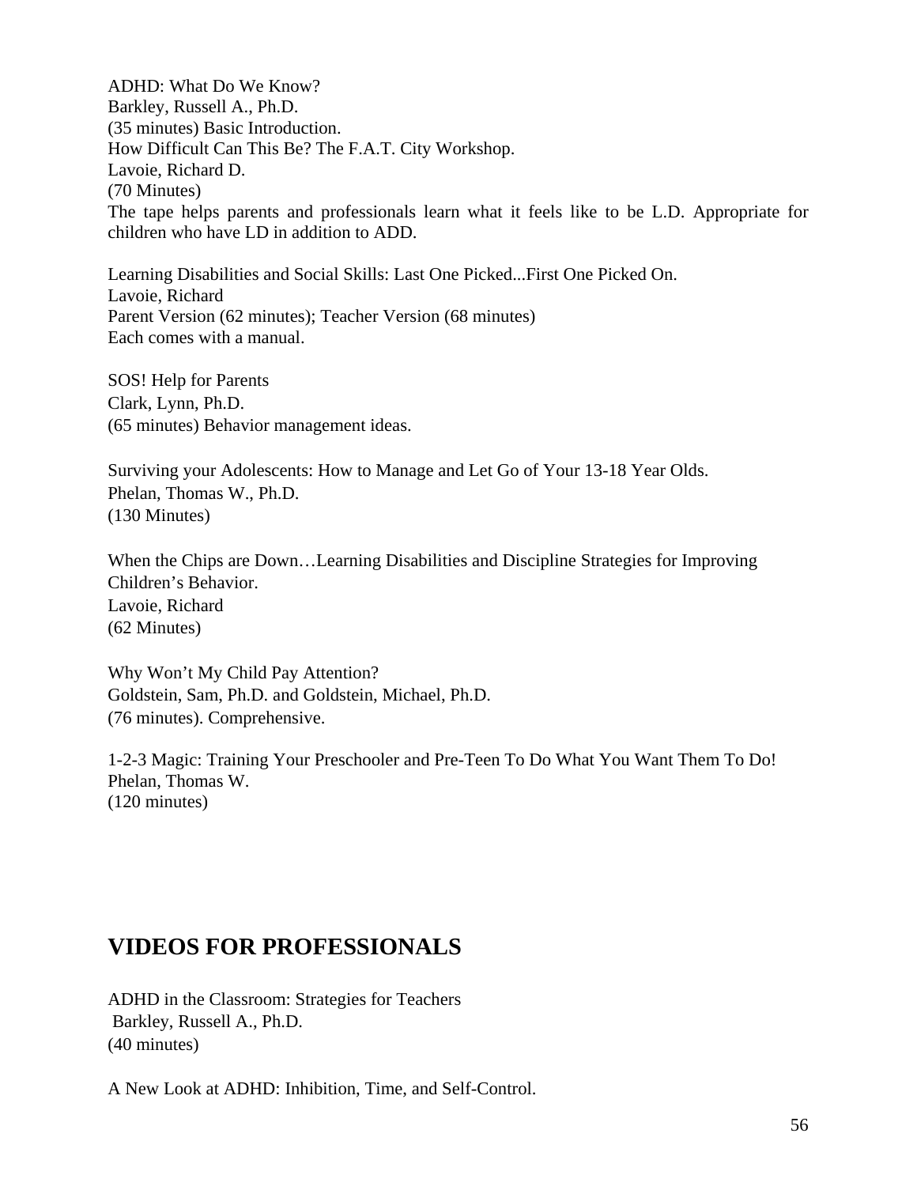ADHD: What Do We Know?
Barkley, Russell A., Ph.D.
(35 minutes) Basic Introduction.
How Difficult Can This Be? The F.A.T. City Workshop.
Lavoie, Richard D.
(70 Minutes)
The tape helps parents and professionals learn what it feels like to be L.D. Appropriate for children who have LD in addition to ADD.

Learning Disabilities and Social Skills: Last One Picked...First One Picked On.
Lavoie, Richard
Parent Version (62 minutes); Teacher Version (68 minutes)
Each comes with a manual.

SOS! Help for Parents
Clark, Lynn, Ph.D.
(65 minutes) Behavior management ideas.

Surviving your Adolescents: How to Manage and Let Go of Your 13-18 Year Olds.
Phelan, Thomas W., Ph.D.
(130 Minutes)

When the Chips are Down…Learning Disabilities and Discipline Strategies for Improving Children's Behavior.
Lavoie, Richard
(62 Minutes)

Why Won't My Child Pay Attention?
Goldstein, Sam, Ph.D. and Goldstein, Michael, Ph.D.
(76 minutes). Comprehensive.

1-2-3 Magic: Training Your Preschooler and Pre-Teen To Do What You Want Them To Do!
Phelan, Thomas W.
(120 minutes)

## VIDEOS FOR PROFESSIONALS

ADHD in the Classroom: Strategies for Teachers
Barkley, Russell A., Ph.D.
(40 minutes)

A New Look at ADHD: Inhibition, Time, and Self-Control.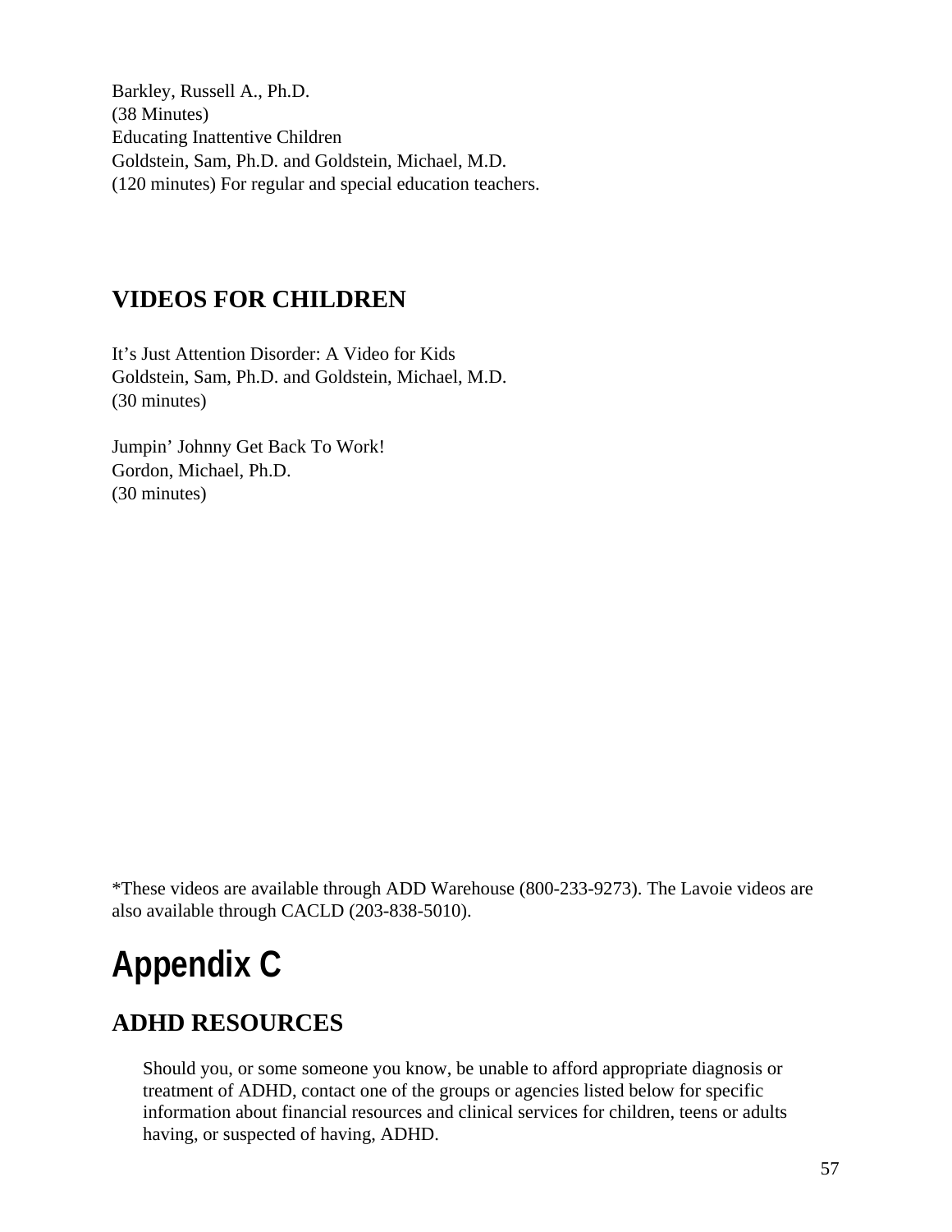Barkley, Russell A., Ph.D.  
(38 Minutes)  
Educating Inattentive Children  
Goldstein, Sam, Ph.D. and Goldstein, Michael, M.D.  
(120 minutes) For regular and special education teachers.

## VIDEOS FOR CHILDREN

It's Just Attention Disorder: A Video for Kids  
Goldstein, Sam, Ph.D. and Goldstein, Michael, M.D.  
(30 minutes)

Jumpin' Johnny Get Back To Work!  
Gordon, Michael, Ph.D.  
(30 minutes)

*These videos are available through ADD Warehouse (800-233-9273). The Lavoie videos are also available through CACLD (203-838-5010).

# Appendix C

## ADHD RESOURCES

Should you, or some someone you know, be unable to afford appropriate diagnosis or treatment of ADHD, contact one of the groups or agencies listed below for specific information about financial resources and clinical services for children, teens or adults having, or suspected of having, ADHD.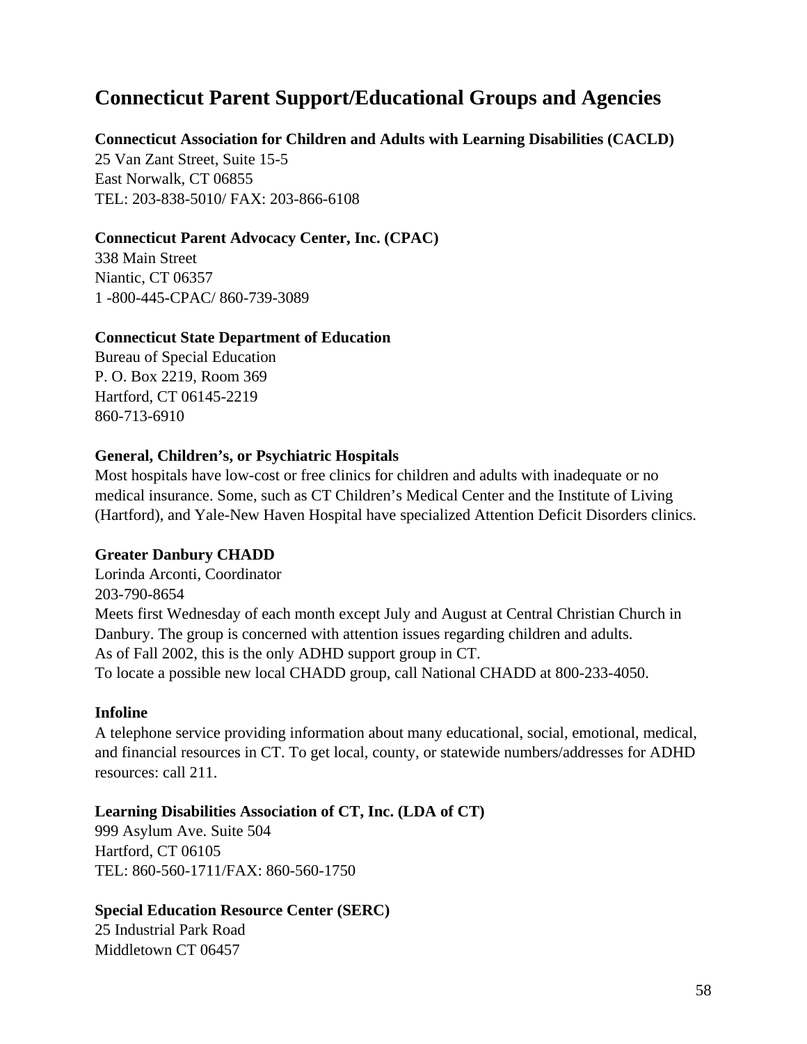# Connecticut Parent Support/Educational Groups and Agencies

**Connecticut Association for Children and Adults with Learning Disabilities (CACLD)**
25 Van Zant Street, Suite 15-5
East Norwalk, CT 06855
TEL: 203-838-5010/ FAX: 203-866-6108

**Connecticut Parent Advocacy Center, Inc. (CPAC)**
338 Main Street
Niantic, CT 06357
1 -800-445-CPAC/ 860-739-3089

**Connecticut State Department of Education**
Bureau of Special Education
P. O. Box 2219, Room 369
Hartford, CT 06145-2219
860-713-6910

**General, Children's, or Psychiatric Hospitals**
Most hospitals have low-cost or free clinics for children and adults with inadequate or no medical insurance. Some, such as CT Children's Medical Center and the Institute of Living (Hartford), and Yale-New Haven Hospital have specialized Attention Deficit Disorders clinics.

**Greater Danbury CHADD**
Lorinda Arconti, Coordinator
203-790-8654
Meets first Wednesday of each month except July and August at Central Christian Church in Danbury. The group is concerned with attention issues regarding children and adults.
As of Fall 2002, this is the only ADHD support group in CT.
To locate a possible new local CHADD group, call National CHADD at 800-233-4050.

**Infoline**
A telephone service providing information about many educational, social, emotional, medical, and financial resources in CT. To get local, county, or statewide numbers/addresses for ADHD resources: call 211.

**Learning Disabilities Association of CT, Inc. (LDA of CT)**
999 Asylum Ave. Suite 504
Hartford, CT 06105
TEL: 860-560-1711/FAX: 860-560-1750

**Special Education Resource Center (SERC)**
25 Industrial Park Road
Middletown CT 06457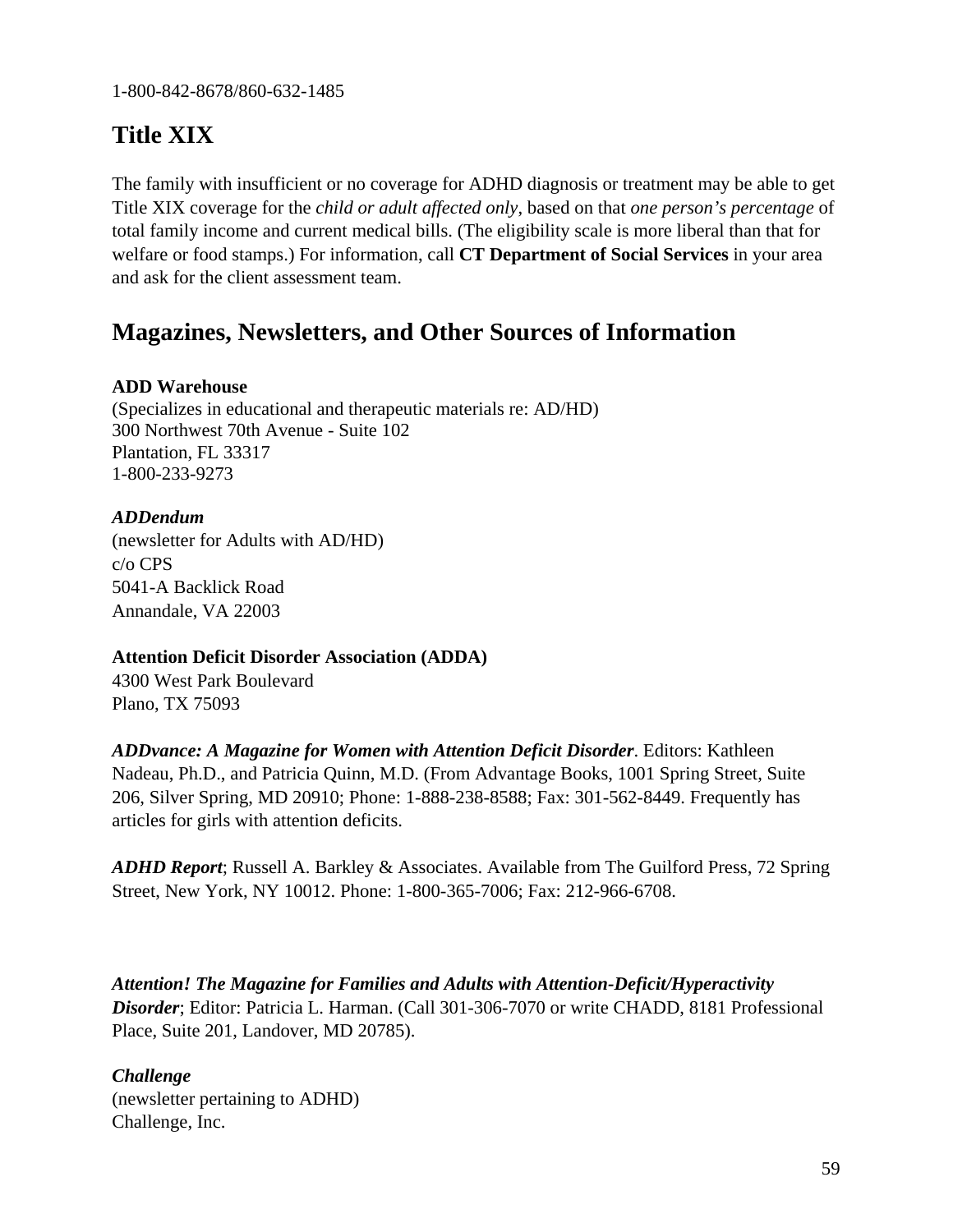1-800-842-8678/860-632-1485

## Title XIX

The family with insufficient or no coverage for ADHD diagnosis or treatment may be able to get Title XIX coverage for the *child or adult affected only*, based on that *one person's percentage* of total family income and current medical bills. (The eligibility scale is more liberal than that for welfare or food stamps.) For information, call **CT Department of Social Services** in your area and ask for the client assessment team.

## Magazines, Newsletters, and Other Sources of Information

**ADD Warehouse**
(Specializes in educational and therapeutic materials re: AD/HD)
300 Northwest 70th Avenue - Suite 102
Plantation, FL 33317
1-800-233-9273

***ADDendum***
(newsletter for Adults with AD/HD)
c/o CPS
5041-A Backlick Road
Annandale, VA 22003

**Attention Deficit Disorder Association (ADDA)**
4300 West Park Boulevard
Plano, TX 75093

***ADDvance: A Magazine for Women with Attention Deficit Disorder***. Editors: Kathleen Nadeau, Ph.D., and Patricia Quinn, M.D. (From Advantage Books, 1001 Spring Street, Suite 206, Silver Spring, MD 20910; Phone: 1-888-238-8588; Fax: 301-562-8449. Frequently has articles for girls with attention deficits.

***ADHD Report***; Russell A. Barkley & Associates. Available from The Guilford Press, 72 Spring Street, New York, NY 10012. Phone: 1-800-365-7006; Fax: 212-966-6708.

***Attention! The Magazine for Families and Adults with Attention-Deficit/Hyperactivity Disorder***; Editor: Patricia L. Harman. (Call 301-306-7070 or write CHADD, 8181 Professional Place, Suite 201, Landover, MD 20785).

***Challenge***
(newsletter pertaining to ADHD)
Challenge, Inc.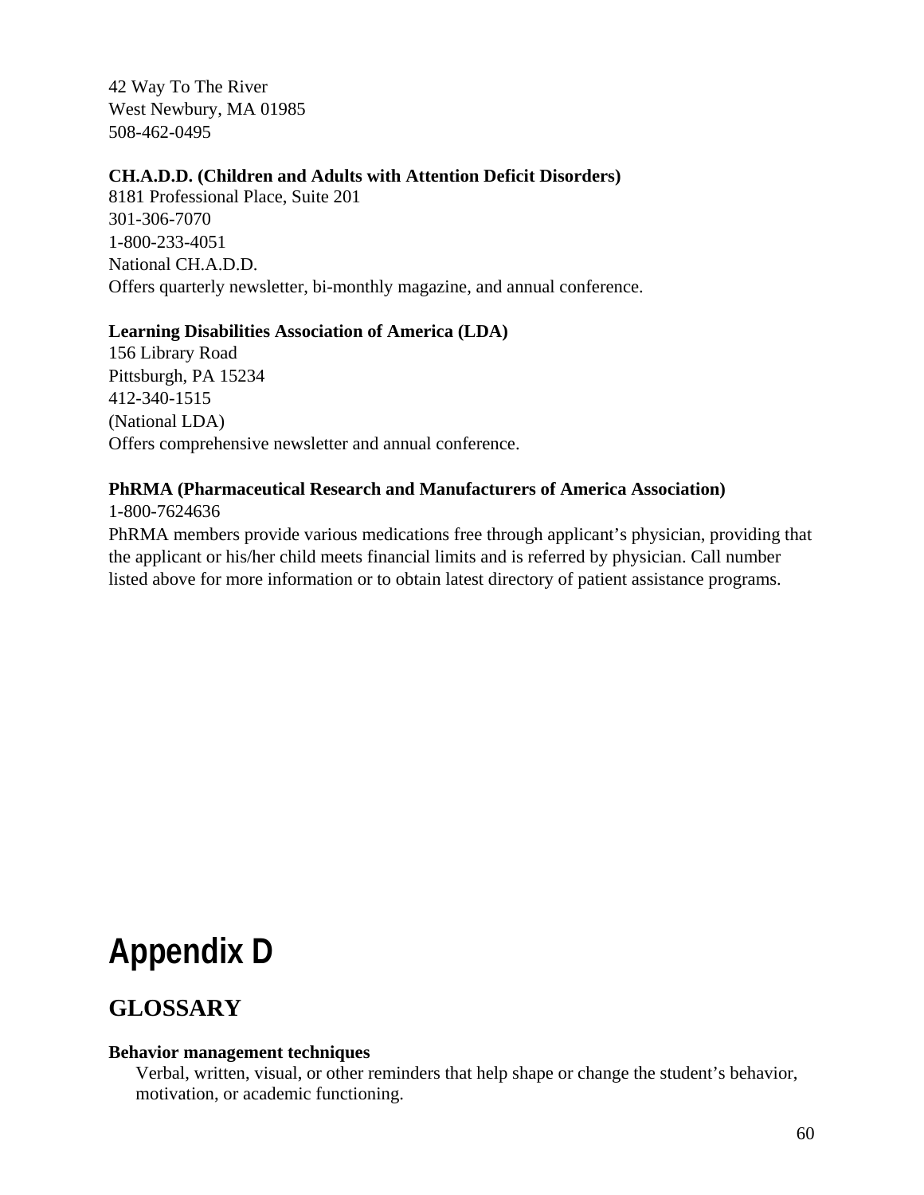42 Way To The River
West Newbury, MA 01985
508-462-0495

**CH.A.D.D. (Children and Adults with Attention Deficit Disorders)**
8181 Professional Place, Suite 201
301-306-7070
1-800-233-4051
National CH.A.D.D.
Offers quarterly newsletter, bi-monthly magazine, and annual conference.

**Learning Disabilities Association of America (LDA)**
156 Library Road
Pittsburgh, PA 15234
412-340-1515
(National LDA)
Offers comprehensive newsletter and annual conference.

**PhRMA (Pharmaceutical Research and Manufacturers of America Association)**
1-800-7624636
PhRMA members provide various medications free through applicant's physician, providing that the applicant or his/her child meets financial limits and is referred by physician. Call number listed above for more information or to obtain latest directory of patient assistance programs.

# Appendix D

## GLOSSARY

**Behavior management techniques**
Verbal, written, visual, or other reminders that help shape or change the student's behavior, motivation, or academic functioning.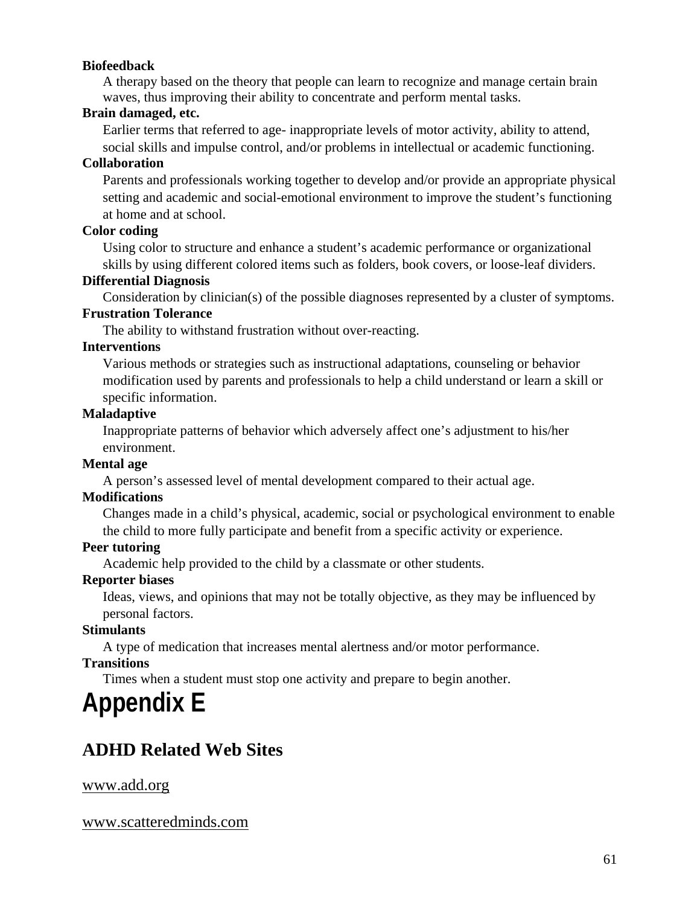**Biofeedback**

A therapy based on the theory that people can learn to recognize and manage certain brain waves, thus improving their ability to concentrate and perform mental tasks.

**Brain damaged, etc.**

Earlier terms that referred to age- inappropriate levels of motor activity, ability to attend, social skills and impulse control, and/or problems in intellectual or academic functioning.

**Collaboration**

Parents and professionals working together to develop and/or provide an appropriate physical setting and academic and social-emotional environment to improve the student's functioning at home and at school.

**Color coding**

Using color to structure and enhance a student's academic performance or organizational skills by using different colored items such as folders, book covers, or loose-leaf dividers.

**Differential Diagnosis**

Consideration by clinician(s) of the possible diagnoses represented by a cluster of symptoms.

**Frustration Tolerance**

The ability to withstand frustration without over-reacting.

**Interventions**

Various methods or strategies such as instructional adaptations, counseling or behavior modification used by parents and professionals to help a child understand or learn a skill or specific information.

**Maladaptive**

Inappropriate patterns of behavior which adversely affect one's adjustment to his/her environment.

**Mental age**

A person's assessed level of mental development compared to their actual age.

**Modifications**

Changes made in a child's physical, academic, social or psychological environment to enable the child to more fully participate and benefit from a specific activity or experience.

**Peer tutoring**

Academic help provided to the child by a classmate or other students.

**Reporter biases**

Ideas, views, and opinions that may not be totally objective, as they may be influenced by personal factors.

**Stimulants**

A type of medication that increases mental alertness and/or motor performance.

**Transitions**

Times when a student must stop one activity and prepare to begin another.

# Appendix E

## ADHD Related Web Sites

www.add.org

www.scatteredminds.com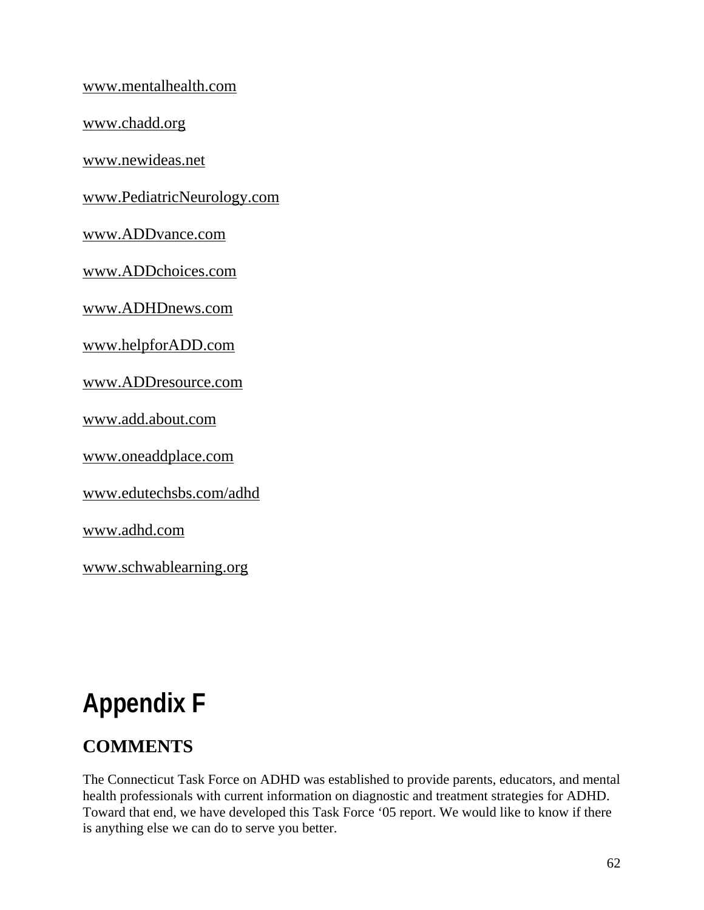www.mentalhealth.com

www.chadd.org

www.newideas.net

www.PediatricNeurology.com

www.ADDvance.com

www.ADDchoices.com

www.ADHDnews.com

www.helpforADD.com

www.ADDresource.com

www.add.about.com

www.oneaddplace.com

www.edutechsbs.com/adhd

www.adhd.com

www.schwablearning.org

# Appendix F

## COMMENTS

The Connecticut Task Force on ADHD was established to provide parents, educators, and mental health professionals with current information on diagnostic and treatment strategies for ADHD. Toward that end, we have developed this Task Force '05 report. We would like to know if there is anything else we can do to serve you better.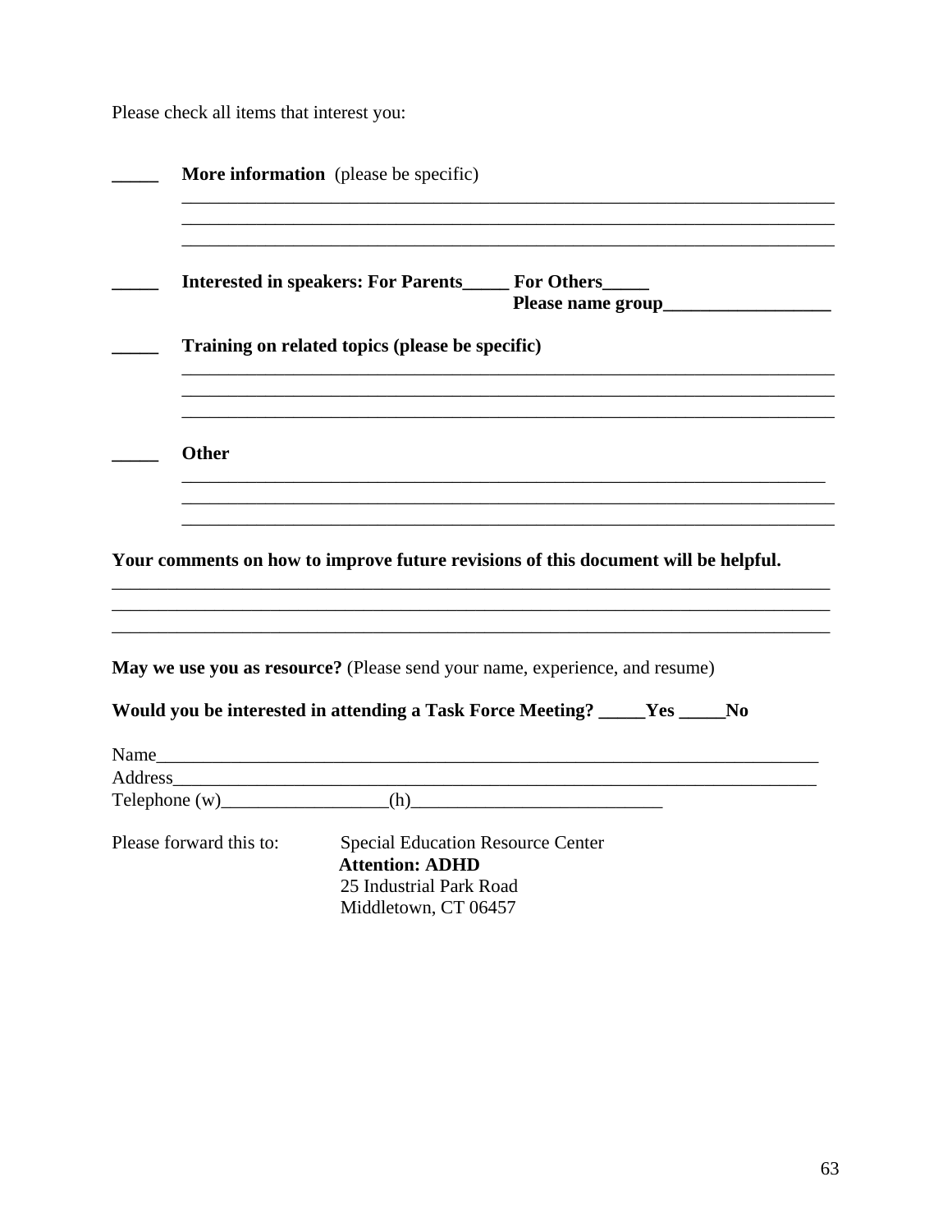Please check all items that interest you:

_____ **More information** (please be specific)

________________________________________________________________________
________________________________________________________________________
________________________________________________________________________

_____ **Interested in speakers: For Parents_____ For Others_____**
**Please name group__________________**

_____ **Training on related topics (please be specific)**

________________________________________________________________________
________________________________________________________________________
________________________________________________________________________

_____ **Other**

________________________________________________________________________
________________________________________________________________________
________________________________________________________________________

**Your comments on how to improve future revisions of this document will be helpful.**

________________________________________________________________________________
________________________________________________________________________________
________________________________________________________________________________

**May we use you as resource?** (Please send your name, experience, and resume)

**Would you be interested in attending a Task Force Meeting? _____Yes _____No**

Name____________________________________________________________________________
Address__________________________________________________________________________
Telephone (w)__________________(h)___________________________

Please forward this to: Special Education Resource Center
**Attention: ADHD**
25 Industrial Park Road
Middletown, CT 06457